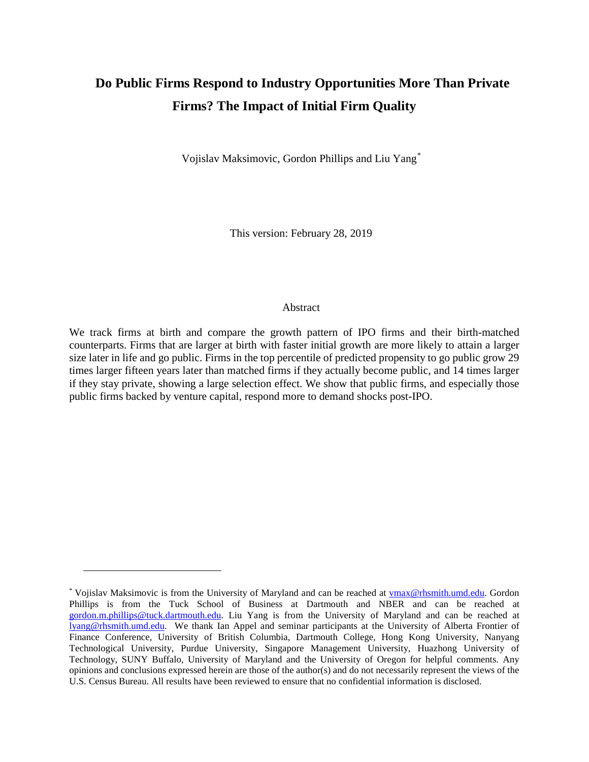# Do Public Firms Respond to Industry Opportunities More Than Private Firms? The Impact of Initial Firm Quality

Vojislav Maksimovic, Gordon Phillips and Liu Yang[*]

This version: February 28, 2019

## Abstract

We track firms at birth and compare the growth pattern of IPO firms and their birth-matched counterparts. Firms that are larger at birth with faster initial growth are more likely to attain a larger size later in life and go public. Firms in the top percentile of predicted propensity to go public grow 29 times larger fifteen years later than matched firms if they actually become public, and 14 times larger if they stay private, showing a large selection effect. We show that public firms, and especially those public firms backed by venture capital, respond more to demand shocks post-IPO.

---

[*] Vojislav Maksimovic is from the University of Maryland and can be reached at vmax@rhsmith.umd.edu. Gordon Phillips is from the Tuck School of Business at Dartmouth and NBER and can be reached at gordon.m.phillips@tuck.dartmouth.edu. Liu Yang is from the University of Maryland and can be reached at lyang@rhsmith.umd.edu. We thank Ian Appel and seminar participants at the University of Alberta Frontier of Finance Conference, University of British Columbia, Dartmouth College, Hong Kong University, Nanyang Technological University, Purdue University, Singapore Management University, Huazhong University of Technology, SUNY Buffalo, University of Maryland and the University of Oregon for helpful comments. Any opinions and conclusions expressed herein are those of the author(s) and do not necessarily represent the views of the U.S. Census Bureau. All results have been reviewed to ensure that no confidential information is disclosed.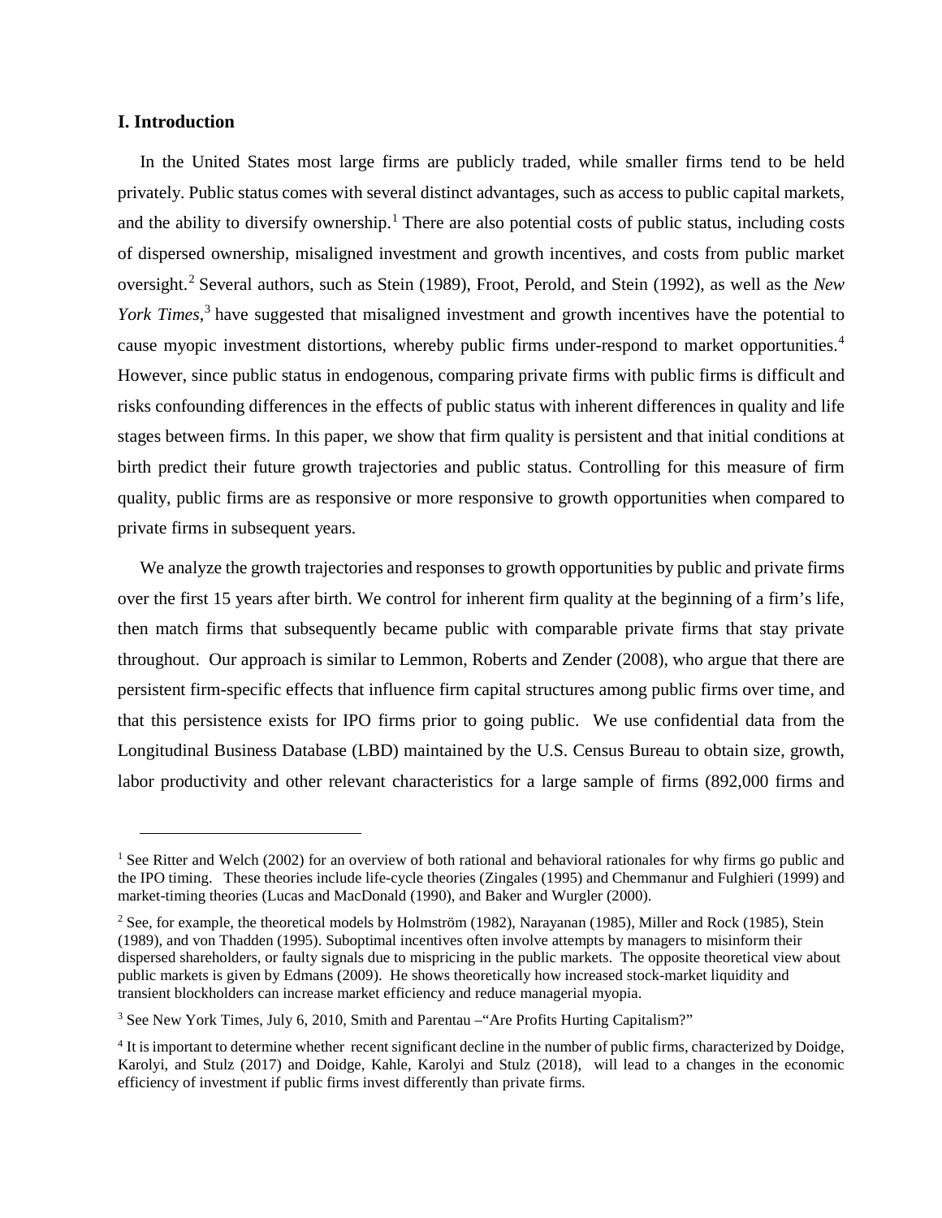## I. Introduction

In the United States most large firms are publicly traded, while smaller firms tend to be held privately. Public status comes with several distinct advantages, such as access to public capital markets, and the ability to diversify ownership.[1] There are also potential costs of public status, including costs of dispersed ownership, misaligned investment and growth incentives, and costs from public market oversight.[2] Several authors, such as Stein (1989), Froot, Perold, and Stein (1992), as well as the *New York Times*,[3] have suggested that misaligned investment and growth incentives have the potential to cause myopic investment distortions, whereby public firms under-respond to market opportunities.[4] However, since public status in endogenous, comparing private firms with public firms is difficult and risks confounding differences in the effects of public status with inherent differences in quality and life stages between firms. In this paper, we show that firm quality is persistent and that initial conditions at birth predict their future growth trajectories and public status. Controlling for this measure of firm quality, public firms are as responsive or more responsive to growth opportunities when compared to private firms in subsequent years.

We analyze the growth trajectories and responses to growth opportunities by public and private firms over the first 15 years after birth. We control for inherent firm quality at the beginning of a firm's life, then match firms that subsequently became public with comparable private firms that stay private throughout. Our approach is similar to Lemmon, Roberts and Zender (2008), who argue that there are persistent firm-specific effects that influence firm capital structures among public firms over time, and that this persistence exists for IPO firms prior to going public. We use confidential data from the Longitudinal Business Database (LBD) maintained by the U.S. Census Bureau to obtain size, growth, labor productivity and other relevant characteristics for a large sample of firms (892,000 firms and

---

[1] See Ritter and Welch (2002) for an overview of both rational and behavioral rationales for why firms go public and the IPO timing. These theories include life-cycle theories (Zingales (1995) and Chemmanur and Fulghieri (1999) and market-timing theories (Lucas and MacDonald (1990), and Baker and Wurgler (2000).

[2] See, for example, the theoretical models by Holmström (1982), Narayanan (1985), Miller and Rock (1985), Stein (1989), and von Thadden (1995). Suboptimal incentives often involve attempts by managers to misinform their dispersed shareholders, or faulty signals due to mispricing in the public markets. The opposite theoretical view about public markets is given by Edmans (2009). He shows theoretically how increased stock-market liquidity and transient blockholders can increase market efficiency and reduce managerial myopia.

[3] See New York Times, July 6, 2010, Smith and Parentau –"Are Profits Hurting Capitalism?"

[4] It is important to determine whether recent significant decline in the number of public firms, characterized by Doidge, Karolyi, and Stulz (2017) and Doidge, Kahle, Karolyi and Stulz (2018), will lead to a changes in the economic efficiency of investment if public firms invest differently than private firms.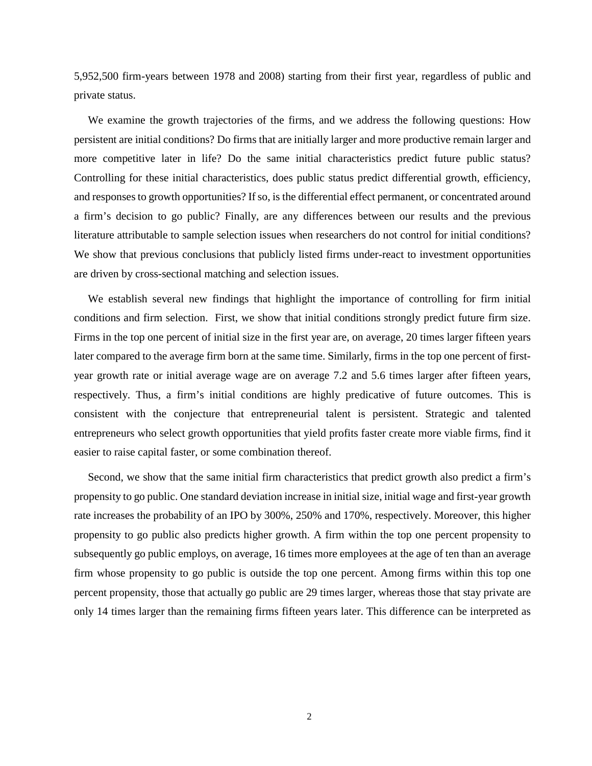5,952,500 firm-years between 1978 and 2008) starting from their first year, regardless of public and private status.

We examine the growth trajectories of the firms, and we address the following questions: How persistent are initial conditions? Do firms that are initially larger and more productive remain larger and more competitive later in life? Do the same initial characteristics predict future public status? Controlling for these initial characteristics, does public status predict differential growth, efficiency, and responses to growth opportunities? If so, is the differential effect permanent, or concentrated around a firm's decision to go public? Finally, are any differences between our results and the previous literature attributable to sample selection issues when researchers do not control for initial conditions? We show that previous conclusions that publicly listed firms under-react to investment opportunities are driven by cross-sectional matching and selection issues.

We establish several new findings that highlight the importance of controlling for firm initial conditions and firm selection. First, we show that initial conditions strongly predict future firm size. Firms in the top one percent of initial size in the first year are, on average, 20 times larger fifteen years later compared to the average firm born at the same time. Similarly, firms in the top one percent of first-year growth rate or initial average wage are on average 7.2 and 5.6 times larger after fifteen years, respectively. Thus, a firm's initial conditions are highly predicative of future outcomes. This is consistent with the conjecture that entrepreneurial talent is persistent. Strategic and talented entrepreneurs who select growth opportunities that yield profits faster create more viable firms, find it easier to raise capital faster, or some combination thereof.

Second, we show that the same initial firm characteristics that predict growth also predict a firm's propensity to go public. One standard deviation increase in initial size, initial wage and first-year growth rate increases the probability of an IPO by 300%, 250% and 170%, respectively. Moreover, this higher propensity to go public also predicts higher growth. A firm within the top one percent propensity to subsequently go public employs, on average, 16 times more employees at the age of ten than an average firm whose propensity to go public is outside the top one percent. Among firms within this top one percent propensity, those that actually go public are 29 times larger, whereas those that stay private are only 14 times larger than the remaining firms fifteen years later. This difference can be interpreted as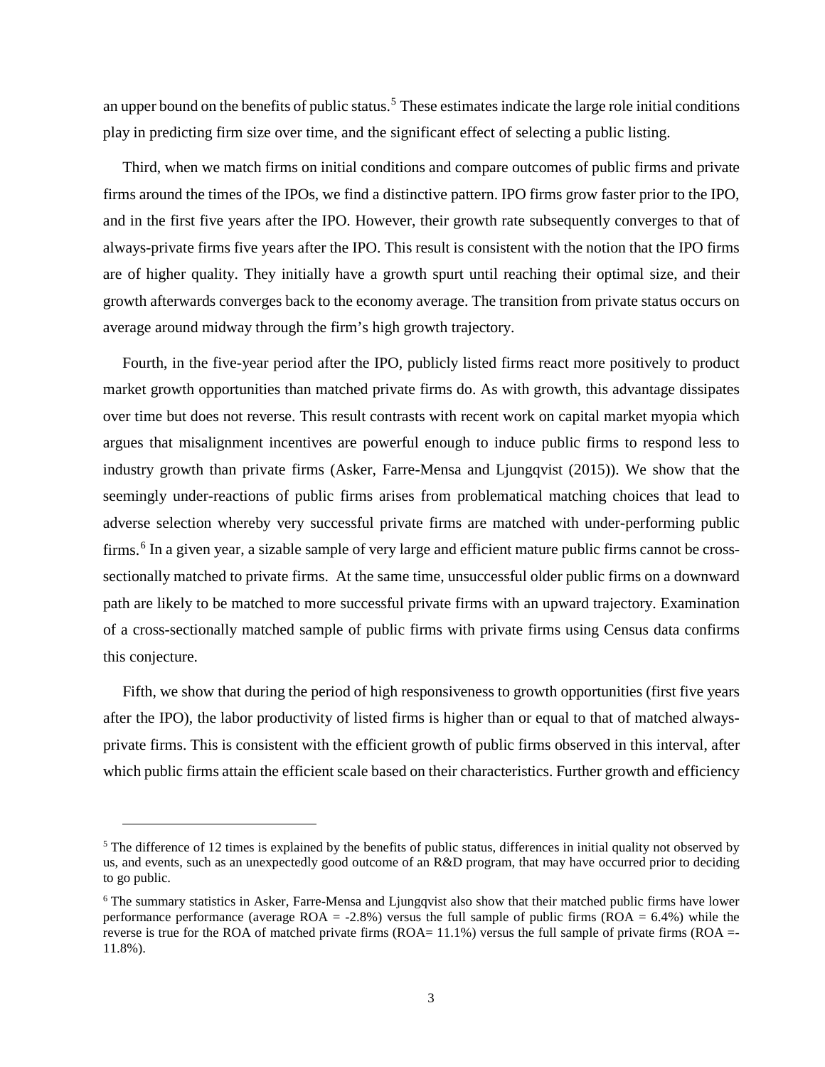an upper bound on the benefits of public status.[5] These estimates indicate the large role initial conditions play in predicting firm size over time, and the significant effect of selecting a public listing.

Third, when we match firms on initial conditions and compare outcomes of public firms and private firms around the times of the IPOs, we find a distinctive pattern. IPO firms grow faster prior to the IPO, and in the first five years after the IPO. However, their growth rate subsequently converges to that of always-private firms five years after the IPO. This result is consistent with the notion that the IPO firms are of higher quality. They initially have a growth spurt until reaching their optimal size, and their growth afterwards converges back to the economy average. The transition from private status occurs on average around midway through the firm's high growth trajectory.

Fourth, in the five-year period after the IPO, publicly listed firms react more positively to product market growth opportunities than matched private firms do. As with growth, this advantage dissipates over time but does not reverse. This result contrasts with recent work on capital market myopia which argues that misalignment incentives are powerful enough to induce public firms to respond less to industry growth than private firms (Asker, Farre-Mensa and Ljungqvist (2015)). We show that the seemingly under-reactions of public firms arises from problematical matching choices that lead to adverse selection whereby very successful private firms are matched with under-performing public firms.[6] In a given year, a sizable sample of very large and efficient mature public firms cannot be cross-sectionally matched to private firms. At the same time, unsuccessful older public firms on a downward path are likely to be matched to more successful private firms with an upward trajectory. Examination of a cross-sectionally matched sample of public firms with private firms using Census data confirms this conjecture.

Fifth, we show that during the period of high responsiveness to growth opportunities (first five years after the IPO), the labor productivity of listed firms is higher than or equal to that of matched always-private firms. This is consistent with the efficient growth of public firms observed in this interval, after which public firms attain the efficient scale based on their characteristics. Further growth and efficiency

---

[5] The difference of 12 times is explained by the benefits of public status, differences in initial quality not observed by us, and events, such as an unexpectedly good outcome of an R&D program, that may have occurred prior to deciding to go public.

[6] The summary statistics in Asker, Farre-Mensa and Ljungqvist also show that their matched public firms have lower performance performance (average ROA = -2.8%) versus the full sample of public firms (ROA = 6.4%) while the reverse is true for the ROA of matched private firms (ROA= 11.1%) versus the full sample of private firms (ROA =-11.8%).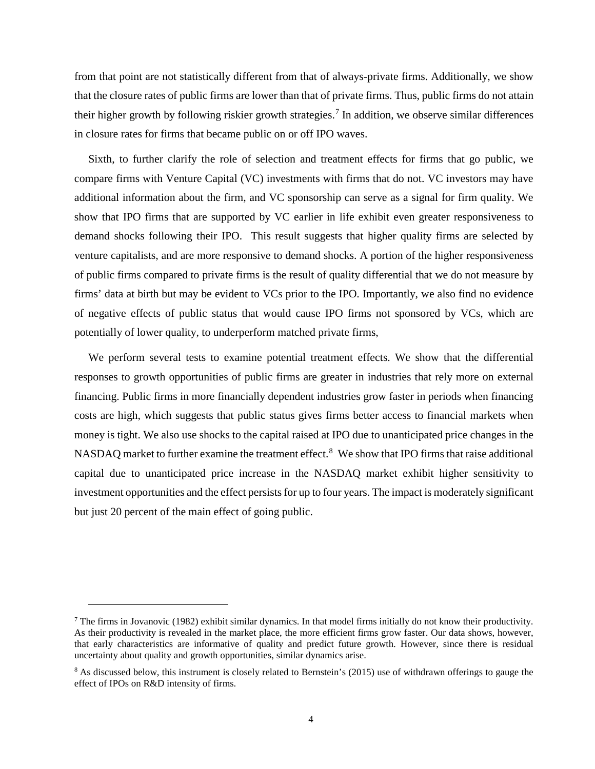from that point are not statistically different from that of always-private firms. Additionally, we show that the closure rates of public firms are lower than that of private firms. Thus, public firms do not attain their higher growth by following riskier growth strategies.[7] In addition, we observe similar differences in closure rates for firms that became public on or off IPO waves.

Sixth, to further clarify the role of selection and treatment effects for firms that go public, we compare firms with Venture Capital (VC) investments with firms that do not. VC investors may have additional information about the firm, and VC sponsorship can serve as a signal for firm quality. We show that IPO firms that are supported by VC earlier in life exhibit even greater responsiveness to demand shocks following their IPO. This result suggests that higher quality firms are selected by venture capitalists, and are more responsive to demand shocks. A portion of the higher responsiveness of public firms compared to private firms is the result of quality differential that we do not measure by firms' data at birth but may be evident to VCs prior to the IPO. Importantly, we also find no evidence of negative effects of public status that would cause IPO firms not sponsored by VCs, which are potentially of lower quality, to underperform matched private firms,

We perform several tests to examine potential treatment effects. We show that the differential responses to growth opportunities of public firms are greater in industries that rely more on external financing. Public firms in more financially dependent industries grow faster in periods when financing costs are high, which suggests that public status gives firms better access to financial markets when money is tight. We also use shocks to the capital raised at IPO due to unanticipated price changes in the NASDAQ market to further examine the treatment effect.[8] We show that IPO firms that raise additional capital due to unanticipated price increase in the NASDAQ market exhibit higher sensitivity to investment opportunities and the effect persists for up to four years. The impact is moderately significant but just 20 percent of the main effect of going public.

---

[7] The firms in Jovanovic (1982) exhibit similar dynamics. In that model firms initially do not know their productivity. As their productivity is revealed in the market place, the more efficient firms grow faster. Our data shows, however, that early characteristics are informative of quality and predict future growth. However, since there is residual uncertainty about quality and growth opportunities, similar dynamics arise.

[8] As discussed below, this instrument is closely related to Bernstein's (2015) use of withdrawn offerings to gauge the effect of IPOs on R&D intensity of firms.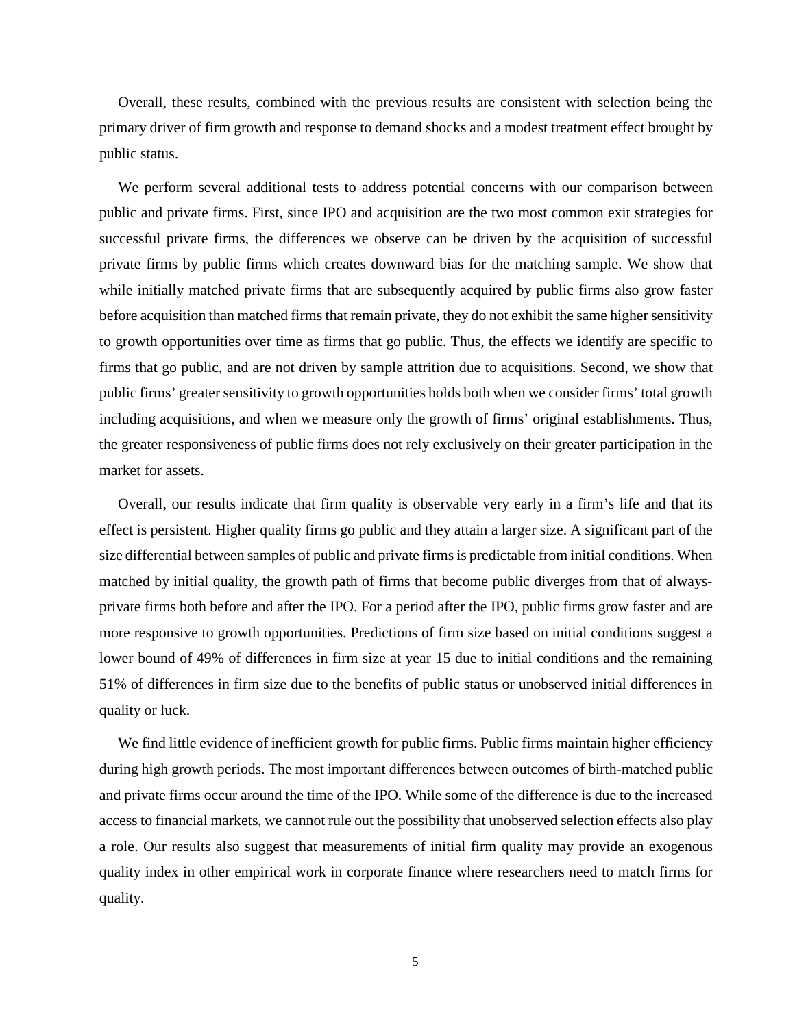Overall, these results, combined with the previous results are consistent with selection being the primary driver of firm growth and response to demand shocks and a modest treatment effect brought by public status.

We perform several additional tests to address potential concerns with our comparison between public and private firms. First, since IPO and acquisition are the two most common exit strategies for successful private firms, the differences we observe can be driven by the acquisition of successful private firms by public firms which creates downward bias for the matching sample. We show that while initially matched private firms that are subsequently acquired by public firms also grow faster before acquisition than matched firms that remain private, they do not exhibit the same higher sensitivity to growth opportunities over time as firms that go public. Thus, the effects we identify are specific to firms that go public, and are not driven by sample attrition due to acquisitions. Second, we show that public firms' greater sensitivity to growth opportunities holds both when we consider firms' total growth including acquisitions, and when we measure only the growth of firms' original establishments. Thus, the greater responsiveness of public firms does not rely exclusively on their greater participation in the market for assets.

Overall, our results indicate that firm quality is observable very early in a firm's life and that its effect is persistent. Higher quality firms go public and they attain a larger size. A significant part of the size differential between samples of public and private firms is predictable from initial conditions. When matched by initial quality, the growth path of firms that become public diverges from that of always-private firms both before and after the IPO. For a period after the IPO, public firms grow faster and are more responsive to growth opportunities. Predictions of firm size based on initial conditions suggest a lower bound of 49% of differences in firm size at year 15 due to initial conditions and the remaining 51% of differences in firm size due to the benefits of public status or unobserved initial differences in quality or luck.

We find little evidence of inefficient growth for public firms. Public firms maintain higher efficiency during high growth periods. The most important differences between outcomes of birth-matched public and private firms occur around the time of the IPO. While some of the difference is due to the increased access to financial markets, we cannot rule out the possibility that unobserved selection effects also play a role. Our results also suggest that measurements of initial firm quality may provide an exogenous quality index in other empirical work in corporate finance where researchers need to match firms for quality.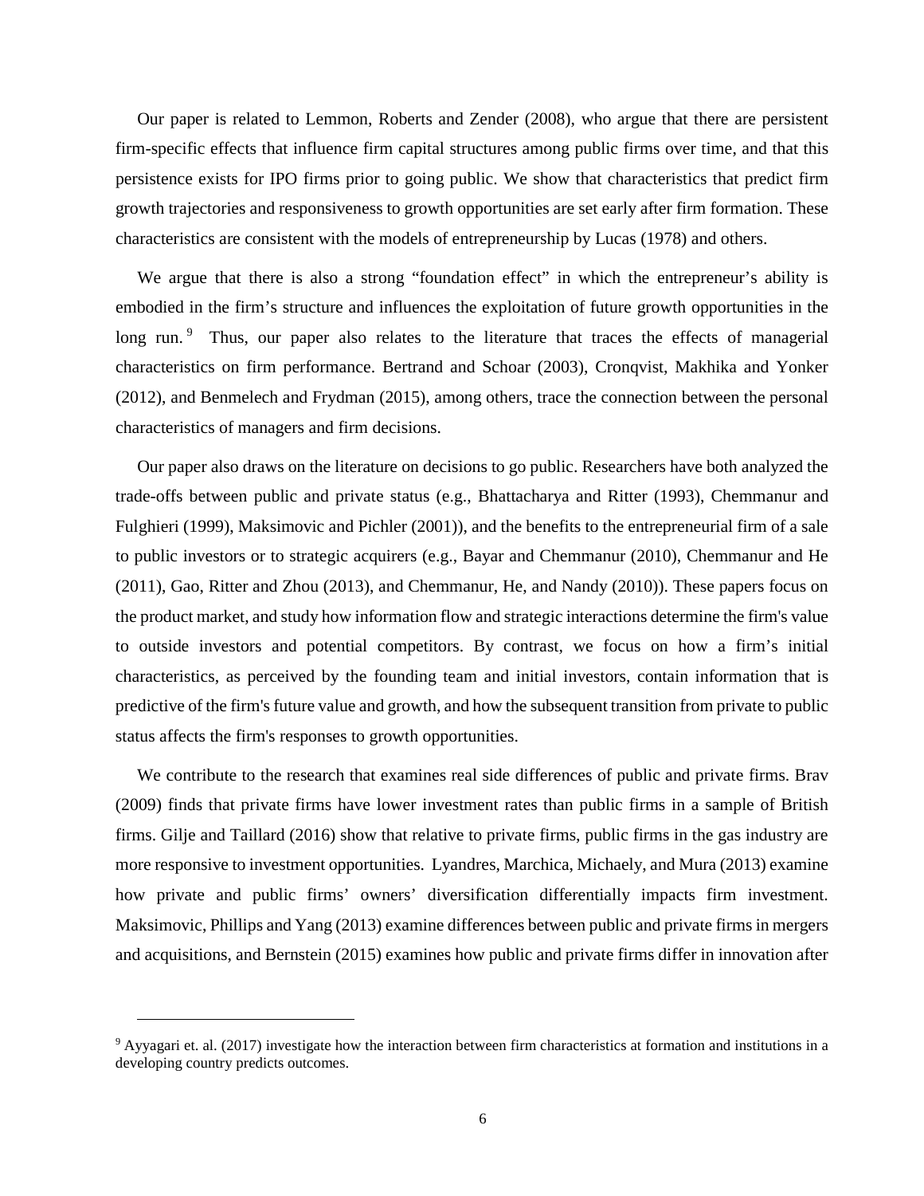Our paper is related to Lemmon, Roberts and Zender (2008), who argue that there are persistent firm-specific effects that influence firm capital structures among public firms over time, and that this persistence exists for IPO firms prior to going public. We show that characteristics that predict firm growth trajectories and responsiveness to growth opportunities are set early after firm formation. These characteristics are consistent with the models of entrepreneurship by Lucas (1978) and others.

We argue that there is also a strong "foundation effect" in which the entrepreneur's ability is embodied in the firm's structure and influences the exploitation of future growth opportunities in the long run.[9] Thus, our paper also relates to the literature that traces the effects of managerial characteristics on firm performance. Bertrand and Schoar (2003), Cronqvist, Makhika and Yonker (2012), and Benmelech and Frydman (2015), among others, trace the connection between the personal characteristics of managers and firm decisions.

Our paper also draws on the literature on decisions to go public. Researchers have both analyzed the trade-offs between public and private status (e.g., Bhattacharya and Ritter (1993), Chemmanur and Fulghieri (1999), Maksimovic and Pichler (2001)), and the benefits to the entrepreneurial firm of a sale to public investors or to strategic acquirers (e.g., Bayar and Chemmanur (2010), Chemmanur and He (2011), Gao, Ritter and Zhou (2013), and Chemmanur, He, and Nandy (2010)). These papers focus on the product market, and study how information flow and strategic interactions determine the firm's value to outside investors and potential competitors. By contrast, we focus on how a firm's initial characteristics, as perceived by the founding team and initial investors, contain information that is predictive of the firm's future value and growth, and how the subsequent transition from private to public status affects the firm's responses to growth opportunities.

We contribute to the research that examines real side differences of public and private firms. Brav (2009) finds that private firms have lower investment rates than public firms in a sample of British firms. Gilje and Taillard (2016) show that relative to private firms, public firms in the gas industry are more responsive to investment opportunities. Lyandres, Marchica, Michaely, and Mura (2013) examine how private and public firms' owners' diversification differentially impacts firm investment. Maksimovic, Phillips and Yang (2013) examine differences between public and private firms in mergers and acquisitions, and Bernstein (2015) examines how public and private firms differ in innovation after

---

[9] Ayyagari et. al. (2017) investigate how the interaction between firm characteristics at formation and institutions in a developing country predicts outcomes.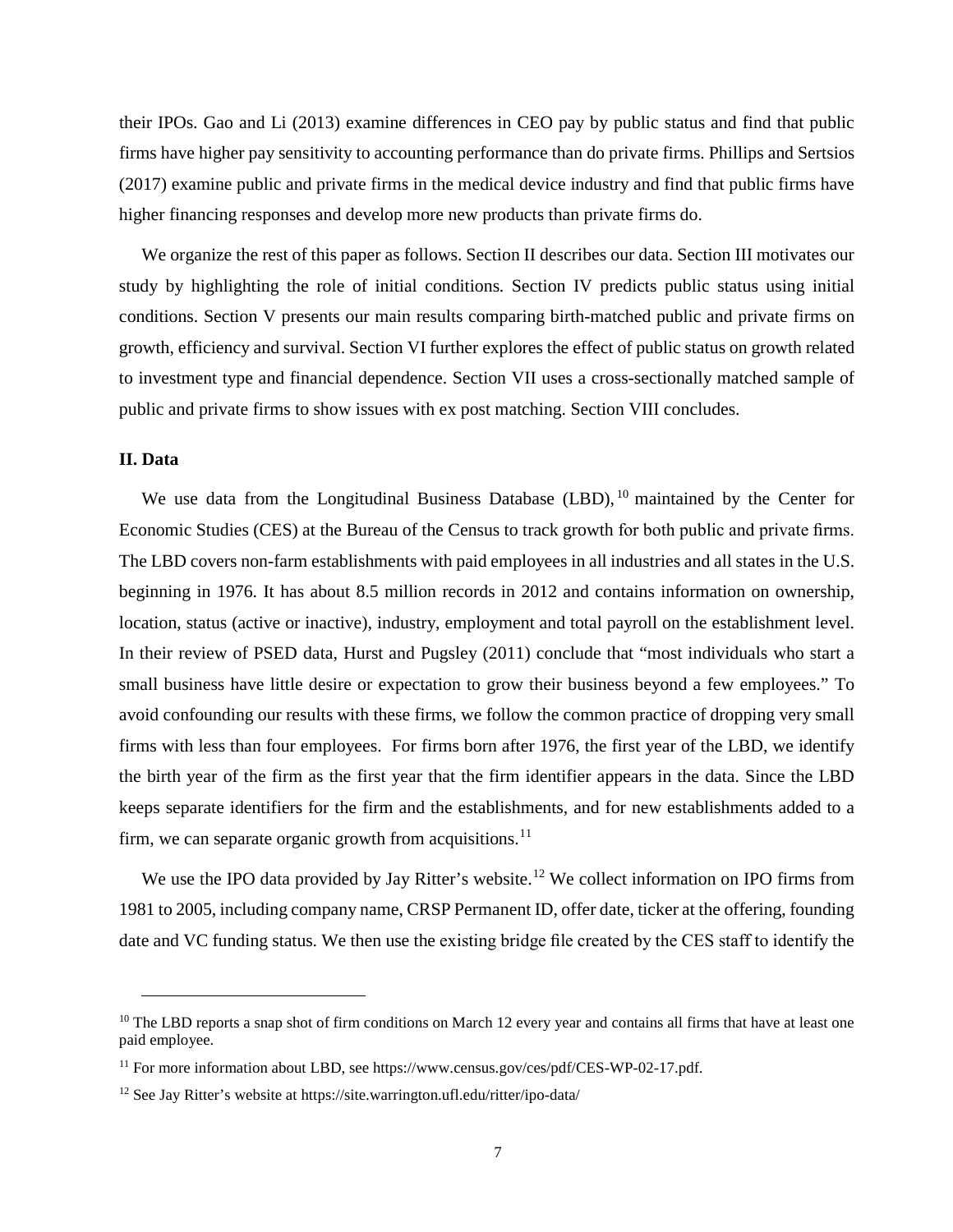their IPOs. Gao and Li (2013) examine differences in CEO pay by public status and find that public firms have higher pay sensitivity to accounting performance than do private firms. Phillips and Sertsios (2017) examine public and private firms in the medical device industry and find that public firms have higher financing responses and develop more new products than private firms do.

We organize the rest of this paper as follows. Section II describes our data. Section III motivates our study by highlighting the role of initial conditions. Section IV predicts public status using initial conditions. Section V presents our main results comparing birth-matched public and private firms on growth, efficiency and survival. Section VI further explores the effect of public status on growth related to investment type and financial dependence. Section VII uses a cross-sectionally matched sample of public and private firms to show issues with ex post matching. Section VIII concludes.

## II. Data

We use data from the Longitudinal Business Database (LBD),[10] maintained by the Center for Economic Studies (CES) at the Bureau of the Census to track growth for both public and private firms. The LBD covers non-farm establishments with paid employees in all industries and all states in the U.S. beginning in 1976. It has about 8.5 million records in 2012 and contains information on ownership, location, status (active or inactive), industry, employment and total payroll on the establishment level. In their review of PSED data, Hurst and Pugsley (2011) conclude that "most individuals who start a small business have little desire or expectation to grow their business beyond a few employees." To avoid confounding our results with these firms, we follow the common practice of dropping very small firms with less than four employees. For firms born after 1976, the first year of the LBD, we identify the birth year of the firm as the first year that the firm identifier appears in the data. Since the LBD keeps separate identifiers for the firm and the establishments, and for new establishments added to a firm, we can separate organic growth from acquisitions.[11]

We use the IPO data provided by Jay Ritter's website.[12] We collect information on IPO firms from 1981 to 2005, including company name, CRSP Permanent ID, offer date, ticker at the offering, founding date and VC funding status. We then use the existing bridge file created by the CES staff to identify the

---

[10] The LBD reports a snap shot of firm conditions on March 12 every year and contains all firms that have at least one paid employee.

[11] For more information about LBD, see https://www.census.gov/ces/pdf/CES-WP-02-17.pdf.

[12] See Jay Ritter's website at https://site.warrington.ufl.edu/ritter/ipo-data/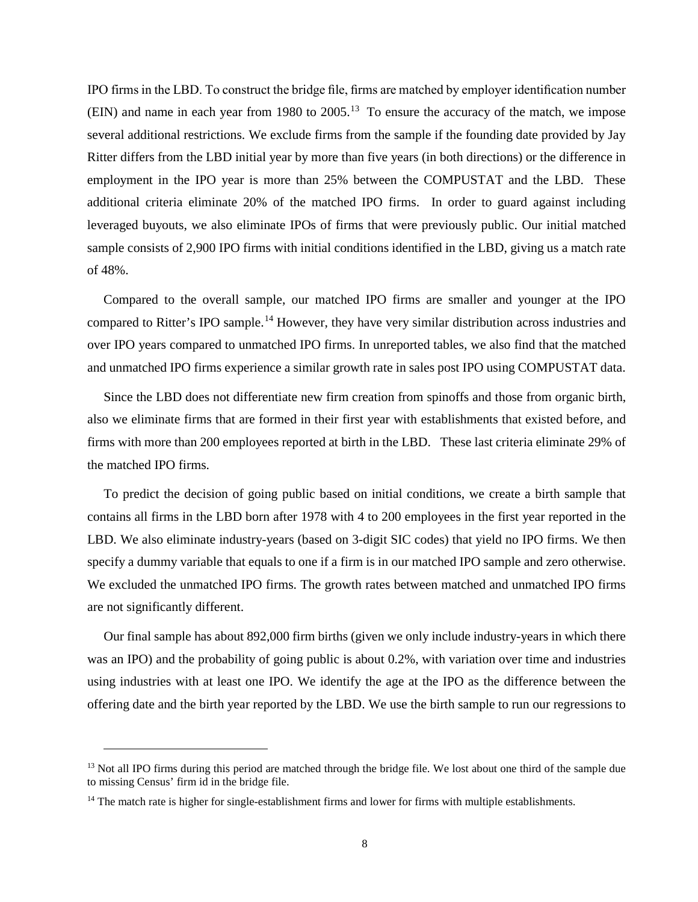IPO firms in the LBD. To construct the bridge file, firms are matched by employer identification number (EIN) and name in each year from 1980 to 2005.[13] To ensure the accuracy of the match, we impose several additional restrictions. We exclude firms from the sample if the founding date provided by Jay Ritter differs from the LBD initial year by more than five years (in both directions) or the difference in employment in the IPO year is more than 25% between the COMPUSTAT and the LBD. These additional criteria eliminate 20% of the matched IPO firms. In order to guard against including leveraged buyouts, we also eliminate IPOs of firms that were previously public. Our initial matched sample consists of 2,900 IPO firms with initial conditions identified in the LBD, giving us a match rate of 48%.

Compared to the overall sample, our matched IPO firms are smaller and younger at the IPO compared to Ritter's IPO sample.[14] However, they have very similar distribution across industries and over IPO years compared to unmatched IPO firms. In unreported tables, we also find that the matched and unmatched IPO firms experience a similar growth rate in sales post IPO using COMPUSTAT data.

Since the LBD does not differentiate new firm creation from spinoffs and those from organic birth, also we eliminate firms that are formed in their first year with establishments that existed before, and firms with more than 200 employees reported at birth in the LBD. These last criteria eliminate 29% of the matched IPO firms.

To predict the decision of going public based on initial conditions, we create a birth sample that contains all firms in the LBD born after 1978 with 4 to 200 employees in the first year reported in the LBD. We also eliminate industry-years (based on 3-digit SIC codes) that yield no IPO firms. We then specify a dummy variable that equals to one if a firm is in our matched IPO sample and zero otherwise. We excluded the unmatched IPO firms. The growth rates between matched and unmatched IPO firms are not significantly different.

Our final sample has about 892,000 firm births (given we only include industry-years in which there was an IPO) and the probability of going public is about 0.2%, with variation over time and industries using industries with at least one IPO. We identify the age at the IPO as the difference between the offering date and the birth year reported by the LBD. We use the birth sample to run our regressions to

[13] Not all IPO firms during this period are matched through the bridge file. We lost about one third of the sample due to missing Census' firm id in the bridge file.

[14] The match rate is higher for single-establishment firms and lower for firms with multiple establishments.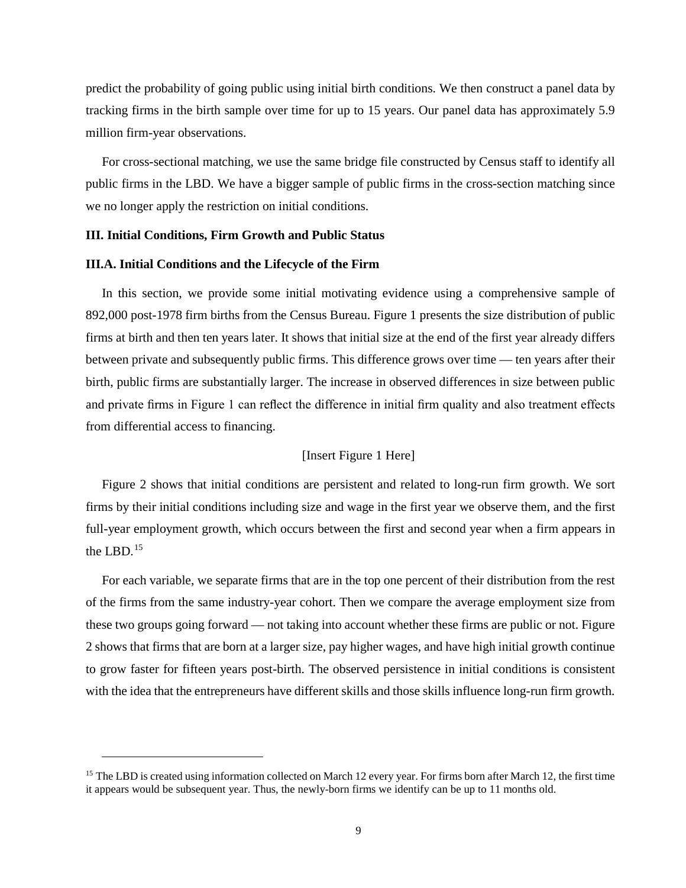predict the probability of going public using initial birth conditions. We then construct a panel data by tracking firms in the birth sample over time for up to 15 years. Our panel data has approximately 5.9 million firm-year observations.

For cross-sectional matching, we use the same bridge file constructed by Census staff to identify all public firms in the LBD. We have a bigger sample of public firms in the cross-section matching since we no longer apply the restriction on initial conditions.

## III. Initial Conditions, Firm Growth and Public Status

### III.A. Initial Conditions and the Lifecycle of the Firm

In this section, we provide some initial motivating evidence using a comprehensive sample of 892,000 post-1978 firm births from the Census Bureau. Figure 1 presents the size distribution of public firms at birth and then ten years later. It shows that initial size at the end of the first year already differs between private and subsequently public firms. This difference grows over time — ten years after their birth, public firms are substantially larger. The increase in observed differences in size between public and private firms in Figure 1 can reflect the difference in initial firm quality and also treatment effects from differential access to financing.

[Insert Figure 1 Here]

Figure 2 shows that initial conditions are persistent and related to long-run firm growth. We sort firms by their initial conditions including size and wage in the first year we observe them, and the first full-year employment growth, which occurs between the first and second year when a firm appears in the LBD.[15]

For each variable, we separate firms that are in the top one percent of their distribution from the rest of the firms from the same industry-year cohort. Then we compare the average employment size from these two groups going forward — not taking into account whether these firms are public or not. Figure 2 shows that firms that are born at a larger size, pay higher wages, and have high initial growth continue to grow faster for fifteen years post-birth. The observed persistence in initial conditions is consistent with the idea that the entrepreneurs have different skills and those skills influence long-run firm growth.

[15] The LBD is created using information collected on March 12 every year. For firms born after March 12, the first time it appears would be subsequent year. Thus, the newly-born firms we identify can be up to 11 months old.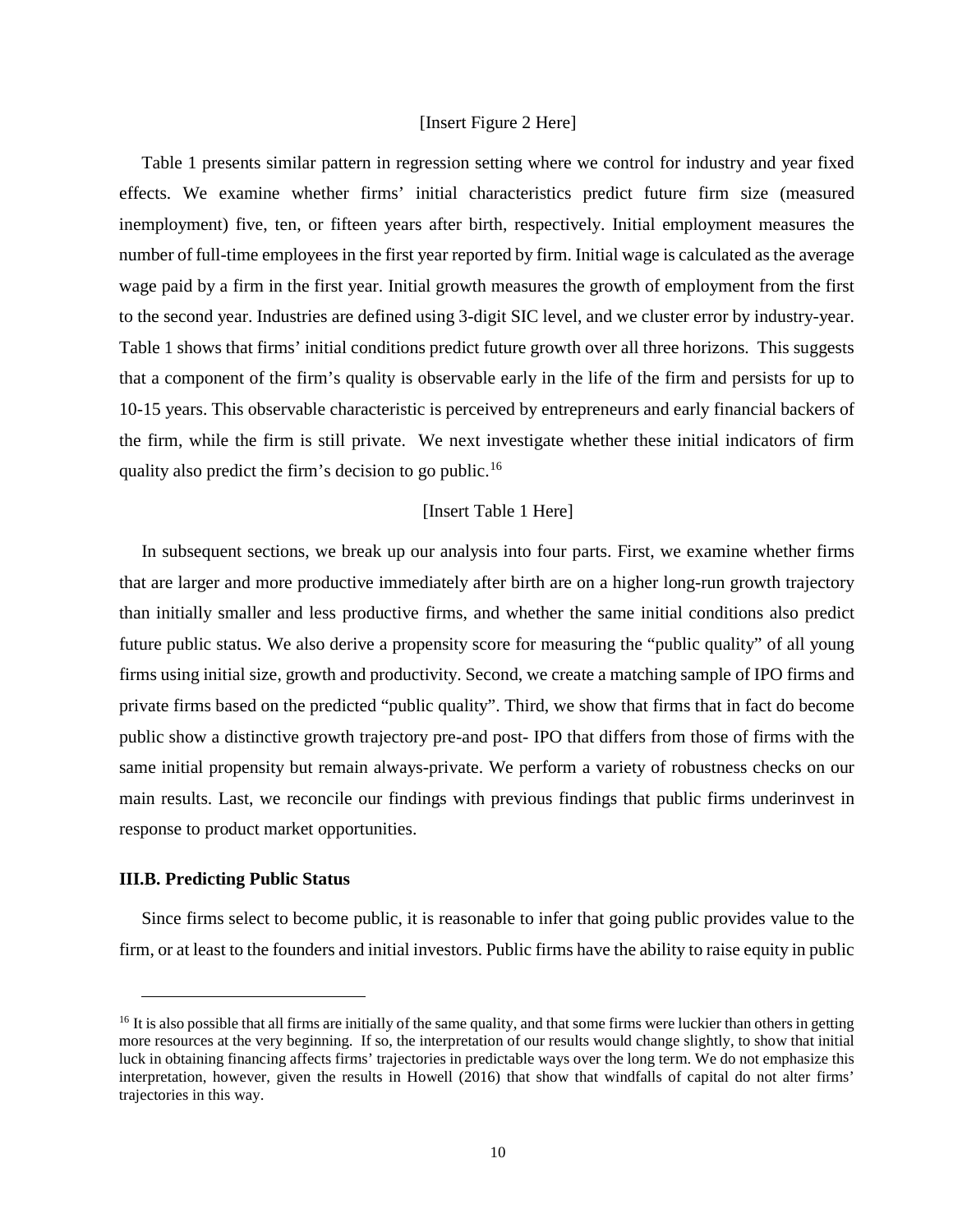[Insert Figure 2 Here]

Table 1 presents similar pattern in regression setting where we control for industry and year fixed effects. We examine whether firms' initial characteristics predict future firm size (measured inemployment) five, ten, or fifteen years after birth, respectively. Initial employment measures the number of full-time employees in the first year reported by firm. Initial wage is calculated as the average wage paid by a firm in the first year. Initial growth measures the growth of employment from the first to the second year. Industries are defined using 3-digit SIC level, and we cluster error by industry-year. Table 1 shows that firms' initial conditions predict future growth over all three horizons. This suggests that a component of the firm's quality is observable early in the life of the firm and persists for up to 10-15 years. This observable characteristic is perceived by entrepreneurs and early financial backers of the firm, while the firm is still private. We next investigate whether these initial indicators of firm quality also predict the firm's decision to go public.[16]

[Insert Table 1 Here]

In subsequent sections, we break up our analysis into four parts. First, we examine whether firms that are larger and more productive immediately after birth are on a higher long-run growth trajectory than initially smaller and less productive firms, and whether the same initial conditions also predict future public status. We also derive a propensity score for measuring the "public quality" of all young firms using initial size, growth and productivity. Second, we create a matching sample of IPO firms and private firms based on the predicted "public quality". Third, we show that firms that in fact do become public show a distinctive growth trajectory pre-and post- IPO that differs from those of firms with the same initial propensity but remain always-private. We perform a variety of robustness checks on our main results. Last, we reconcile our findings with previous findings that public firms underinvest in response to product market opportunities.

### III.B. Predicting Public Status

Since firms select to become public, it is reasonable to infer that going public provides value to the firm, or at least to the founders and initial investors. Public firms have the ability to raise equity in public

[16] It is also possible that all firms are initially of the same quality, and that some firms were luckier than others in getting more resources at the very beginning. If so, the interpretation of our results would change slightly, to show that initial luck in obtaining financing affects firms' trajectories in predictable ways over the long term. We do not emphasize this interpretation, however, given the results in Howell (2016) that show that windfalls of capital do not alter firms' trajectories in this way.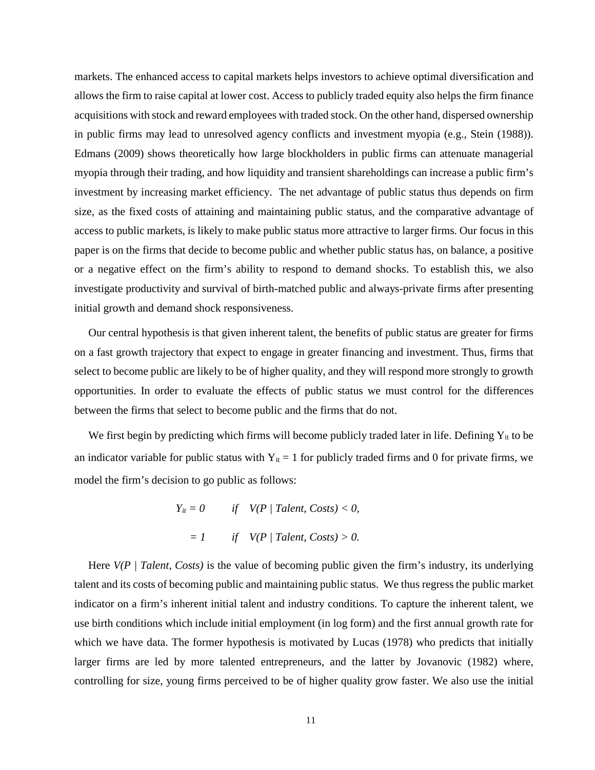markets. The enhanced access to capital markets helps investors to achieve optimal diversification and allows the firm to raise capital at lower cost. Access to publicly traded equity also helps the firm finance acquisitions with stock and reward employees with traded stock. On the other hand, dispersed ownership in public firms may lead to unresolved agency conflicts and investment myopia (e.g., Stein (1988)). Edmans (2009) shows theoretically how large blockholders in public firms can attenuate managerial myopia through their trading, and how liquidity and transient shareholdings can increase a public firm's investment by increasing market efficiency. The net advantage of public status thus depends on firm size, as the fixed costs of attaining and maintaining public status, and the comparative advantage of access to public markets, is likely to make public status more attractive to larger firms. Our focus in this paper is on the firms that decide to become public and whether public status has, on balance, a positive or a negative effect on the firm's ability to respond to demand shocks. To establish this, we also investigate productivity and survival of birth-matched public and always-private firms after presenting initial growth and demand shock responsiveness.

Our central hypothesis is that given inherent talent, the benefits of public status are greater for firms on a fast growth trajectory that expect to engage in greater financing and investment. Thus, firms that select to become public are likely to be of higher quality, and they will respond more strongly to growth opportunities. In order to evaluate the effects of public status we must control for the differences between the firms that select to become public and the firms that do not.

We first begin by predicting which firms will become publicly traded later in life. Defining $Y_{it}$ to be an indicator variable for public status with $Y_{it} = 1$ for publicly traded firms and 0 for private firms, we model the firm's decision to go public as follows:

$$
\begin{aligned}
Y_{it} &= 0 \qquad \text{if} \quad V(P \mid Talent, Costs) < 0, \\
&= 1 \qquad \text{if} \quad V(P \mid Talent, Costs) > 0.
\end{aligned}
$$

Here $V(P \mid Talent, Costs)$ is the value of becoming public given the firm's industry, its underlying talent and its costs of becoming public and maintaining public status. We thus regress the public market indicator on a firm's inherent initial talent and industry conditions. To capture the inherent talent, we use birth conditions which include initial employment (in log form) and the first annual growth rate for which we have data. The former hypothesis is motivated by Lucas (1978) who predicts that initially larger firms are led by more talented entrepreneurs, and the latter by Jovanovic (1982) where, controlling for size, young firms perceived to be of higher quality grow faster. We also use the initial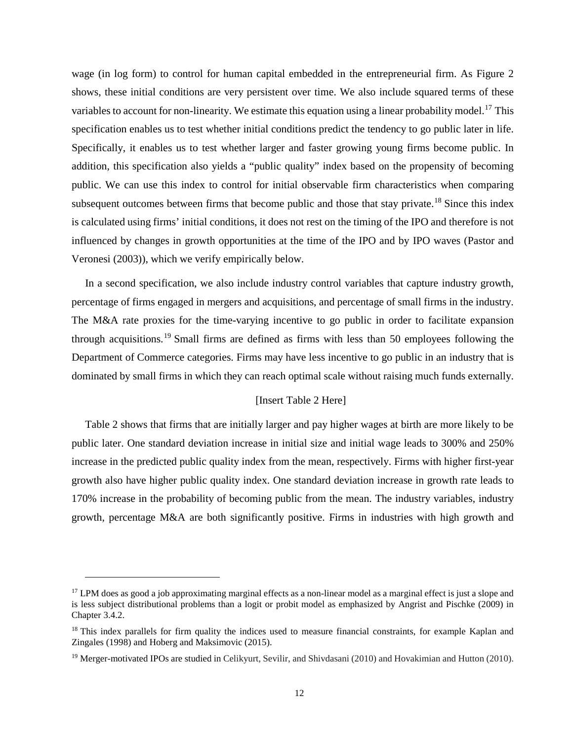wage (in log form) to control for human capital embedded in the entrepreneurial firm. As Figure 2 shows, these initial conditions are very persistent over time. We also include squared terms of these variables to account for non-linearity. We estimate this equation using a linear probability model.[17] This specification enables us to test whether initial conditions predict the tendency to go public later in life. Specifically, it enables us to test whether larger and faster growing young firms become public. In addition, this specification also yields a "public quality" index based on the propensity of becoming public. We can use this index to control for initial observable firm characteristics when comparing subsequent outcomes between firms that become public and those that stay private.[18] Since this index is calculated using firms' initial conditions, it does not rest on the timing of the IPO and therefore is not influenced by changes in growth opportunities at the time of the IPO and by IPO waves (Pastor and Veronesi (2003)), which we verify empirically below.

In a second specification, we also include industry control variables that capture industry growth, percentage of firms engaged in mergers and acquisitions, and percentage of small firms in the industry. The M&A rate proxies for the time-varying incentive to go public in order to facilitate expansion through acquisitions.[19] Small firms are defined as firms with less than 50 employees following the Department of Commerce categories. Firms may have less incentive to go public in an industry that is dominated by small firms in which they can reach optimal scale without raising much funds externally.

[Insert Table 2 Here]

Table 2 shows that firms that are initially larger and pay higher wages at birth are more likely to be public later. One standard deviation increase in initial size and initial wage leads to 300% and 250% increase in the predicted public quality index from the mean, respectively. Firms with higher first-year growth also have higher public quality index. One standard deviation increase in growth rate leads to 170% increase in the probability of becoming public from the mean. The industry variables, industry growth, percentage M&A are both significantly positive. Firms in industries with high growth and

---

[17] LPM does as good a job approximating marginal effects as a non-linear model as a marginal effect is just a slope and is less subject distributional problems than a logit or probit model as emphasized by Angrist and Pischke (2009) in Chapter 3.4.2.

[18] This index parallels for firm quality the indices used to measure financial constraints, for example Kaplan and Zingales (1998) and Hoberg and Maksimovic (2015).

[19] Merger-motivated IPOs are studied in Celikyurt, Sevilir, and Shivdasani (2010) and Hovakimian and Hutton (2010).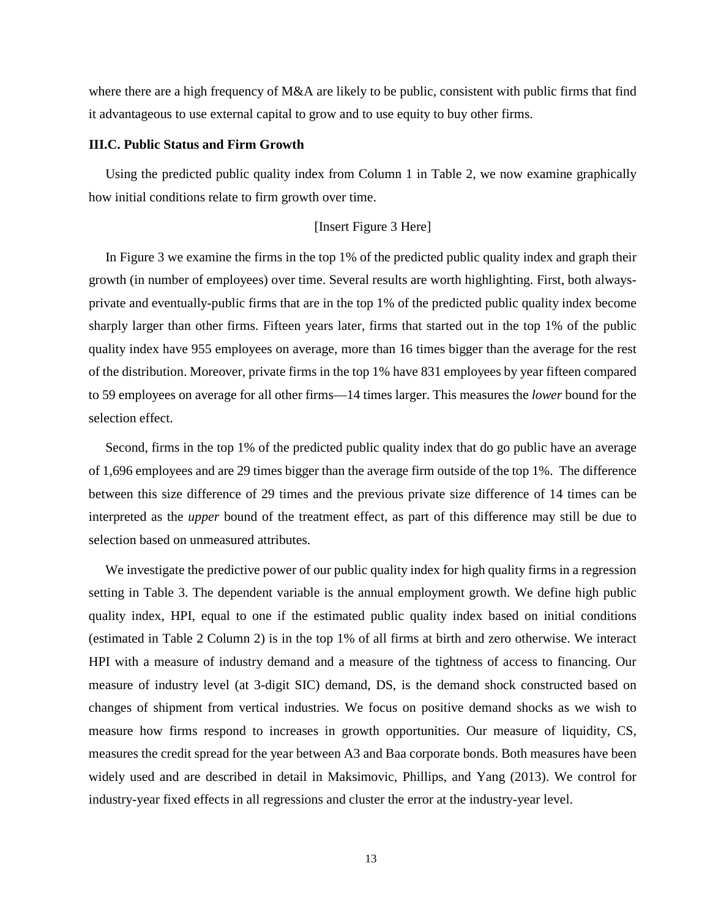where there are a high frequency of M&A are likely to be public, consistent with public firms that find it advantageous to use external capital to grow and to use equity to buy other firms.

### III.C. Public Status and Firm Growth

Using the predicted public quality index from Column 1 in Table 2, we now examine graphically how initial conditions relate to firm growth over time.

[Insert Figure 3 Here]

In Figure 3 we examine the firms in the top 1% of the predicted public quality index and graph their growth (in number of employees) over time. Several results are worth highlighting. First, both always-private and eventually-public firms that are in the top 1% of the predicted public quality index become sharply larger than other firms. Fifteen years later, firms that started out in the top 1% of the public quality index have 955 employees on average, more than 16 times bigger than the average for the rest of the distribution. Moreover, private firms in the top 1% have 831 employees by year fifteen compared to 59 employees on average for all other firms—14 times larger. This measures the *lower* bound for the selection effect.

Second, firms in the top 1% of the predicted public quality index that do go public have an average of 1,696 employees and are 29 times bigger than the average firm outside of the top 1%. The difference between this size difference of 29 times and the previous private size difference of 14 times can be interpreted as the *upper* bound of the treatment effect, as part of this difference may still be due to selection based on unmeasured attributes.

We investigate the predictive power of our public quality index for high quality firms in a regression setting in Table 3. The dependent variable is the annual employment growth. We define high public quality index, HPI, equal to one if the estimated public quality index based on initial conditions (estimated in Table 2 Column 2) is in the top 1% of all firms at birth and zero otherwise. We interact HPI with a measure of industry demand and a measure of the tightness of access to financing. Our measure of industry level (at 3-digit SIC) demand, DS, is the demand shock constructed based on changes of shipment from vertical industries. We focus on positive demand shocks as we wish to measure how firms respond to increases in growth opportunities. Our measure of liquidity, CS, measures the credit spread for the year between A3 and Baa corporate bonds. Both measures have been widely used and are described in detail in Maksimovic, Phillips, and Yang (2013). We control for industry-year fixed effects in all regressions and cluster the error at the industry-year level.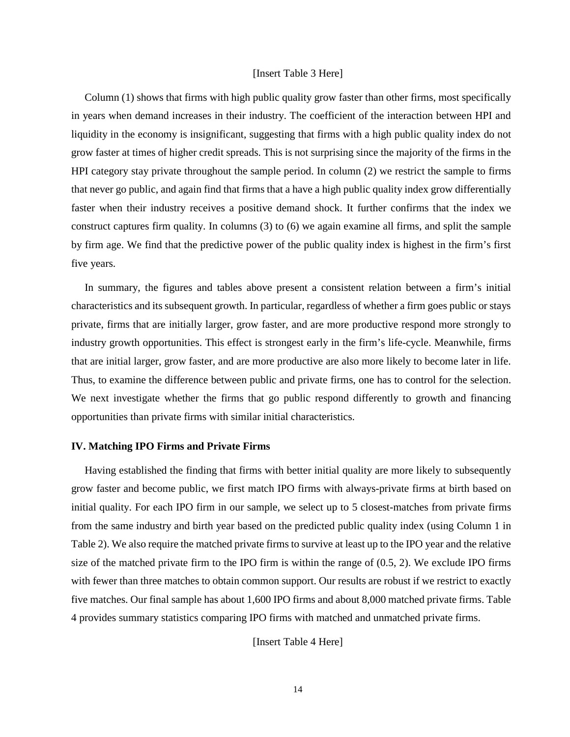[Insert Table 3 Here]

Column (1) shows that firms with high public quality grow faster than other firms, most specifically in years when demand increases in their industry. The coefficient of the interaction between HPI and liquidity in the economy is insignificant, suggesting that firms with a high public quality index do not grow faster at times of higher credit spreads. This is not surprising since the majority of the firms in the HPI category stay private throughout the sample period. In column (2) we restrict the sample to firms that never go public, and again find that firms that a have a high public quality index grow differentially faster when their industry receives a positive demand shock. It further confirms that the index we construct captures firm quality. In columns (3) to (6) we again examine all firms, and split the sample by firm age. We find that the predictive power of the public quality index is highest in the firm's first five years.

In summary, the figures and tables above present a consistent relation between a firm's initial characteristics and its subsequent growth. In particular, regardless of whether a firm goes public or stays private, firms that are initially larger, grow faster, and are more productive respond more strongly to industry growth opportunities. This effect is strongest early in the firm's life-cycle. Meanwhile, firms that are initial larger, grow faster, and are more productive are also more likely to become later in life. Thus, to examine the difference between public and private firms, one has to control for the selection. We next investigate whether the firms that go public respond differently to growth and financing opportunities than private firms with similar initial characteristics.

## IV. Matching IPO Firms and Private Firms

Having established the finding that firms with better initial quality are more likely to subsequently grow faster and become public, we first match IPO firms with always-private firms at birth based on initial quality. For each IPO firm in our sample, we select up to 5 closest-matches from private firms from the same industry and birth year based on the predicted public quality index (using Column 1 in Table 2). We also require the matched private firms to survive at least up to the IPO year and the relative size of the matched private firm to the IPO firm is within the range of (0.5, 2). We exclude IPO firms with fewer than three matches to obtain common support. Our results are robust if we restrict to exactly five matches. Our final sample has about 1,600 IPO firms and about 8,000 matched private firms. Table 4 provides summary statistics comparing IPO firms with matched and unmatched private firms.

[Insert Table 4 Here]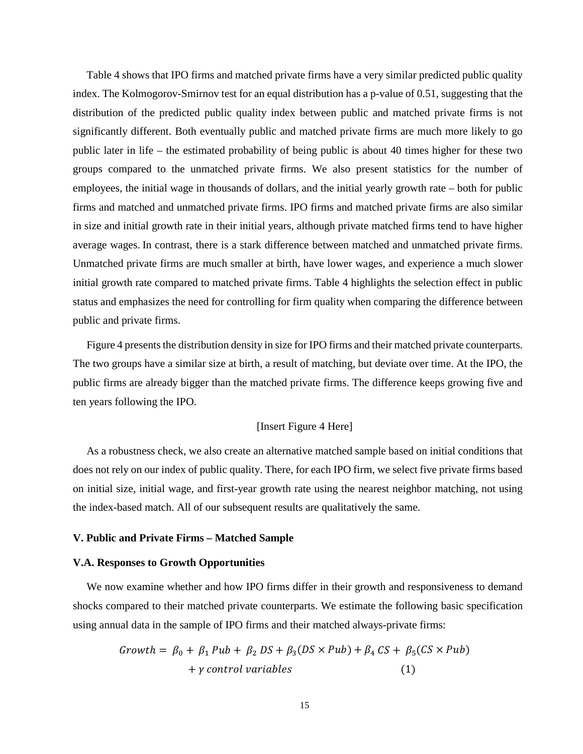Table 4 shows that IPO firms and matched private firms have a very similar predicted public quality index. The Kolmogorov-Smirnov test for an equal distribution has a p-value of 0.51, suggesting that the distribution of the predicted public quality index between public and matched private firms is not significantly different. Both eventually public and matched private firms are much more likely to go public later in life – the estimated probability of being public is about 40 times higher for these two groups compared to the unmatched private firms. We also present statistics for the number of employees, the initial wage in thousands of dollars, and the initial yearly growth rate – both for public firms and matched and unmatched private firms. IPO firms and matched private firms are also similar in size and initial growth rate in their initial years, although private matched firms tend to have higher average wages. In contrast, there is a stark difference between matched and unmatched private firms. Unmatched private firms are much smaller at birth, have lower wages, and experience a much slower initial growth rate compared to matched private firms. Table 4 highlights the selection effect in public status and emphasizes the need for controlling for firm quality when comparing the difference between public and private firms.

Figure 4 presents the distribution density in size for IPO firms and their matched private counterparts. The two groups have a similar size at birth, a result of matching, but deviate over time. At the IPO, the public firms are already bigger than the matched private firms. The difference keeps growing five and ten years following the IPO.

[Insert Figure 4 Here]

As a robustness check, we also create an alternative matched sample based on initial conditions that does not rely on our index of public quality. There, for each IPO firm, we select five private firms based on initial size, initial wage, and first-year growth rate using the nearest neighbor matching, not using the index-based match. All of our subsequent results are qualitatively the same.

**V. Public and Private Firms – Matched Sample**

**V.A. Responses to Growth Opportunities**

We now examine whether and how IPO firms differ in their growth and responsiveness to demand shocks compared to their matched private counterparts. We estimate the following basic specification using annual data in the sample of IPO firms and their matched always-private firms:

$$Growth = \beta_0 + \beta_1 \, Pub + \beta_2 \, DS + \beta_3 (DS \times Pub) + \beta_4 \, CS + \beta_5 (CS \times Pub) + \gamma \, control \ variables \qquad (1)$$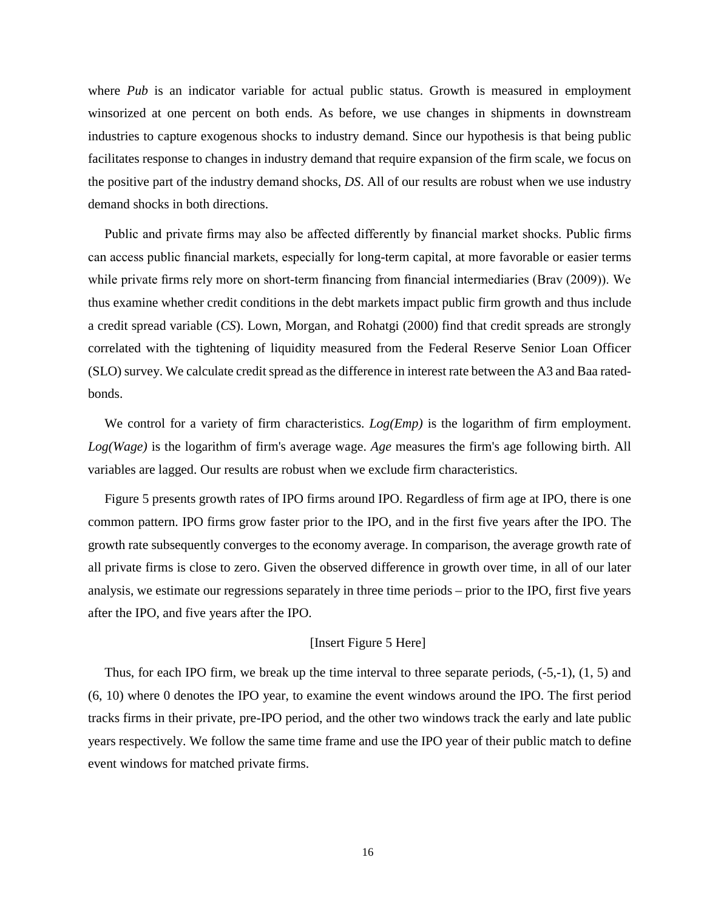where *Pub* is an indicator variable for actual public status. Growth is measured in employment winsorized at one percent on both ends. As before, we use changes in shipments in downstream industries to capture exogenous shocks to industry demand. Since our hypothesis is that being public facilitates response to changes in industry demand that require expansion of the firm scale, we focus on the positive part of the industry demand shocks, *DS*. All of our results are robust when we use industry demand shocks in both directions.

Public and private firms may also be affected differently by financial market shocks. Public firms can access public financial markets, especially for long-term capital, at more favorable or easier terms while private firms rely more on short-term financing from financial intermediaries (Brav (2009)). We thus examine whether credit conditions in the debt markets impact public firm growth and thus include a credit spread variable (*CS*). Lown, Morgan, and Rohatgi (2000) find that credit spreads are strongly correlated with the tightening of liquidity measured from the Federal Reserve Senior Loan Officer (SLO) survey. We calculate credit spread as the difference in interest rate between the A3 and Baa rated-bonds.

We control for a variety of firm characteristics. *Log(Emp)* is the logarithm of firm employment. *Log(Wage)* is the logarithm of firm's average wage. *Age* measures the firm's age following birth. All variables are lagged. Our results are robust when we exclude firm characteristics.

Figure 5 presents growth rates of IPO firms around IPO. Regardless of firm age at IPO, there is one common pattern. IPO firms grow faster prior to the IPO, and in the first five years after the IPO. The growth rate subsequently converges to the economy average. In comparison, the average growth rate of all private firms is close to zero. Given the observed difference in growth over time, in all of our later analysis, we estimate our regressions separately in three time periods – prior to the IPO, first five years after the IPO, and five years after the IPO.

[Insert Figure 5 Here]

Thus, for each IPO firm, we break up the time interval to three separate periods, (-5,-1), (1, 5) and (6, 10) where 0 denotes the IPO year, to examine the event windows around the IPO. The first period tracks firms in their private, pre-IPO period, and the other two windows track the early and late public years respectively. We follow the same time frame and use the IPO year of their public match to define event windows for matched private firms.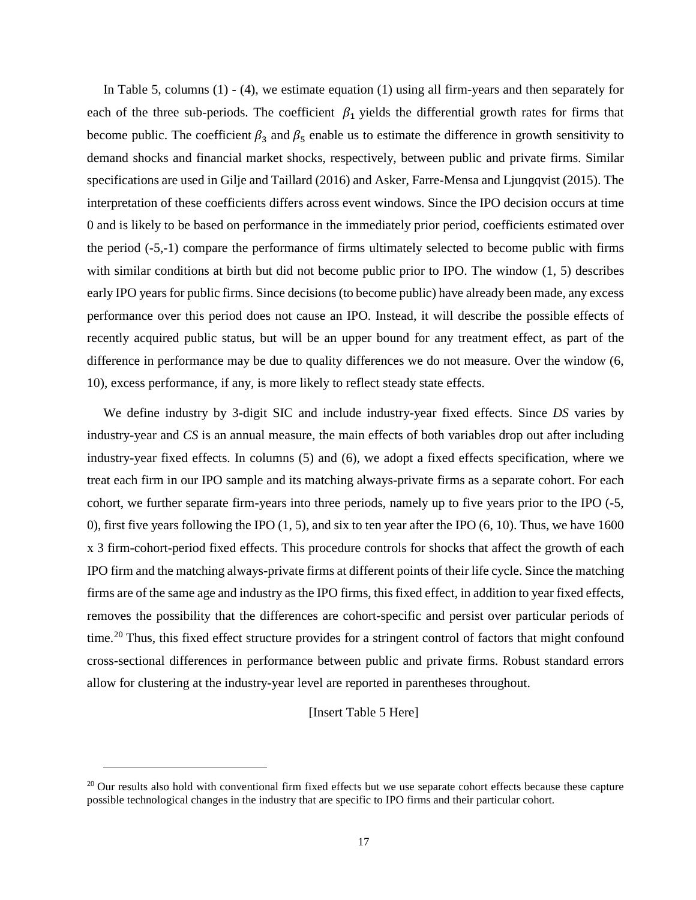In Table 5, columns (1) - (4), we estimate equation (1) using all firm-years and then separately for each of the three sub-periods. The coefficient $\beta_1$ yields the differential growth rates for firms that become public. The coefficient $\beta_3$ and $\beta_5$ enable us to estimate the difference in growth sensitivity to demand shocks and financial market shocks, respectively, between public and private firms. Similar specifications are used in Gilje and Taillard (2016) and Asker, Farre-Mensa and Ljungqvist (2015). The interpretation of these coefficients differs across event windows. Since the IPO decision occurs at time 0 and is likely to be based on performance in the immediately prior period, coefficients estimated over the period (-5,-1) compare the performance of firms ultimately selected to become public with firms with similar conditions at birth but did not become public prior to IPO. The window (1, 5) describes early IPO years for public firms. Since decisions (to become public) have already been made, any excess performance over this period does not cause an IPO. Instead, it will describe the possible effects of recently acquired public status, but will be an upper bound for any treatment effect, as part of the difference in performance may be due to quality differences we do not measure. Over the window (6, 10), excess performance, if any, is more likely to reflect steady state effects.

We define industry by 3-digit SIC and include industry-year fixed effects. Since *DS* varies by industry-year and *CS* is an annual measure, the main effects of both variables drop out after including industry-year fixed effects. In columns (5) and (6), we adopt a fixed effects specification, where we treat each firm in our IPO sample and its matching always-private firms as a separate cohort. For each cohort, we further separate firm-years into three periods, namely up to five years prior to the IPO (-5, 0), first five years following the IPO (1, 5), and six to ten year after the IPO (6, 10). Thus, we have 1600 x 3 firm-cohort-period fixed effects. This procedure controls for shocks that affect the growth of each IPO firm and the matching always-private firms at different points of their life cycle. Since the matching firms are of the same age and industry as the IPO firms, this fixed effect, in addition to year fixed effects, removes the possibility that the differences are cohort-specific and persist over particular periods of time.[20] Thus, this fixed effect structure provides for a stringent control of factors that might confound cross-sectional differences in performance between public and private firms. Robust standard errors allow for clustering at the industry-year level are reported in parentheses throughout.

[Insert Table 5 Here]

[20] Our results also hold with conventional firm fixed effects but we use separate cohort effects because these capture possible technological changes in the industry that are specific to IPO firms and their particular cohort.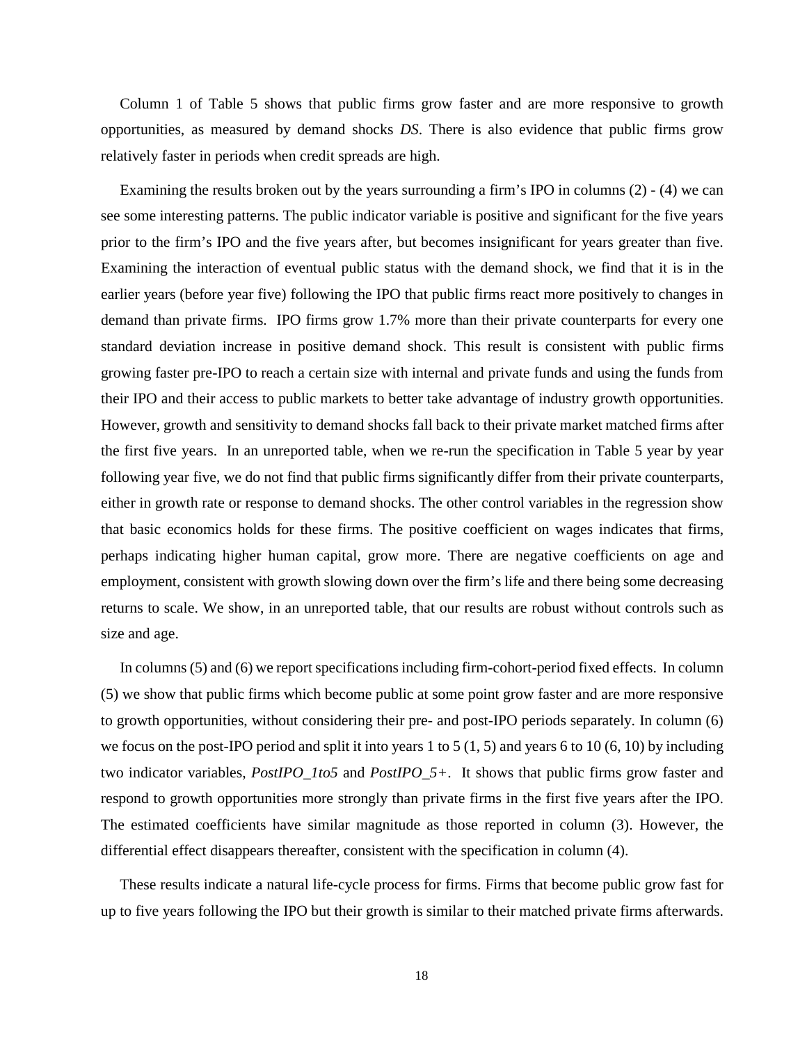Column 1 of Table 5 shows that public firms grow faster and are more responsive to growth opportunities, as measured by demand shocks *DS*. There is also evidence that public firms grow relatively faster in periods when credit spreads are high.

Examining the results broken out by the years surrounding a firm's IPO in columns (2) - (4) we can see some interesting patterns. The public indicator variable is positive and significant for the five years prior to the firm's IPO and the five years after, but becomes insignificant for years greater than five. Examining the interaction of eventual public status with the demand shock, we find that it is in the earlier years (before year five) following the IPO that public firms react more positively to changes in demand than private firms. IPO firms grow 1.7% more than their private counterparts for every one standard deviation increase in positive demand shock. This result is consistent with public firms growing faster pre-IPO to reach a certain size with internal and private funds and using the funds from their IPO and their access to public markets to better take advantage of industry growth opportunities. However, growth and sensitivity to demand shocks fall back to their private market matched firms after the first five years. In an unreported table, when we re-run the specification in Table 5 year by year following year five, we do not find that public firms significantly differ from their private counterparts, either in growth rate or response to demand shocks. The other control variables in the regression show that basic economics holds for these firms. The positive coefficient on wages indicates that firms, perhaps indicating higher human capital, grow more. There are negative coefficients on age and employment, consistent with growth slowing down over the firm's life and there being some decreasing returns to scale. We show, in an unreported table, that our results are robust without controls such as size and age.

In columns (5) and (6) we report specifications including firm-cohort-period fixed effects. In column (5) we show that public firms which become public at some point grow faster and are more responsive to growth opportunities, without considering their pre- and post-IPO periods separately. In column (6) we focus on the post-IPO period and split it into years 1 to 5 (1, 5) and years 6 to 10 (6, 10) by including two indicator variables, *PostIPO_1to5* and *PostIPO_5+*. It shows that public firms grow faster and respond to growth opportunities more strongly than private firms in the first five years after the IPO. The estimated coefficients have similar magnitude as those reported in column (3). However, the differential effect disappears thereafter, consistent with the specification in column (4).

These results indicate a natural life-cycle process for firms. Firms that become public grow fast for up to five years following the IPO but their growth is similar to their matched private firms afterwards.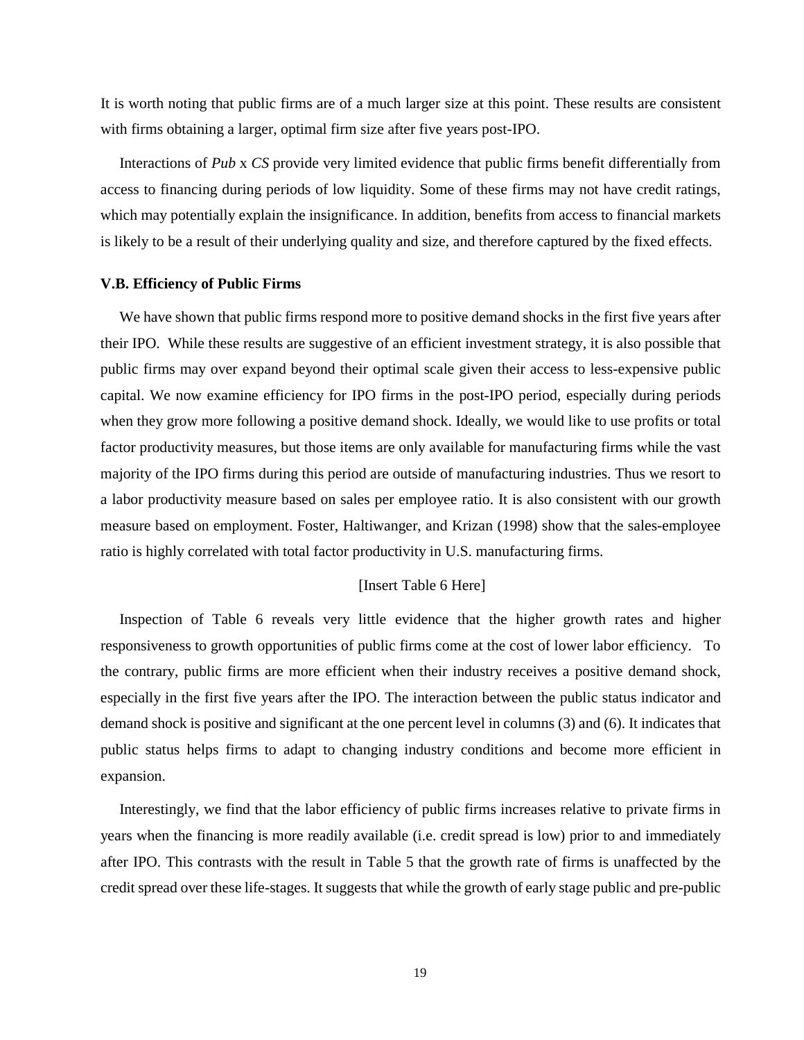It is worth noting that public firms are of a much larger size at this point. These results are consistent with firms obtaining a larger, optimal firm size after five years post-IPO.

Interactions of *Pub* x *CS* provide very limited evidence that public firms benefit differentially from access to financing during periods of low liquidity. Some of these firms may not have credit ratings, which may potentially explain the insignificance. In addition, benefits from access to financial markets is likely to be a result of their underlying quality and size, and therefore captured by the fixed effects.

### V.B. Efficiency of Public Firms

We have shown that public firms respond more to positive demand shocks in the first five years after their IPO. While these results are suggestive of an efficient investment strategy, it is also possible that public firms may over expand beyond their optimal scale given their access to less-expensive public capital. We now examine efficiency for IPO firms in the post-IPO period, especially during periods when they grow more following a positive demand shock. Ideally, we would like to use profits or total factor productivity measures, but those items are only available for manufacturing firms while the vast majority of the IPO firms during this period are outside of manufacturing industries. Thus we resort to a labor productivity measure based on sales per employee ratio. It is also consistent with our growth measure based on employment. Foster, Haltiwanger, and Krizan (1998) show that the sales-employee ratio is highly correlated with total factor productivity in U.S. manufacturing firms.

[Insert Table 6 Here]

Inspection of Table 6 reveals very little evidence that the higher growth rates and higher responsiveness to growth opportunities of public firms come at the cost of lower labor efficiency. To the contrary, public firms are more efficient when their industry receives a positive demand shock, especially in the first five years after the IPO. The interaction between the public status indicator and demand shock is positive and significant at the one percent level in columns (3) and (6). It indicates that public status helps firms to adapt to changing industry conditions and become more efficient in expansion.

Interestingly, we find that the labor efficiency of public firms increases relative to private firms in years when the financing is more readily available (i.e. credit spread is low) prior to and immediately after IPO. This contrasts with the result in Table 5 that the growth rate of firms is unaffected by the credit spread over these life-stages. It suggests that while the growth of early stage public and pre-public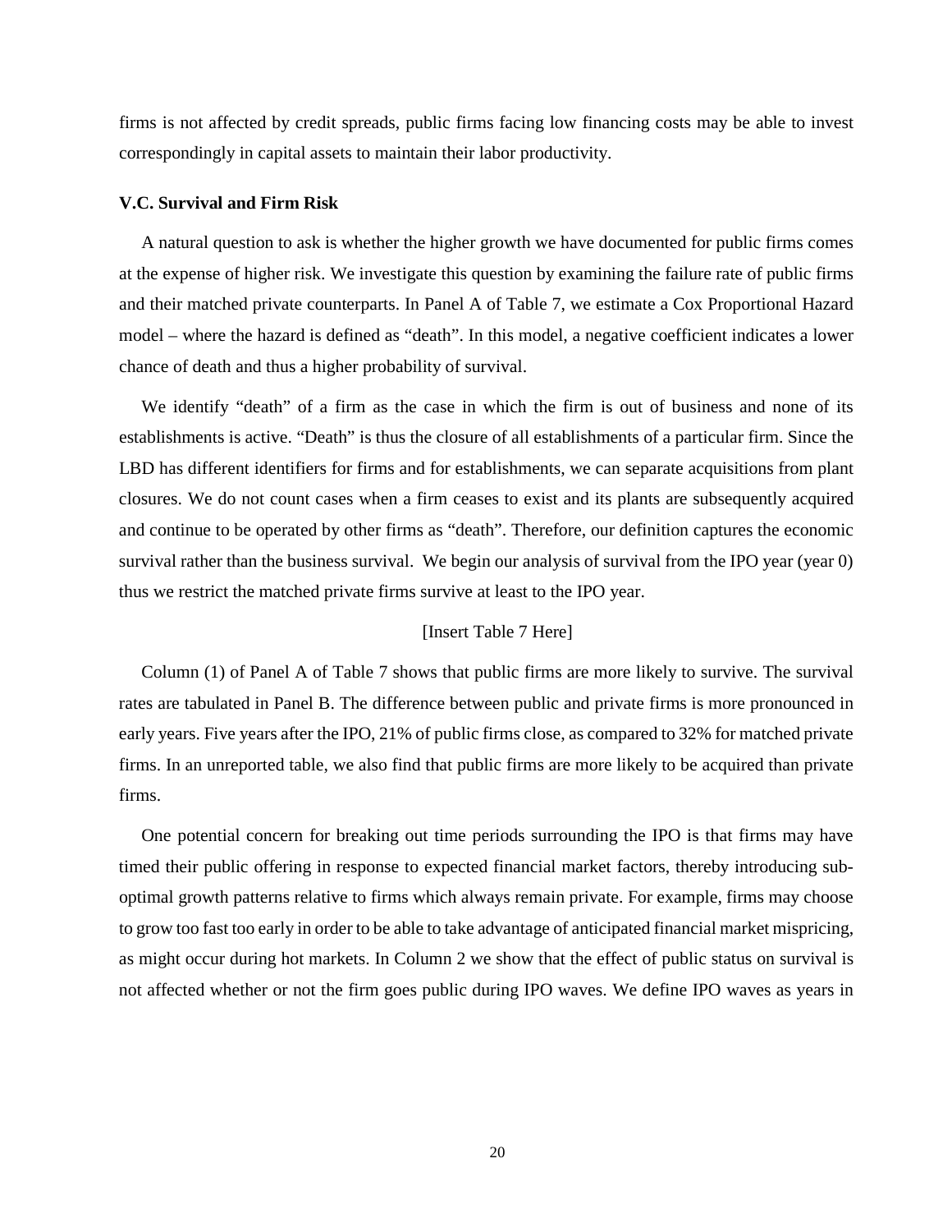firms is not affected by credit spreads, public firms facing low financing costs may be able to invest correspondingly in capital assets to maintain their labor productivity.

### V.C. Survival and Firm Risk

A natural question to ask is whether the higher growth we have documented for public firms comes at the expense of higher risk. We investigate this question by examining the failure rate of public firms and their matched private counterparts. In Panel A of Table 7, we estimate a Cox Proportional Hazard model – where the hazard is defined as "death". In this model, a negative coefficient indicates a lower chance of death and thus a higher probability of survival.

We identify "death" of a firm as the case in which the firm is out of business and none of its establishments is active. "Death" is thus the closure of all establishments of a particular firm. Since the LBD has different identifiers for firms and for establishments, we can separate acquisitions from plant closures. We do not count cases when a firm ceases to exist and its plants are subsequently acquired and continue to be operated by other firms as "death". Therefore, our definition captures the economic survival rather than the business survival. We begin our analysis of survival from the IPO year (year 0) thus we restrict the matched private firms survive at least to the IPO year.

[Insert Table 7 Here]

Column (1) of Panel A of Table 7 shows that public firms are more likely to survive. The survival rates are tabulated in Panel B. The difference between public and private firms is more pronounced in early years. Five years after the IPO, 21% of public firms close, as compared to 32% for matched private firms. In an unreported table, we also find that public firms are more likely to be acquired than private firms.

One potential concern for breaking out time periods surrounding the IPO is that firms may have timed their public offering in response to expected financial market factors, thereby introducing sub-optimal growth patterns relative to firms which always remain private. For example, firms may choose to grow too fast too early in order to be able to take advantage of anticipated financial market mispricing, as might occur during hot markets. In Column 2 we show that the effect of public status on survival is not affected whether or not the firm goes public during IPO waves. We define IPO waves as years in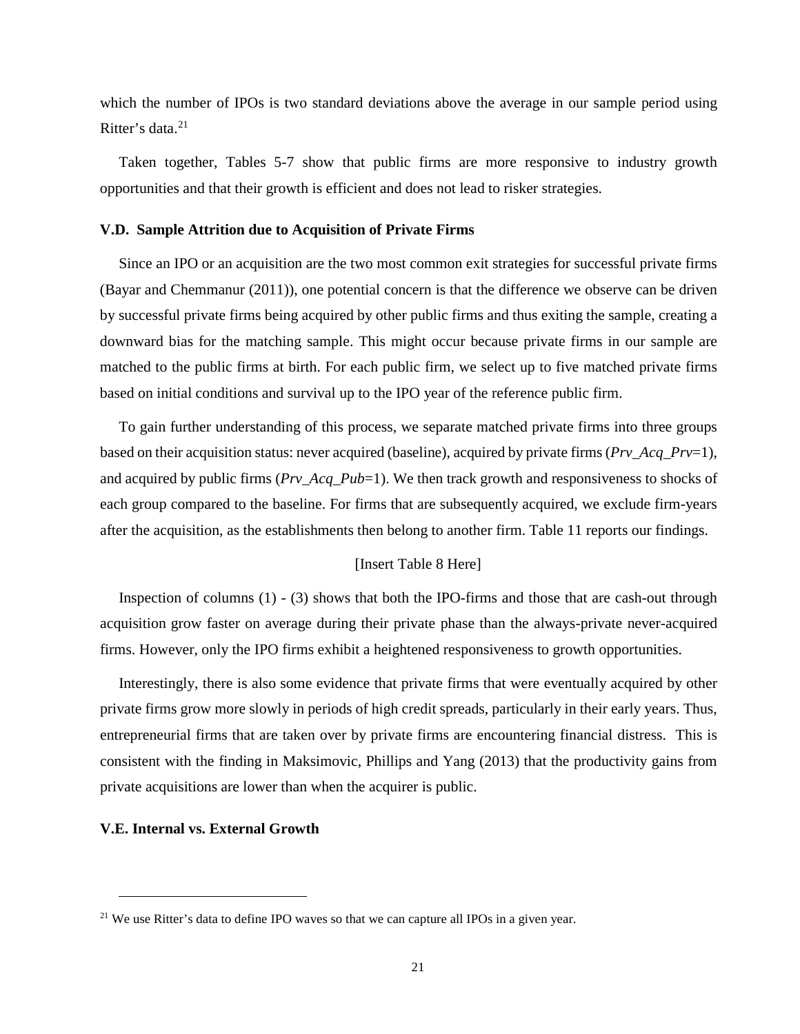which the number of IPOs is two standard deviations above the average in our sample period using Ritter's data.[21]

Taken together, Tables 5-7 show that public firms are more responsive to industry growth opportunities and that their growth is efficient and does not lead to risker strategies.

### V.D. Sample Attrition due to Acquisition of Private Firms

Since an IPO or an acquisition are the two most common exit strategies for successful private firms (Bayar and Chemmanur (2011)), one potential concern is that the difference we observe can be driven by successful private firms being acquired by other public firms and thus exiting the sample, creating a downward bias for the matching sample. This might occur because private firms in our sample are matched to the public firms at birth. For each public firm, we select up to five matched private firms based on initial conditions and survival up to the IPO year of the reference public firm.

To gain further understanding of this process, we separate matched private firms into three groups based on their acquisition status: never acquired (baseline), acquired by private firms (*Prv_Acq_Prv*=1), and acquired by public firms (*Prv_Acq_Pub*=1). We then track growth and responsiveness to shocks of each group compared to the baseline. For firms that are subsequently acquired, we exclude firm-years after the acquisition, as the establishments then belong to another firm. Table 11 reports our findings.

[Insert Table 8 Here]

Inspection of columns (1) - (3) shows that both the IPO-firms and those that are cash-out through acquisition grow faster on average during their private phase than the always-private never-acquired firms. However, only the IPO firms exhibit a heightened responsiveness to growth opportunities.

Interestingly, there is also some evidence that private firms that were eventually acquired by other private firms grow more slowly in periods of high credit spreads, particularly in their early years. Thus, entrepreneurial firms that are taken over by private firms are encountering financial distress. This is consistent with the finding in Maksimovic, Phillips and Yang (2013) that the productivity gains from private acquisitions are lower than when the acquirer is public.

### V.E. Internal vs. External Growth

[21] We use Ritter's data to define IPO waves so that we can capture all IPOs in a given year.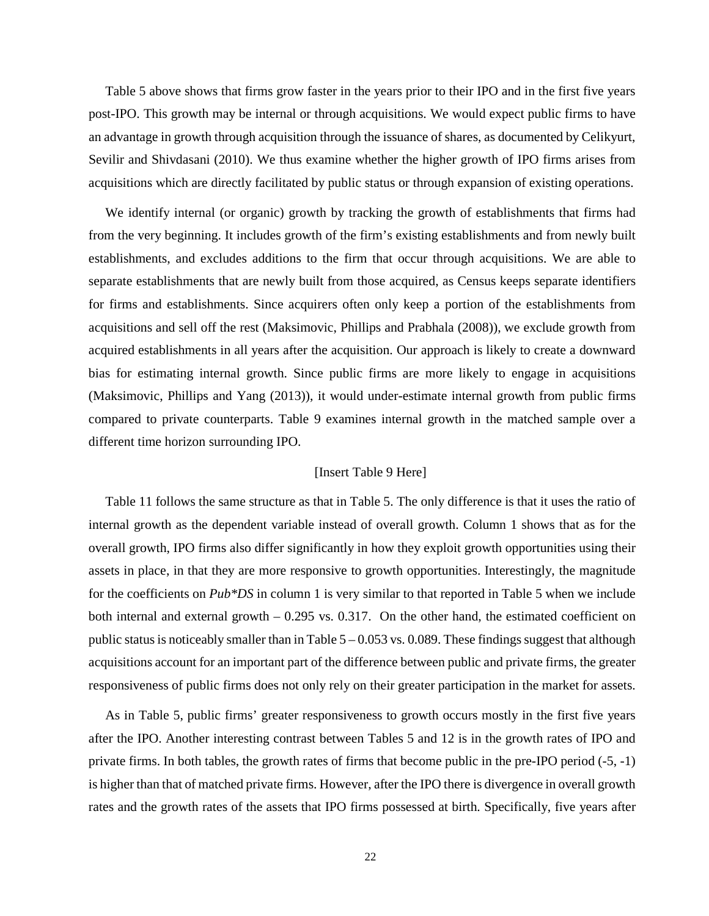Table 5 above shows that firms grow faster in the years prior to their IPO and in the first five years post-IPO. This growth may be internal or through acquisitions. We would expect public firms to have an advantage in growth through acquisition through the issuance of shares, as documented by Celikyurt, Sevilir and Shivdasani (2010). We thus examine whether the higher growth of IPO firms arises from acquisitions which are directly facilitated by public status or through expansion of existing operations.

We identify internal (or organic) growth by tracking the growth of establishments that firms had from the very beginning. It includes growth of the firm's existing establishments and from newly built establishments, and excludes additions to the firm that occur through acquisitions. We are able to separate establishments that are newly built from those acquired, as Census keeps separate identifiers for firms and establishments. Since acquirers often only keep a portion of the establishments from acquisitions and sell off the rest (Maksimovic, Phillips and Prabhala (2008)), we exclude growth from acquired establishments in all years after the acquisition. Our approach is likely to create a downward bias for estimating internal growth. Since public firms are more likely to engage in acquisitions (Maksimovic, Phillips and Yang (2013)), it would under-estimate internal growth from public firms compared to private counterparts. Table 9 examines internal growth in the matched sample over a different time horizon surrounding IPO.

[Insert Table 9 Here]

Table 11 follows the same structure as that in Table 5. The only difference is that it uses the ratio of internal growth as the dependent variable instead of overall growth. Column 1 shows that as for the overall growth, IPO firms also differ significantly in how they exploit growth opportunities using their assets in place, in that they are more responsive to growth opportunities. Interestingly, the magnitude for the coefficients on *Pub\*DS* in column 1 is very similar to that reported in Table 5 when we include both internal and external growth – 0.295 vs. 0.317. On the other hand, the estimated coefficient on public status is noticeably smaller than in Table 5 – 0.053 vs. 0.089. These findings suggest that although acquisitions account for an important part of the difference between public and private firms, the greater responsiveness of public firms does not only rely on their greater participation in the market for assets.

As in Table 5, public firms' greater responsiveness to growth occurs mostly in the first five years after the IPO. Another interesting contrast between Tables 5 and 12 is in the growth rates of IPO and private firms. In both tables, the growth rates of firms that become public in the pre-IPO period (-5, -1) is higher than that of matched private firms. However, after the IPO there is divergence in overall growth rates and the growth rates of the assets that IPO firms possessed at birth. Specifically, five years after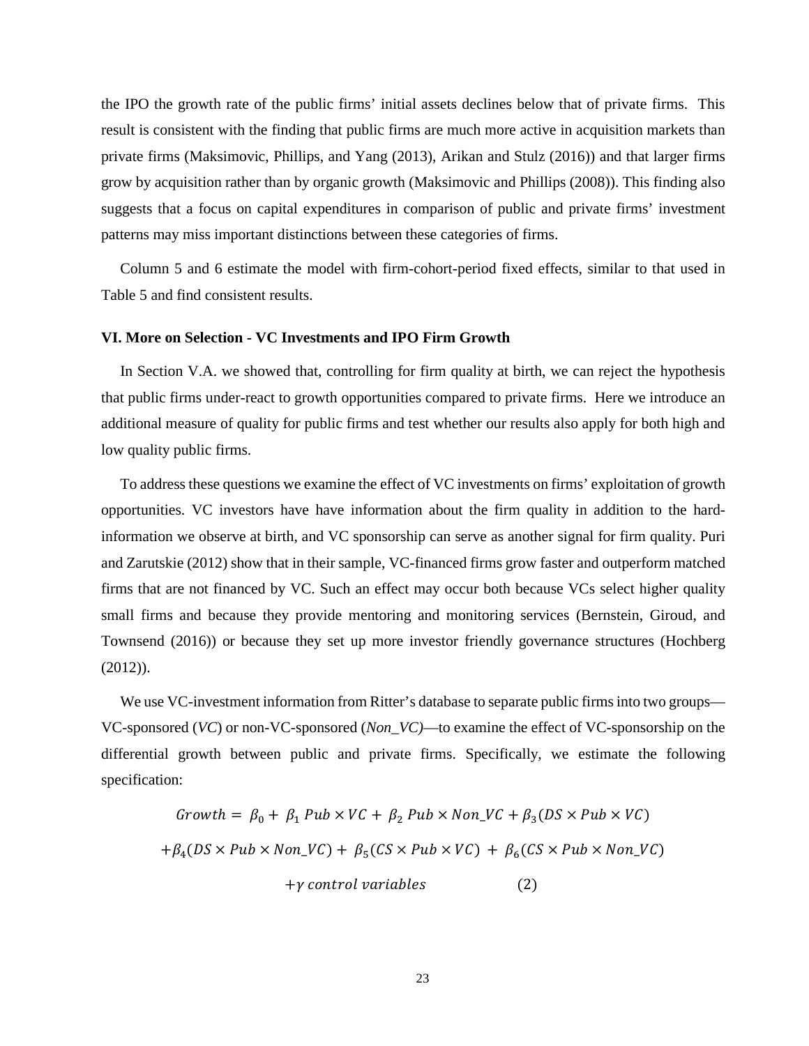the IPO the growth rate of the public firms' initial assets declines below that of private firms. This result is consistent with the finding that public firms are much more active in acquisition markets than private firms (Maksimovic, Phillips, and Yang (2013), Arikan and Stulz (2016)) and that larger firms grow by acquisition rather than by organic growth (Maksimovic and Phillips (2008)). This finding also suggests that a focus on capital expenditures in comparison of public and private firms' investment patterns may miss important distinctions between these categories of firms.

Column 5 and 6 estimate the model with firm-cohort-period fixed effects, similar to that used in Table 5 and find consistent results.

### VI. More on Selection - VC Investments and IPO Firm Growth

In Section V.A. we showed that, controlling for firm quality at birth, we can reject the hypothesis that public firms under-react to growth opportunities compared to private firms. Here we introduce an additional measure of quality for public firms and test whether our results also apply for both high and low quality public firms.

To address these questions we examine the effect of VC investments on firms' exploitation of growth opportunities. VC investors have have information about the firm quality in addition to the hard-information we observe at birth, and VC sponsorship can serve as another signal for firm quality. Puri and Zarutskie (2012) show that in their sample, VC-financed firms grow faster and outperform matched firms that are not financed by VC. Such an effect may occur both because VCs select higher quality small firms and because they provide mentoring and monitoring services (Bernstein, Giroud, and Townsend (2016)) or because they set up more investor friendly governance structures (Hochberg (2012)).

We use VC-investment information from Ritter's database to separate public firms into two groups—VC-sponsored (*VC*) or non-VC-sponsored (*Non_VC)*—to examine the effect of VC-sponsorship on the differential growth between public and private firms. Specifically, we estimate the following specification:

$$
\begin{aligned}
Growth = \beta_0 + \beta_1\, Pub \times VC + \beta_2\, Pub \times Non\_VC + \beta_3 (DS \times Pub \times VC) \\
+ \beta_4 (DS \times Pub \times Non\_VC) + \beta_5 (CS \times Pub \times VC) + \beta_6 (CS \times Pub \times Non\_VC) \\
+ \gamma\, control\ variables \qquad (2)
\end{aligned}
$$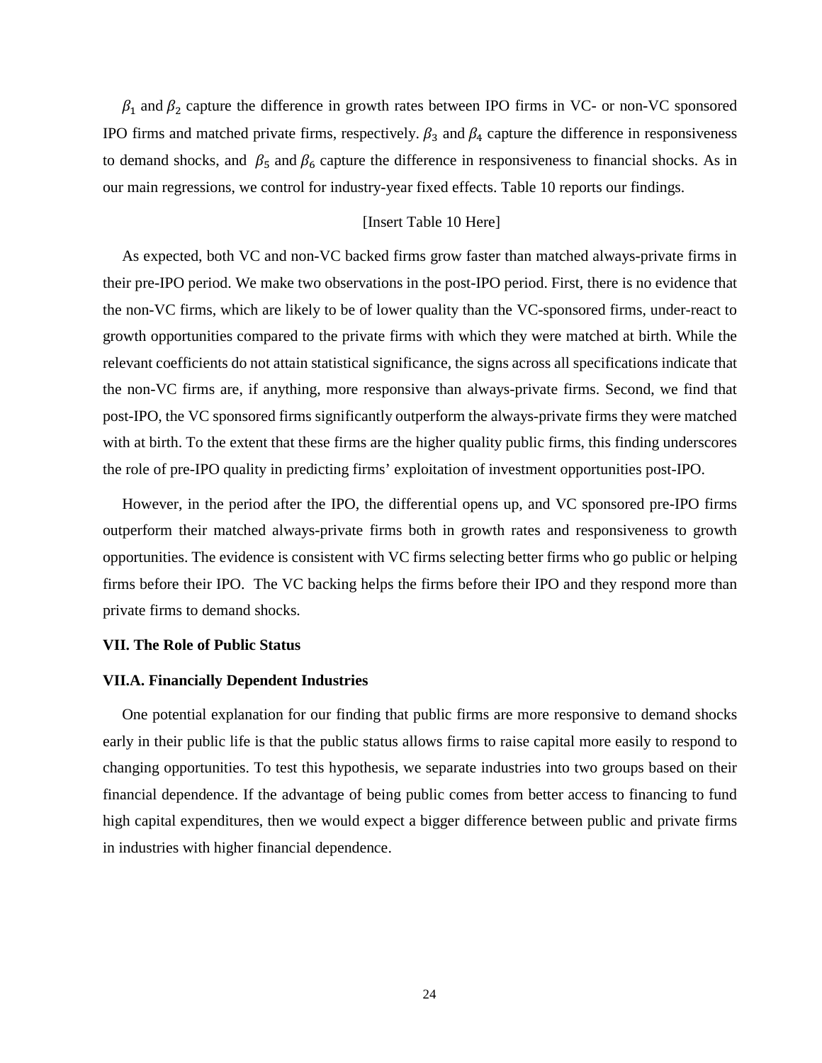$\beta_1$ and $\beta_2$ capture the difference in growth rates between IPO firms in VC- or non-VC sponsored IPO firms and matched private firms, respectively. $\beta_3$ and $\beta_4$ capture the difference in responsiveness to demand shocks, and $\beta_5$ and $\beta_6$ capture the difference in responsiveness to financial shocks. As in our main regressions, we control for industry-year fixed effects. Table 10 reports our findings.

[Insert Table 10 Here]

As expected, both VC and non-VC backed firms grow faster than matched always-private firms in their pre-IPO period. We make two observations in the post-IPO period. First, there is no evidence that the non-VC firms, which are likely to be of lower quality than the VC-sponsored firms, under-react to growth opportunities compared to the private firms with which they were matched at birth. While the relevant coefficients do not attain statistical significance, the signs across all specifications indicate that the non-VC firms are, if anything, more responsive than always-private firms. Second, we find that post-IPO, the VC sponsored firms significantly outperform the always-private firms they were matched with at birth. To the extent that these firms are the higher quality public firms, this finding underscores the role of pre-IPO quality in predicting firms' exploitation of investment opportunities post-IPO.

However, in the period after the IPO, the differential opens up, and VC sponsored pre-IPO firms outperform their matched always-private firms both in growth rates and responsiveness to growth opportunities. The evidence is consistent with VC firms selecting better firms who go public or helping firms before their IPO. The VC backing helps the firms before their IPO and they respond more than private firms to demand shocks.

**VII. The Role of Public Status**

**VII.A. Financially Dependent Industries**

One potential explanation for our finding that public firms are more responsive to demand shocks early in their public life is that the public status allows firms to raise capital more easily to respond to changing opportunities. To test this hypothesis, we separate industries into two groups based on their financial dependence. If the advantage of being public comes from better access to financing to fund high capital expenditures, then we would expect a bigger difference between public and private firms in industries with higher financial dependence.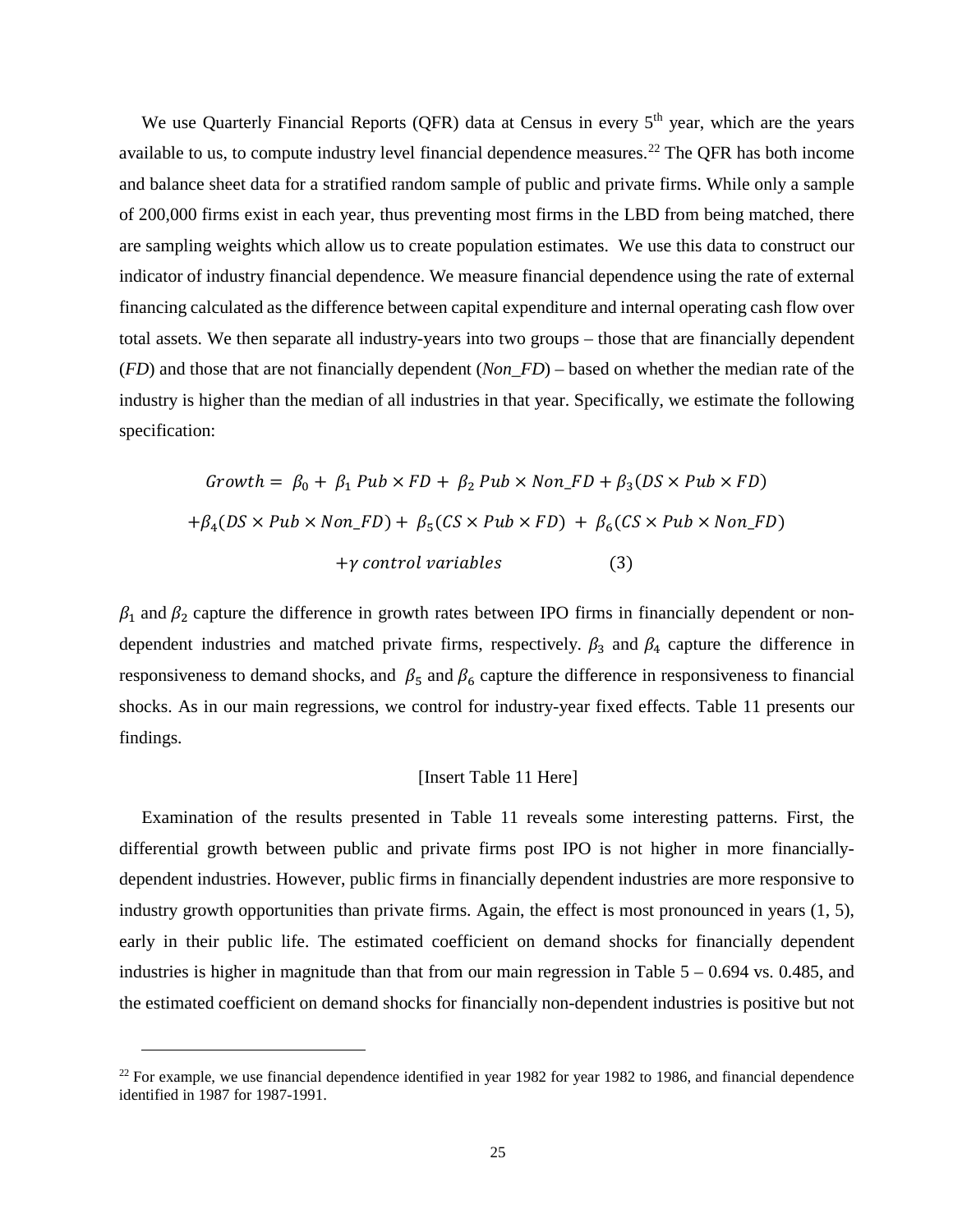We use Quarterly Financial Reports (QFR) data at Census in every 5[th] year, which are the years available to us, to compute industry level financial dependence measures.[22] The QFR has both income and balance sheet data for a stratified random sample of public and private firms. While only a sample of 200,000 firms exist in each year, thus preventing most firms in the LBD from being matched, there are sampling weights which allow us to create population estimates. We use this data to construct our indicator of industry financial dependence. We measure financial dependence using the rate of external financing calculated as the difference between capital expenditure and internal operating cash flow over total assets. We then separate all industry-years into two groups – those that are financially dependent (*FD*) and those that are not financially dependent (*Non_FD*) – based on whether the median rate of the industry is higher than the median of all industries in that year. Specifically, we estimate the following specification:

$$Growth = \beta_0 + \beta_1 \, Pub \times FD + \beta_2 \, Pub \times Non\_FD + \beta_3 (DS \times Pub \times FD)$$
$$+ \beta_4 (DS \times Pub \times Non\_FD) + \beta_5 (CS \times Pub \times FD) + \beta_6 (CS \times Pub \times Non\_FD)$$
$$+ \gamma \, control \, variables \qquad (3)$$

$\beta_1$ and $\beta_2$ capture the difference in growth rates between IPO firms in financially dependent or non-dependent industries and matched private firms, respectively. $\beta_3$ and $\beta_4$ capture the difference in responsiveness to demand shocks, and $\beta_5$ and $\beta_6$ capture the difference in responsiveness to financial shocks. As in our main regressions, we control for industry-year fixed effects. Table 11 presents our findings.

[Insert Table 11 Here]

Examination of the results presented in Table 11 reveals some interesting patterns. First, the differential growth between public and private firms post IPO is not higher in more financially-dependent industries. However, public firms in financially dependent industries are more responsive to industry growth opportunities than private firms. Again, the effect is most pronounced in years (1, 5), early in their public life. The estimated coefficient on demand shocks for financially dependent industries is higher in magnitude than that from our main regression in Table 5 – 0.694 vs. 0.485, and the estimated coefficient on demand shocks for financially non-dependent industries is positive but not

[22] For example, we use financial dependence identified in year 1982 for year 1982 to 1986, and financial dependence identified in 1987 for 1987-1991.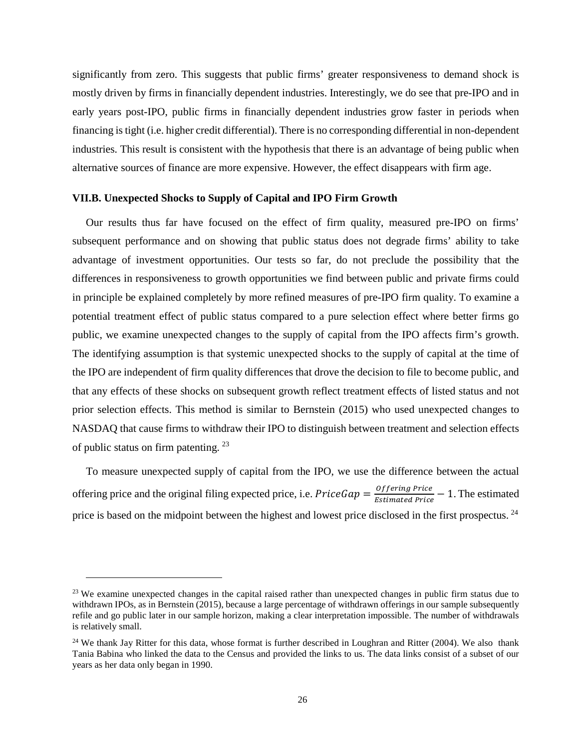significantly from zero. This suggests that public firms' greater responsiveness to demand shock is mostly driven by firms in financially dependent industries. Interestingly, we do see that pre-IPO and in early years post-IPO, public firms in financially dependent industries grow faster in periods when financing is tight (i.e. higher credit differential). There is no corresponding differential in non-dependent industries. This result is consistent with the hypothesis that there is an advantage of being public when alternative sources of finance are more expensive. However, the effect disappears with firm age.

### VII.B. Unexpected Shocks to Supply of Capital and IPO Firm Growth

Our results thus far have focused on the effect of firm quality, measured pre-IPO on firms' subsequent performance and on showing that public status does not degrade firms' ability to take advantage of investment opportunities. Our tests so far, do not preclude the possibility that the differences in responsiveness to growth opportunities we find between public and private firms could in principle be explained completely by more refined measures of pre-IPO firm quality. To examine a potential treatment effect of public status compared to a pure selection effect where better firms go public, we examine unexpected changes to the supply of capital from the IPO affects firm's growth. The identifying assumption is that systemic unexpected shocks to the supply of capital at the time of the IPO are independent of firm quality differences that drove the decision to file to become public, and that any effects of these shocks on subsequent growth reflect treatment effects of listed status and not prior selection effects. This method is similar to Bernstein (2015) who used unexpected changes to NASDAQ that cause firms to withdraw their IPO to distinguish between treatment and selection effects of public status on firm patenting. [23]

To measure unexpected supply of capital from the IPO, we use the difference between the actual offering price and the original filing expected price, i.e. $PriceGap = \frac{Offering\ Price}{Estimated\ Price} - 1$. The estimated price is based on the midpoint between the highest and lowest price disclosed in the first prospectus. [24]

---

[23] We examine unexpected changes in the capital raised rather than unexpected changes in public firm status due to withdrawn IPOs, as in Bernstein (2015), because a large percentage of withdrawn offerings in our sample subsequently refile and go public later in our sample horizon, making a clear interpretation impossible. The number of withdrawals is relatively small.

[24] We thank Jay Ritter for this data, whose format is further described in Loughran and Ritter (2004). We also thank Tania Babina who linked the data to the Census and provided the links to us. The data links consist of a subset of our years as her data only began in 1990.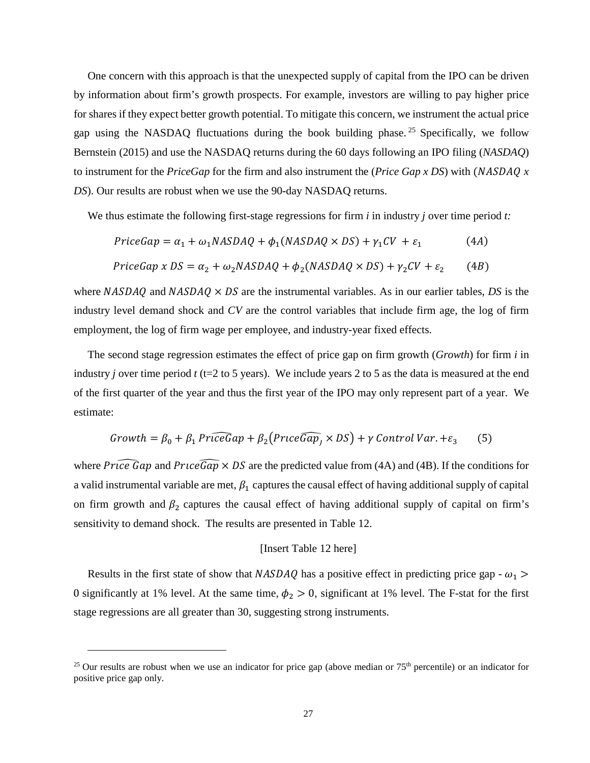One concern with this approach is that the unexpected supply of capital from the IPO can be driven by information about firm's growth prospects. For example, investors are willing to pay higher price for shares if they expect better growth potential. To mitigate this concern, we instrument the actual price gap using the NASDAQ fluctuations during the book building phase.[25] Specifically, we follow Bernstein (2015) and use the NASDAQ returns during the 60 days following an IPO filing (*NASDAQ*) to instrument for the *PriceGap* for the firm and also instrument the (*Price Gap x DS*) with ($NASDAQ$ *x DS*). Our results are robust when we use the 90-day NASDAQ returns.

We thus estimate the following first-stage regressions for firm *i* in industry *j* over time period *t:*

$$PriceGap = \alpha_1 + \omega_1 NASDAQ + \phi_1 (NASDAQ \times DS) + \gamma_1 CV + \varepsilon_1 \qquad (4A)$$

$$PriceGap\ x\ DS = \alpha_2 + \omega_2 NASDAQ + \phi_2 (NASDAQ \times DS) + \gamma_2 CV + \varepsilon_2 \qquad (4B)$$

where $NASDAQ$ and $NASDAQ \times DS$ are the instrumental variables. As in our earlier tables, *DS* is the industry level demand shock and *CV* are the control variables that include firm age, the log of firm employment, the log of firm wage per employee, and industry-year fixed effects.

The second stage regression estimates the effect of price gap on firm growth (*Growth*) for firm *i* in industry *j* over time period *t* (t=2 to 5 years). We include years 2 to 5 as the data is measured at the end of the first quarter of the year and thus the first year of the IPO may only represent part of a year. We estimate:

$$Growth = \beta_0 + \beta_1 \widehat{PriceGap} + \beta_2 \left(\widehat{PriceGap_j} \times DS\right) + \gamma\ Control\ Var. + \varepsilon_3 \qquad (5)$$

where $\widehat{Price\ Gap}$ and $\widehat{PriceGap} \times DS$ are the predicted value from (4A) and (4B). If the conditions for a valid instrumental variable are met, $\beta_1$ captures the causal effect of having additional supply of capital on firm growth and $\beta_2$ captures the causal effect of having additional supply of capital on firm's sensitivity to demand shock. The results are presented in Table 12.

[Insert Table 12 here]

Results in the first state of show that $NASDAQ$ has a positive effect in predicting price gap - $\omega_1 > 0$ significantly at 1% level. At the same time, $\phi_2 > 0$, significant at 1% level. The F-stat for the first stage regressions are all greater than 30, suggesting strong instruments.

---

[25] Our results are robust when we use an indicator for price gap (above median or 75th percentile) or an indicator for positive price gap only.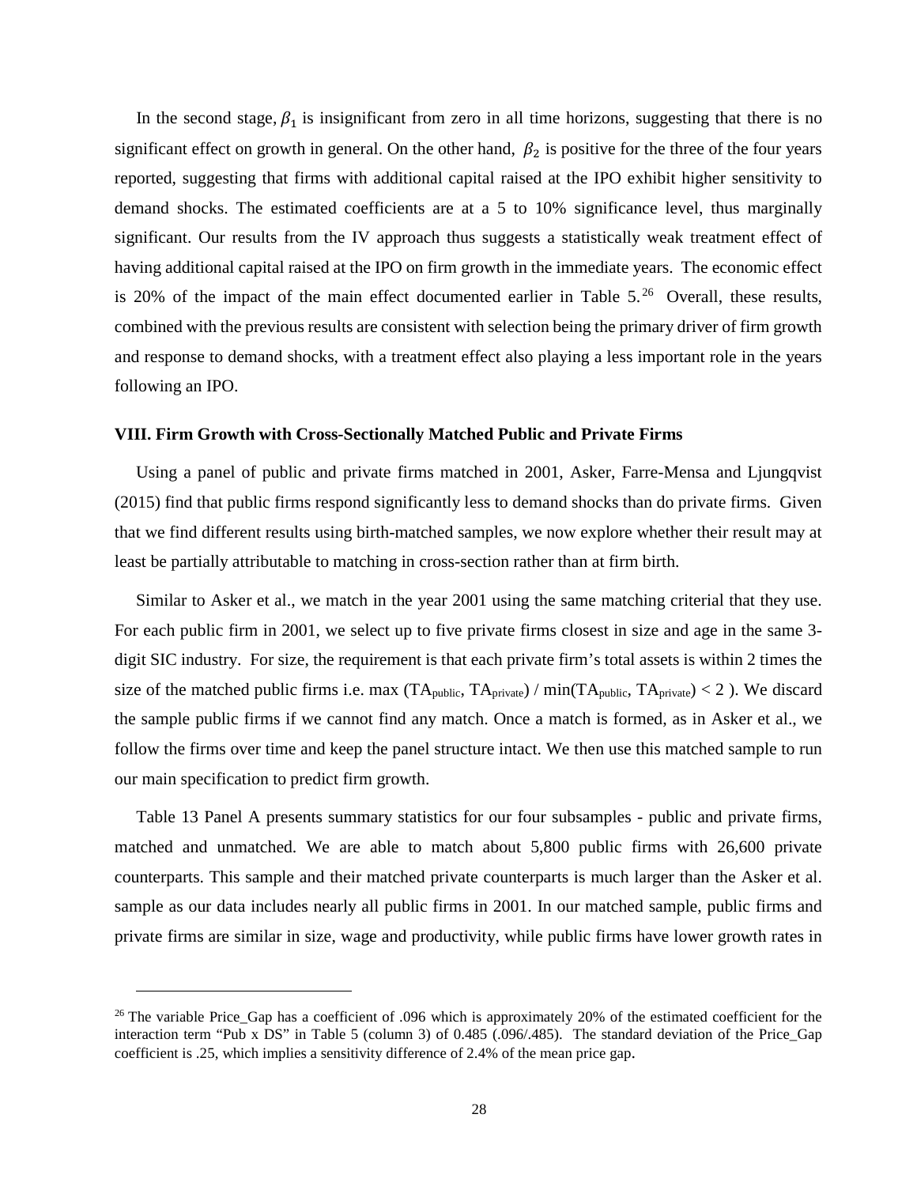In the second stage, $\beta_1$ is insignificant from zero in all time horizons, suggesting that there is no significant effect on growth in general. On the other hand, $\beta_2$ is positive for the three of the four years reported, suggesting that firms with additional capital raised at the IPO exhibit higher sensitivity to demand shocks. The estimated coefficients are at a 5 to 10% significance level, thus marginally significant. Our results from the IV approach thus suggests a statistically weak treatment effect of having additional capital raised at the IPO on firm growth in the immediate years. The economic effect is 20% of the impact of the main effect documented earlier in Table 5.[26] Overall, these results, combined with the previous results are consistent with selection being the primary driver of firm growth and response to demand shocks, with a treatment effect also playing a less important role in the years following an IPO.

### VIII. Firm Growth with Cross-Sectionally Matched Public and Private Firms

Using a panel of public and private firms matched in 2001, Asker, Farre-Mensa and Ljungqvist (2015) find that public firms respond significantly less to demand shocks than do private firms. Given that we find different results using birth-matched samples, we now explore whether their result may at least be partially attributable to matching in cross-section rather than at firm birth.

Similar to Asker et al., we match in the year 2001 using the same matching criterial that they use. For each public firm in 2001, we select up to five private firms closest in size and age in the same 3-digit SIC industry. For size, the requirement is that each private firm's total assets is within 2 times the size of the matched public firms i.e. $\max(TA_{public}, TA_{private}) / \min(TA_{public}, TA_{private}) < 2$ ). We discard the sample public firms if we cannot find any match. Once a match is formed, as in Asker et al., we follow the firms over time and keep the panel structure intact. We then use this matched sample to run our main specification to predict firm growth.

Table 13 Panel A presents summary statistics for our four subsamples - public and private firms, matched and unmatched. We are able to match about 5,800 public firms with 26,600 private counterparts. This sample and their matched private counterparts is much larger than the Asker et al. sample as our data includes nearly all public firms in 2001. In our matched sample, public firms and private firms are similar in size, wage and productivity, while public firms have lower growth rates in

[26] The variable Price_Gap has a coefficient of .096 which is approximately 20% of the estimated coefficient for the interaction term "Pub x DS" in Table 5 (column 3) of 0.485 (.096/.485). The standard deviation of the Price_Gap coefficient is .25, which implies a sensitivity difference of 2.4% of the mean price gap.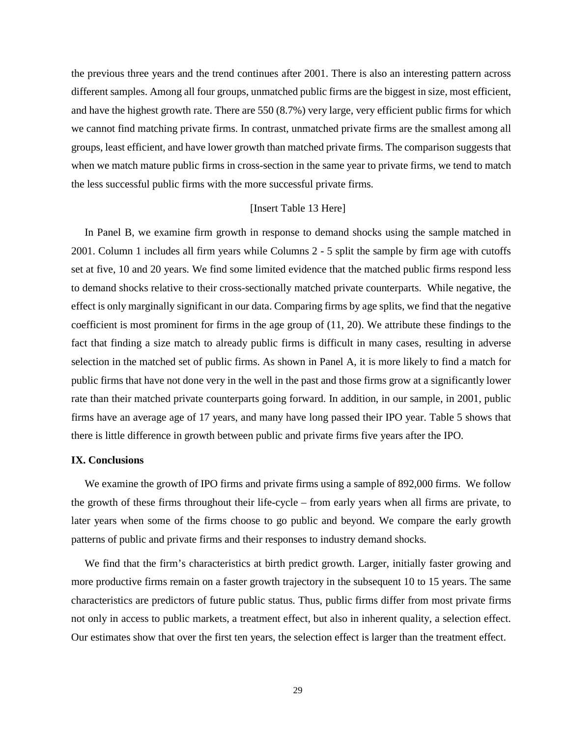the previous three years and the trend continues after 2001. There is also an interesting pattern across different samples. Among all four groups, unmatched public firms are the biggest in size, most efficient, and have the highest growth rate. There are 550 (8.7%) very large, very efficient public firms for which we cannot find matching private firms. In contrast, unmatched private firms are the smallest among all groups, least efficient, and have lower growth than matched private firms. The comparison suggests that when we match mature public firms in cross-section in the same year to private firms, we tend to match the less successful public firms with the more successful private firms.

[Insert Table 13 Here]

In Panel B, we examine firm growth in response to demand shocks using the sample matched in 2001. Column 1 includes all firm years while Columns 2 - 5 split the sample by firm age with cutoffs set at five, 10 and 20 years. We find some limited evidence that the matched public firms respond less to demand shocks relative to their cross-sectionally matched private counterparts. While negative, the effect is only marginally significant in our data. Comparing firms by age splits, we find that the negative coefficient is most prominent for firms in the age group of (11, 20). We attribute these findings to the fact that finding a size match to already public firms is difficult in many cases, resulting in adverse selection in the matched set of public firms. As shown in Panel A, it is more likely to find a match for public firms that have not done very in the well in the past and those firms grow at a significantly lower rate than their matched private counterparts going forward. In addition, in our sample, in 2001, public firms have an average age of 17 years, and many have long passed their IPO year. Table 5 shows that there is little difference in growth between public and private firms five years after the IPO.

## IX. Conclusions

We examine the growth of IPO firms and private firms using a sample of 892,000 firms. We follow the growth of these firms throughout their life-cycle – from early years when all firms are private, to later years when some of the firms choose to go public and beyond. We compare the early growth patterns of public and private firms and their responses to industry demand shocks.

We find that the firm's characteristics at birth predict growth. Larger, initially faster growing and more productive firms remain on a faster growth trajectory in the subsequent 10 to 15 years. The same characteristics are predictors of future public status. Thus, public firms differ from most private firms not only in access to public markets, a treatment effect, but also in inherent quality, a selection effect. Our estimates show that over the first ten years, the selection effect is larger than the treatment effect.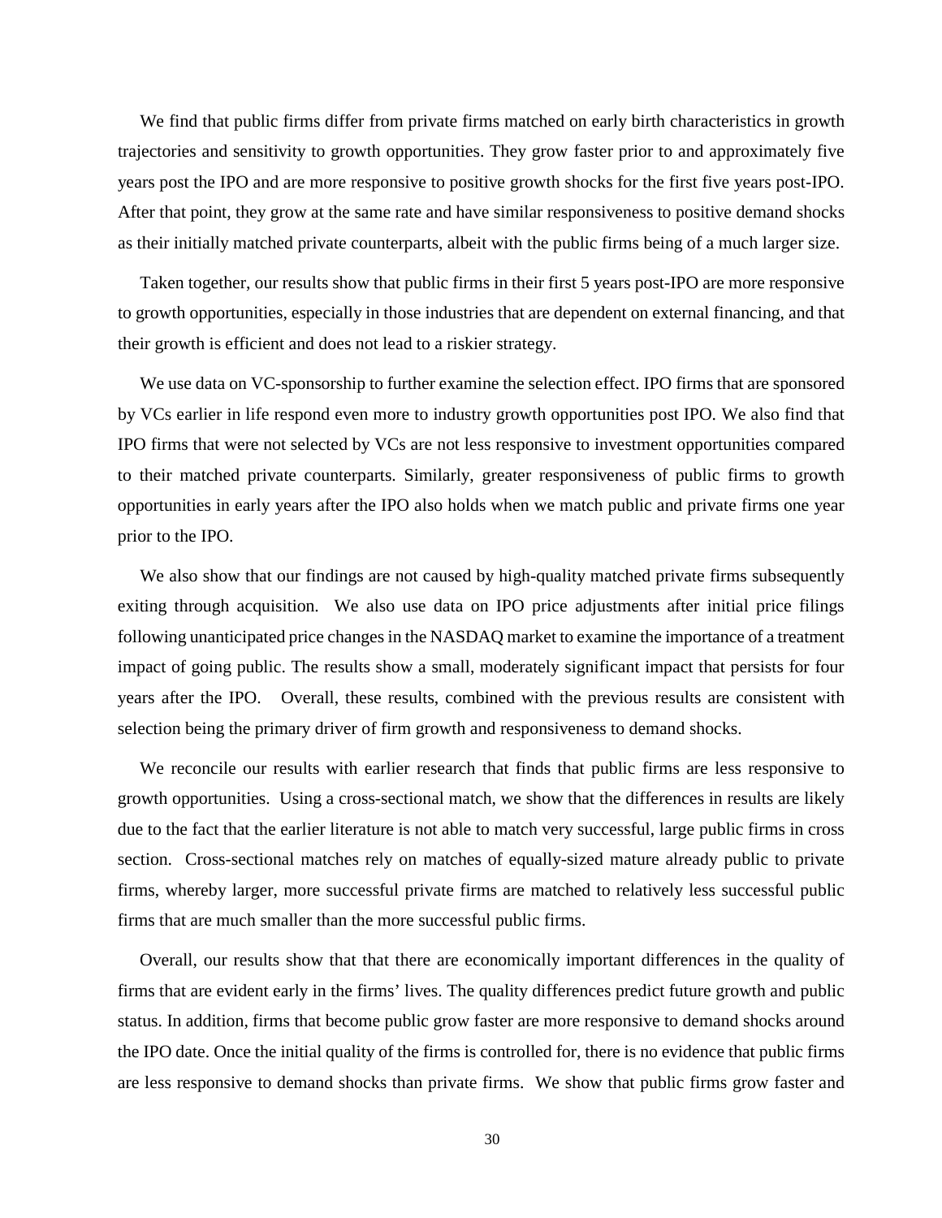We find that public firms differ from private firms matched on early birth characteristics in growth trajectories and sensitivity to growth opportunities. They grow faster prior to and approximately five years post the IPO and are more responsive to positive growth shocks for the first five years post-IPO. After that point, they grow at the same rate and have similar responsiveness to positive demand shocks as their initially matched private counterparts, albeit with the public firms being of a much larger size.

Taken together, our results show that public firms in their first 5 years post-IPO are more responsive to growth opportunities, especially in those industries that are dependent on external financing, and that their growth is efficient and does not lead to a riskier strategy.

We use data on VC-sponsorship to further examine the selection effect. IPO firms that are sponsored by VCs earlier in life respond even more to industry growth opportunities post IPO. We also find that IPO firms that were not selected by VCs are not less responsive to investment opportunities compared to their matched private counterparts. Similarly, greater responsiveness of public firms to growth opportunities in early years after the IPO also holds when we match public and private firms one year prior to the IPO.

We also show that our findings are not caused by high-quality matched private firms subsequently exiting through acquisition. We also use data on IPO price adjustments after initial price filings following unanticipated price changes in the NASDAQ market to examine the importance of a treatment impact of going public. The results show a small, moderately significant impact that persists for four years after the IPO. Overall, these results, combined with the previous results are consistent with selection being the primary driver of firm growth and responsiveness to demand shocks.

We reconcile our results with earlier research that finds that public firms are less responsive to growth opportunities. Using a cross-sectional match, we show that the differences in results are likely due to the fact that the earlier literature is not able to match very successful, large public firms in cross section. Cross-sectional matches rely on matches of equally-sized mature already public to private firms, whereby larger, more successful private firms are matched to relatively less successful public firms that are much smaller than the more successful public firms.

Overall, our results show that that there are economically important differences in the quality of firms that are evident early in the firms' lives. The quality differences predict future growth and public status. In addition, firms that become public grow faster are more responsive to demand shocks around the IPO date. Once the initial quality of the firms is controlled for, there is no evidence that public firms are less responsive to demand shocks than private firms. We show that public firms grow faster and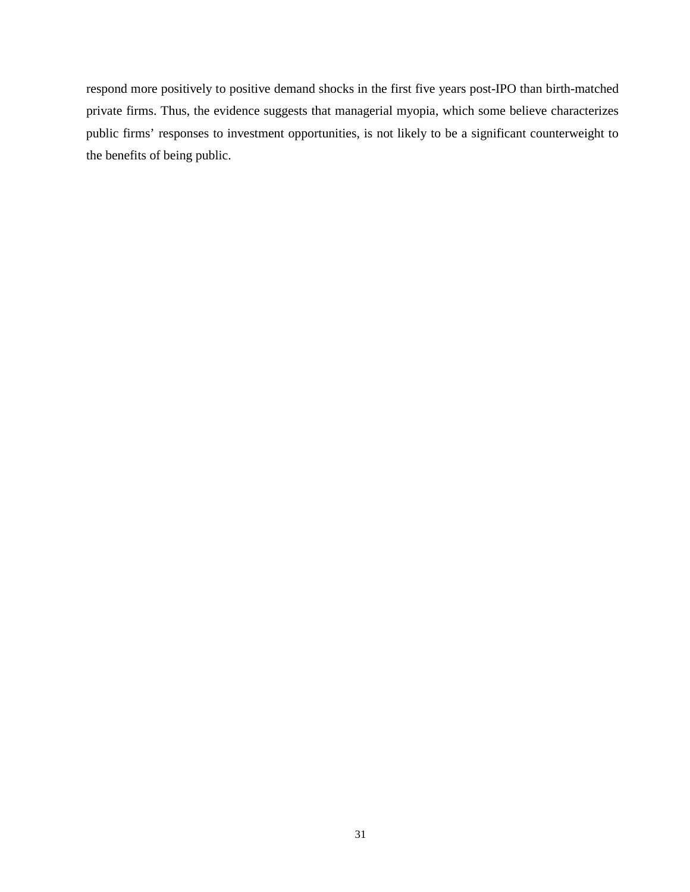respond more positively to positive demand shocks in the first five years post-IPO than birth-matched private firms. Thus, the evidence suggests that managerial myopia, which some believe characterizes public firms' responses to investment opportunities, is not likely to be a significant counterweight to the benefits of being public.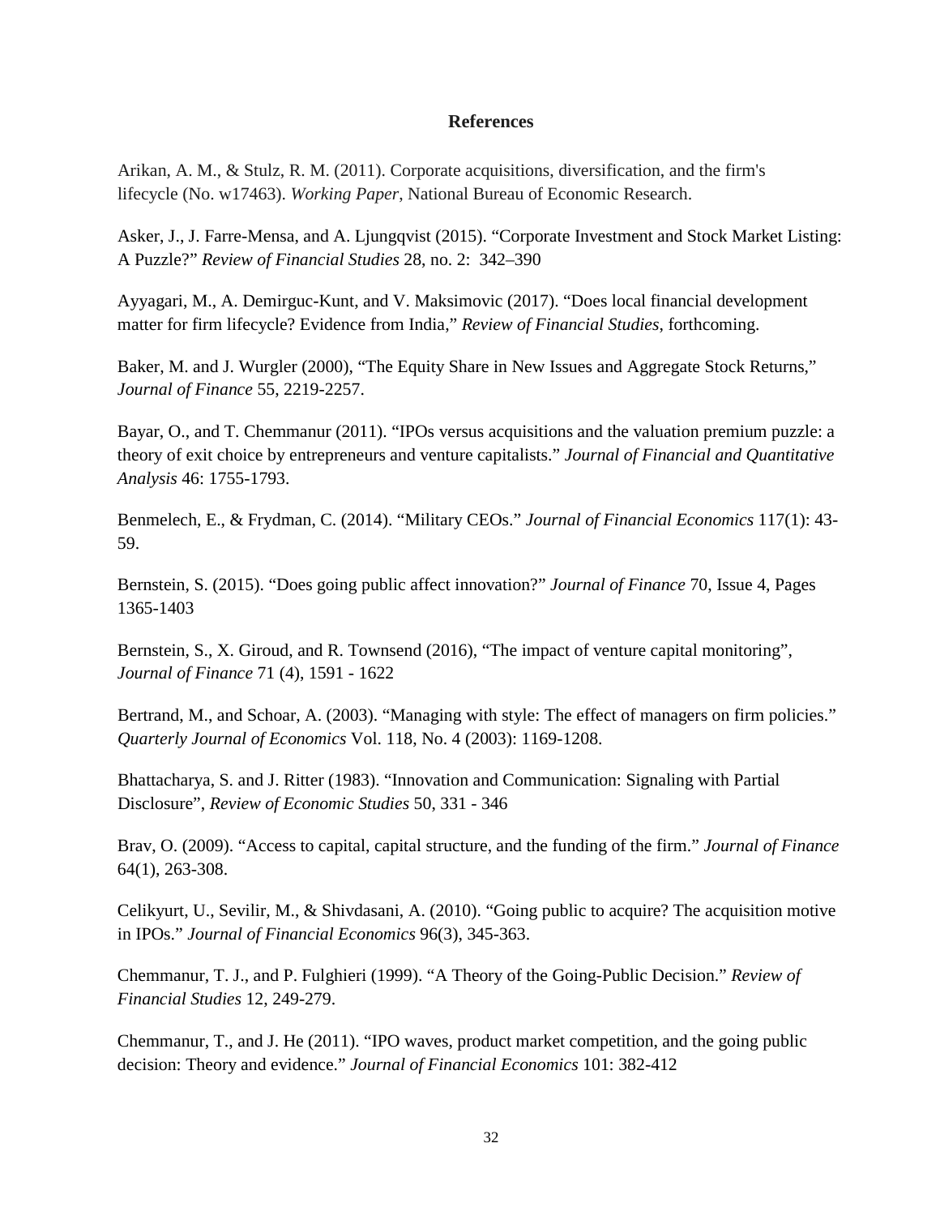## References

Arikan, A. M., & Stulz, R. M. (2011). Corporate acquisitions, diversification, and the firm's lifecycle (No. w17463). *Working Paper*, National Bureau of Economic Research.

Asker, J., J. Farre-Mensa, and A. Ljungqvist (2015). "Corporate Investment and Stock Market Listing: A Puzzle?" *Review of Financial Studies* 28, no. 2: 342–390

Ayyagari, M., A. Demirguc-Kunt, and V. Maksimovic (2017). "Does local financial development matter for firm lifecycle? Evidence from India," *Review of Financial Studies*, forthcoming.

Baker, M. and J. Wurgler (2000), "The Equity Share in New Issues and Aggregate Stock Returns," *Journal of Finance* 55, 2219-2257.

Bayar, O., and T. Chemmanur (2011). "IPOs versus acquisitions and the valuation premium puzzle: a theory of exit choice by entrepreneurs and venture capitalists." *Journal of Financial and Quantitative Analysis* 46: 1755-1793.

Benmelech, E., & Frydman, C. (2014). "Military CEOs." *Journal of Financial Economics* 117(1): 43-59.

Bernstein, S. (2015). "Does going public affect innovation?" *Journal of Finance* 70, Issue 4, Pages 1365-1403

Bernstein, S., X. Giroud, and R. Townsend (2016), "The impact of venture capital monitoring", *Journal of Finance* 71 (4), 1591 - 1622

Bertrand, M., and Schoar, A. (2003). "Managing with style: The effect of managers on firm policies." *Quarterly Journal of Economics* Vol. 118, No. 4 (2003): 1169-1208.

Bhattacharya, S. and J. Ritter (1983). "Innovation and Communication: Signaling with Partial Disclosure", *Review of Economic Studies* 50, 331 - 346

Brav, O. (2009). "Access to capital, capital structure, and the funding of the firm." *Journal of Finance* 64(1), 263-308.

Celikyurt, U., Sevilir, M., & Shivdasani, A. (2010). "Going public to acquire? The acquisition motive in IPOs." *Journal of Financial Economics* 96(3), 345-363.

Chemmanur, T. J., and P. Fulghieri (1999). "A Theory of the Going-Public Decision." *Review of Financial Studies* 12, 249-279.

Chemmanur, T., and J. He (2011). "IPO waves, product market competition, and the going public decision: Theory and evidence." *Journal of Financial Economics* 101: 382-412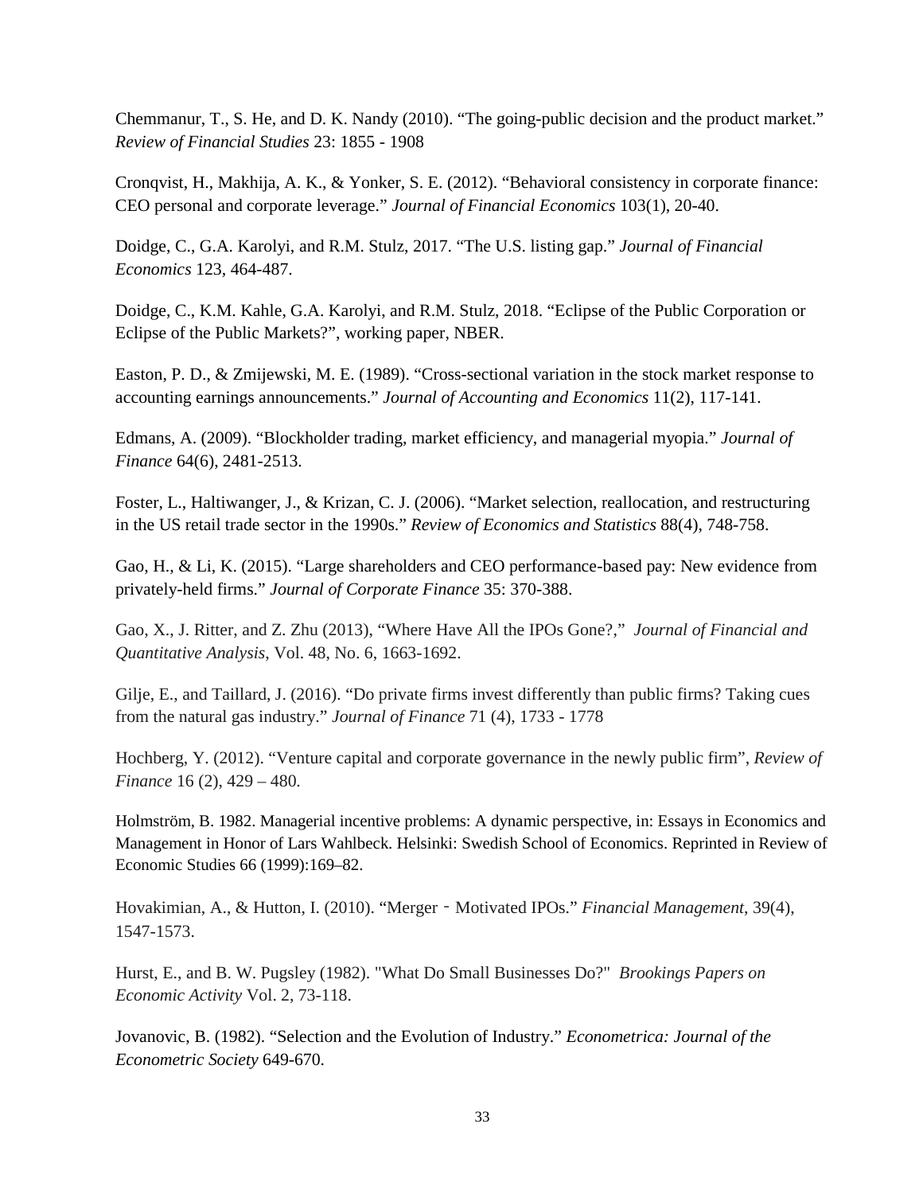Chemmanur, T., S. He, and D. K. Nandy (2010). "The going-public decision and the product market." *Review of Financial Studies* 23: 1855 - 1908

Cronqvist, H., Makhija, A. K., & Yonker, S. E. (2012). "Behavioral consistency in corporate finance: CEO personal and corporate leverage." *Journal of Financial Economics* 103(1), 20-40.

Doidge, C., G.A. Karolyi, and R.M. Stulz, 2017. "The U.S. listing gap." *Journal of Financial Economics* 123, 464-487.

Doidge, C., K.M. Kahle, G.A. Karolyi, and R.M. Stulz, 2018. "Eclipse of the Public Corporation or Eclipse of the Public Markets?", working paper, NBER.

Easton, P. D., & Zmijewski, M. E. (1989). "Cross-sectional variation in the stock market response to accounting earnings announcements." *Journal of Accounting and Economics* 11(2), 117-141.

Edmans, A. (2009). "Blockholder trading, market efficiency, and managerial myopia." *Journal of Finance* 64(6), 2481-2513.

Foster, L., Haltiwanger, J., & Krizan, C. J. (2006). "Market selection, reallocation, and restructuring in the US retail trade sector in the 1990s." *Review of Economics and Statistics* 88(4), 748-758.

Gao, H., & Li, K. (2015). "Large shareholders and CEO performance-based pay: New evidence from privately-held firms." *Journal of Corporate Finance* 35: 370-388.

Gao, X., J. Ritter, and Z. Zhu (2013), "Where Have All the IPOs Gone?," *Journal of Financial and Quantitative Analysis*, Vol. 48, No. 6, 1663-1692.

Gilje, E., and Taillard, J. (2016). "Do private firms invest differently than public firms? Taking cues from the natural gas industry." *Journal of Finance* 71 (4), 1733 - 1778

Hochberg, Y. (2012). "Venture capital and corporate governance in the newly public firm", *Review of Finance* 16 (2), 429 – 480.

Holmström, B. 1982. Managerial incentive problems: A dynamic perspective, in: Essays in Economics and Management in Honor of Lars Wahlbeck. Helsinki: Swedish School of Economics. Reprinted in Review of Economic Studies 66 (1999):169–82.

Hovakimian, A., & Hutton, I. (2010). "Merger‐Motivated IPOs." *Financial Management*, 39(4), 1547-1573.

Hurst, E., and B. W. Pugsley (1982). "What Do Small Businesses Do?" *Brookings Papers on Economic Activity* Vol. 2, 73-118.

Jovanovic, B. (1982). "Selection and the Evolution of Industry." *Econometrica: Journal of the Econometric Society* 649-670.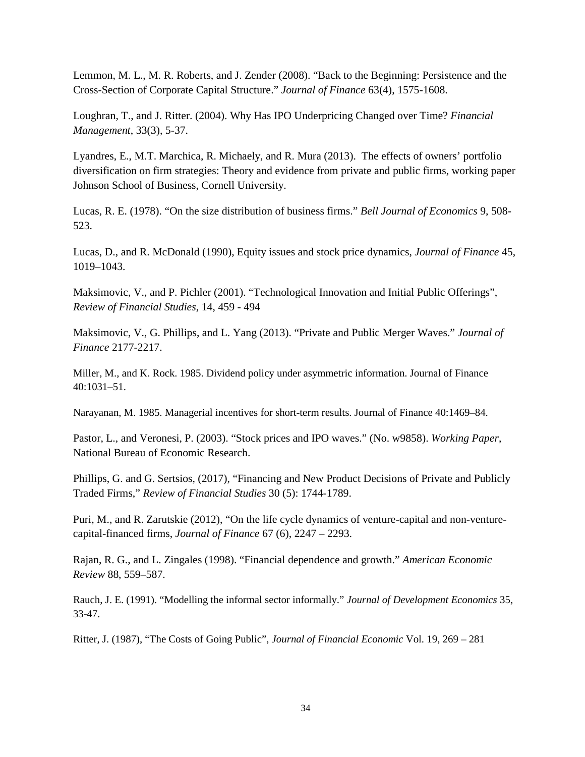Lemmon, M. L., M. R. Roberts, and J. Zender (2008). “Back to the Beginning: Persistence and the Cross-Section of Corporate Capital Structure.” *Journal of Finance* 63(4), 1575-1608.

Loughran, T., and J. Ritter. (2004). Why Has IPO Underpricing Changed over Time? *Financial Management*, 33(3), 5-37.

Lyandres, E., M.T. Marchica, R. Michaely, and R. Mura (2013). The effects of owners’ portfolio diversification on firm strategies: Theory and evidence from private and public firms, working paper Johnson School of Business, Cornell University.

Lucas, R. E. (1978). “On the size distribution of business firms.” *Bell Journal of Economics* 9, 508-523.

Lucas, D., and R. McDonald (1990), Equity issues and stock price dynamics, *Journal of Finance* 45, 1019–1043.

Maksimovic, V., and P. Pichler (2001). “Technological Innovation and Initial Public Offerings”, *Review of Financial Studies*, 14, 459 - 494

Maksimovic, V., G. Phillips, and L. Yang (2013). “Private and Public Merger Waves.” *Journal of Finance* 2177-2217.

Miller, M., and K. Rock. 1985. Dividend policy under asymmetric information. Journal of Finance 40:1031–51.

Narayanan, M. 1985. Managerial incentives for short-term results. Journal of Finance 40:1469–84.

Pastor, L., and Veronesi, P. (2003). “Stock prices and IPO waves.” (No. w9858). *Working Paper*, National Bureau of Economic Research.

Phillips, G. and G. Sertsios, (2017), “Financing and New Product Decisions of Private and Publicly Traded Firms,” *Review of Financial Studies* 30 (5): 1744-1789.

Puri, M., and R. Zarutskie (2012), “On the life cycle dynamics of venture-capital and non-venture-capital-financed firms, *Journal of Finance* 67 (6), 2247 – 2293.

Rajan, R. G., and L. Zingales (1998). “Financial dependence and growth.” *American Economic Review* 88, 559–587.

Rauch, J. E. (1991). “Modelling the informal sector informally.” *Journal of Development Economics* 35, 33-47.

Ritter, J. (1987), “The Costs of Going Public”, *Journal of Financial Economic* Vol. 19, 269 – 281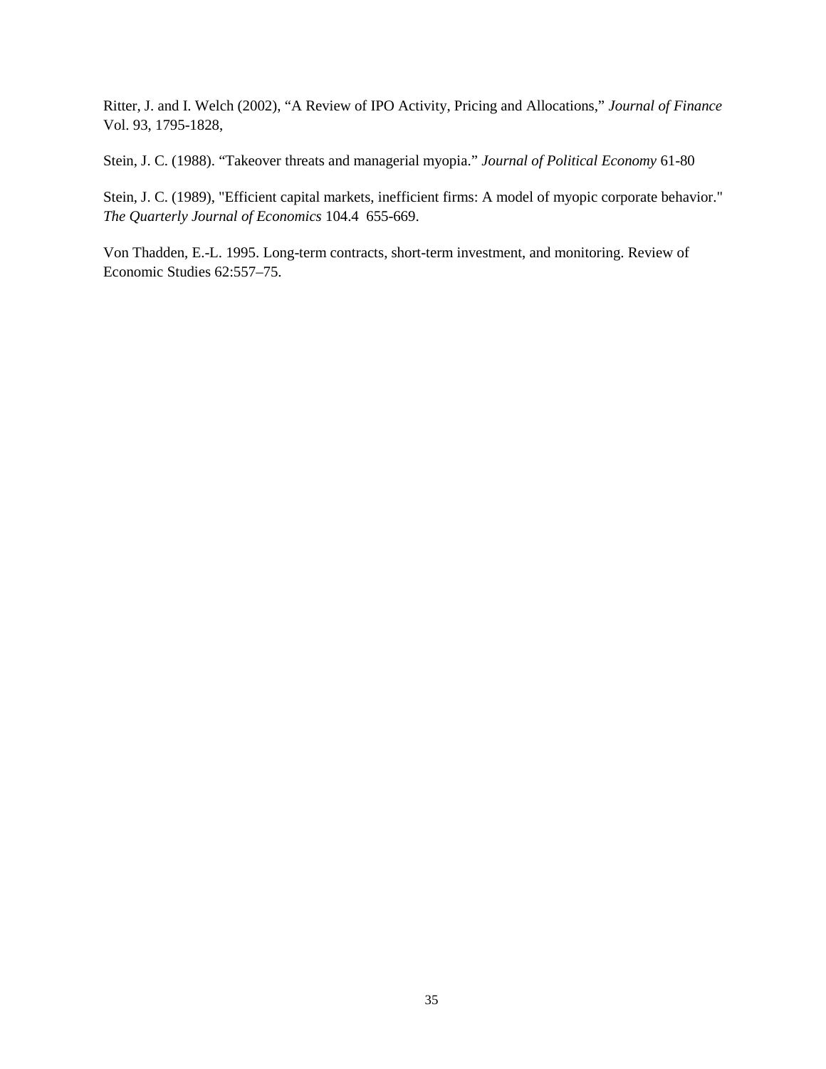Ritter, J. and I. Welch (2002), "A Review of IPO Activity, Pricing and Allocations," *Journal of Finance* Vol. 93, 1795-1828,

Stein, J. C. (1988). "Takeover threats and managerial myopia." *Journal of Political Economy* 61-80

Stein, J. C. (1989), "Efficient capital markets, inefficient firms: A model of myopic corporate behavior." *The Quarterly Journal of Economics* 104.4 655-669.

Von Thadden, E.-L. 1995. Long-term contracts, short-term investment, and monitoring. Review of Economic Studies 62:557–75.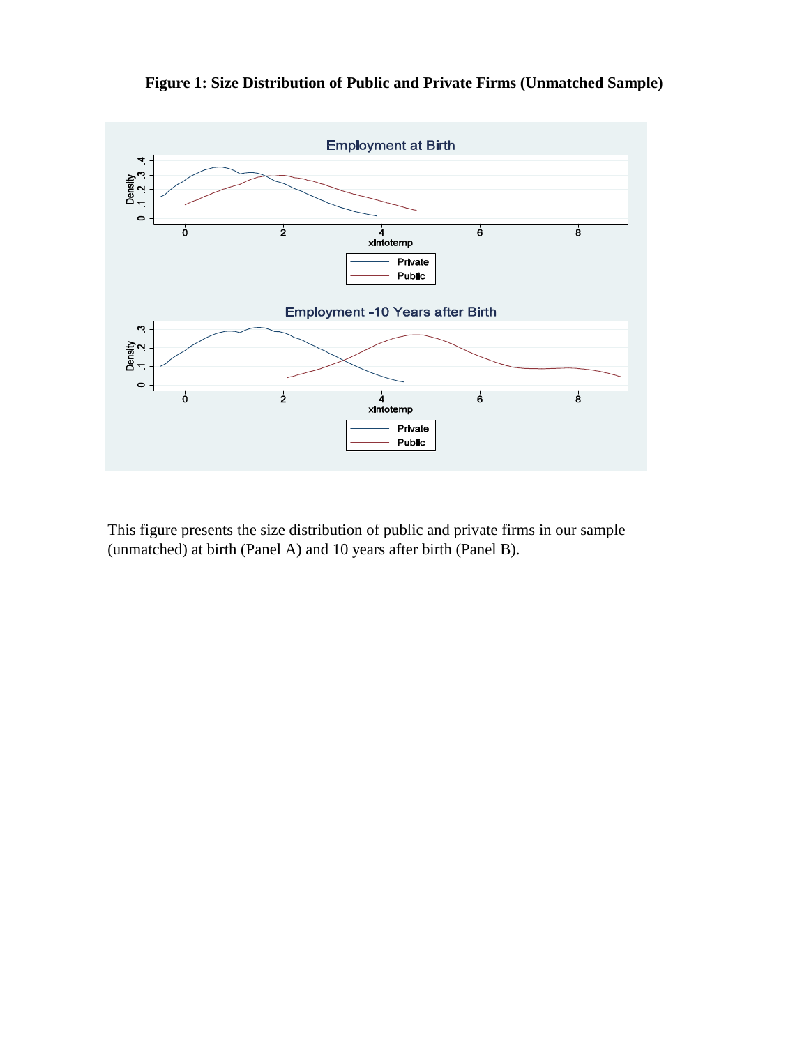**Figure 1: Size Distribution of Public and Private Firms (Unmatched Sample)**

This figure presents the size distribution of public and private firms in our sample (unmatched) at birth (Panel A) and 10 years after birth (Panel B).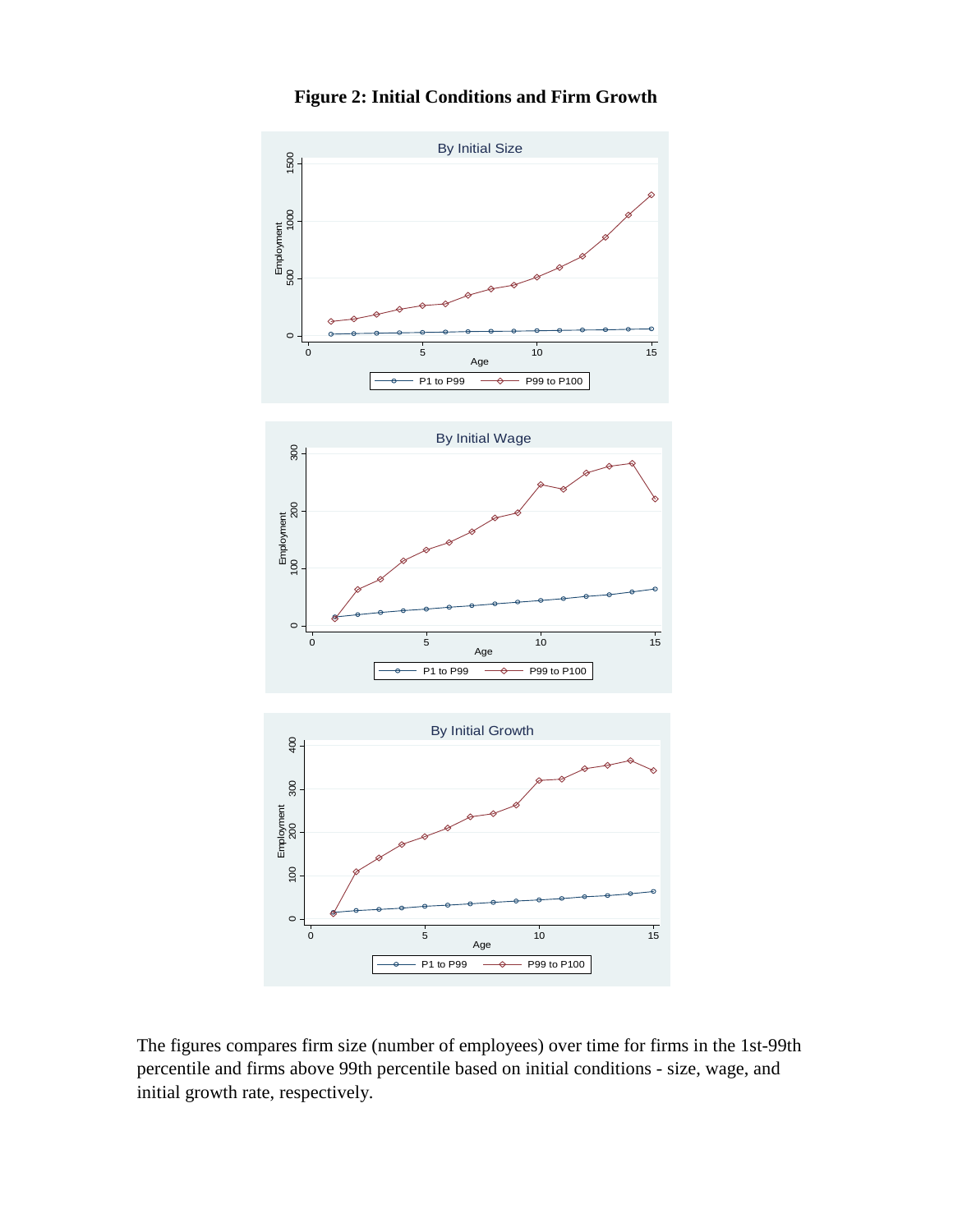**Figure 2: Initial Conditions and Firm Growth**

The figures compares firm size (number of employees) over time for firms in the 1st-99th percentile and firms above 99th percentile based on initial conditions - size, wage, and initial growth rate, respectively.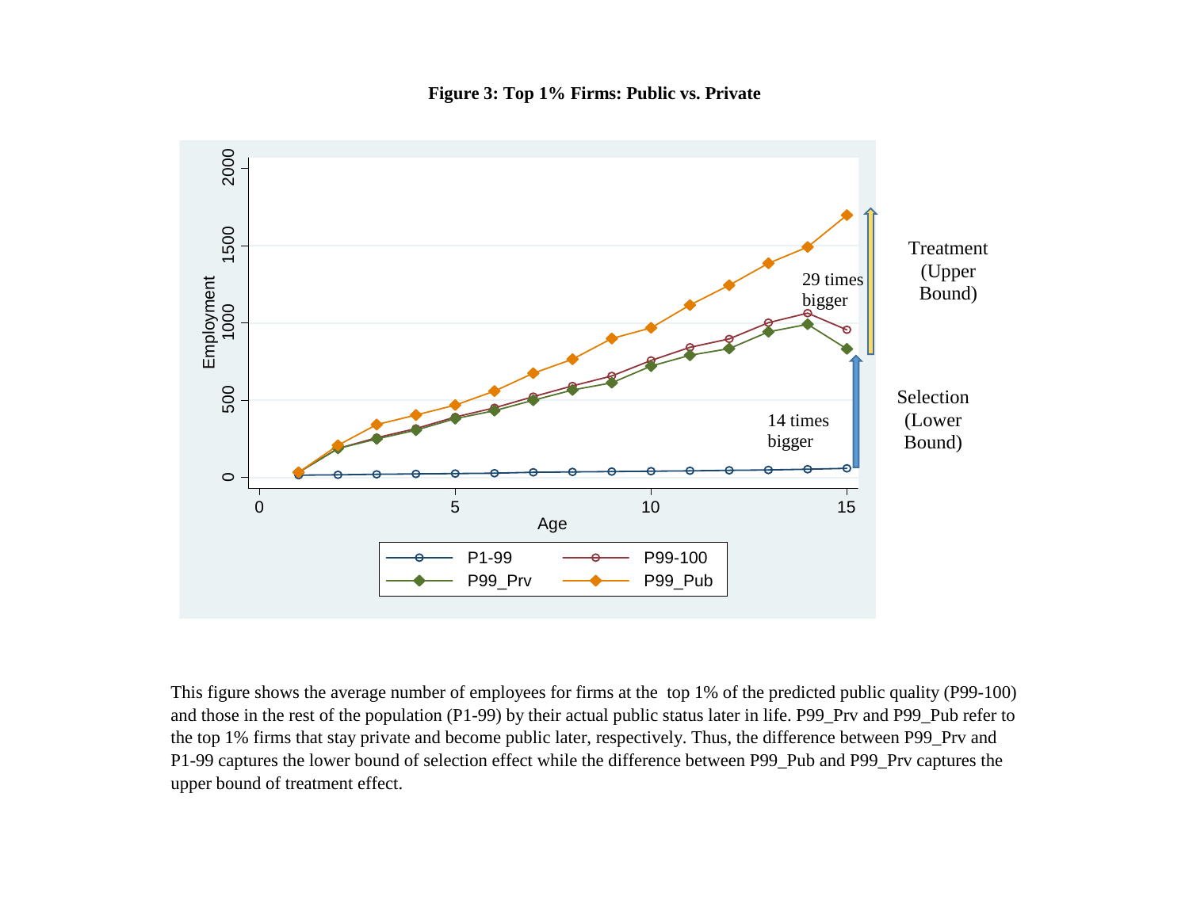**Figure 3: Top 1% Firms: Public vs. Private**

This figure shows the average number of employees for firms at the top 1% of the predicted public quality (P99-100) and those in the rest of the population (P1-99) by their actual public status later in life. P99_Prv and P99_Pub refer to the top 1% firms that stay private and become public later, respectively. Thus, the difference between P99_Prv and P1-99 captures the lower bound of selection effect while the difference between P99_Pub and P99_Prv captures the upper bound of treatment effect.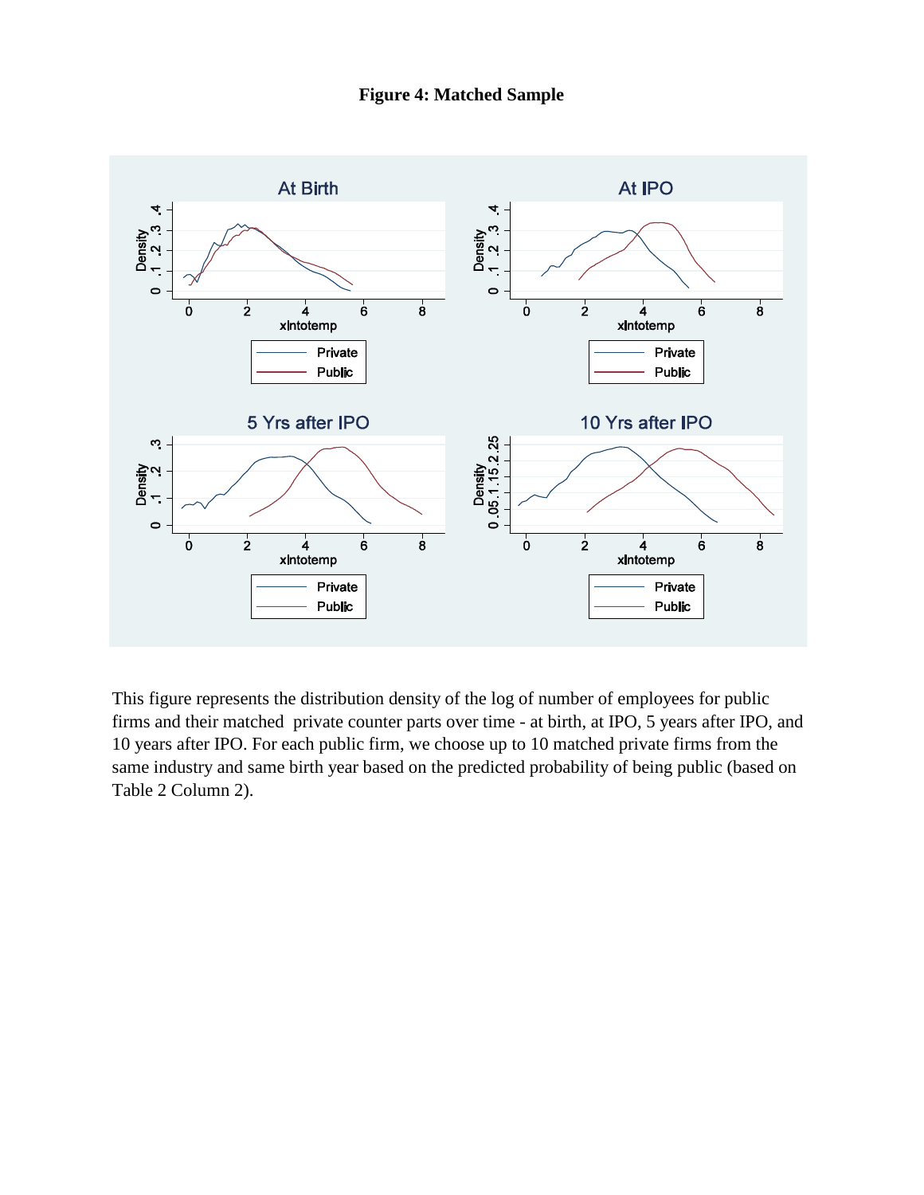**Figure 4: Matched Sample**

This figure represents the distribution density of the log of number of employees for public firms and their matched private counter parts over time - at birth, at IPO, 5 years after IPO, and 10 years after IPO. For each public firm, we choose up to 10 matched private firms from the same industry and same birth year based on the predicted probability of being public (based on Table 2 Column 2).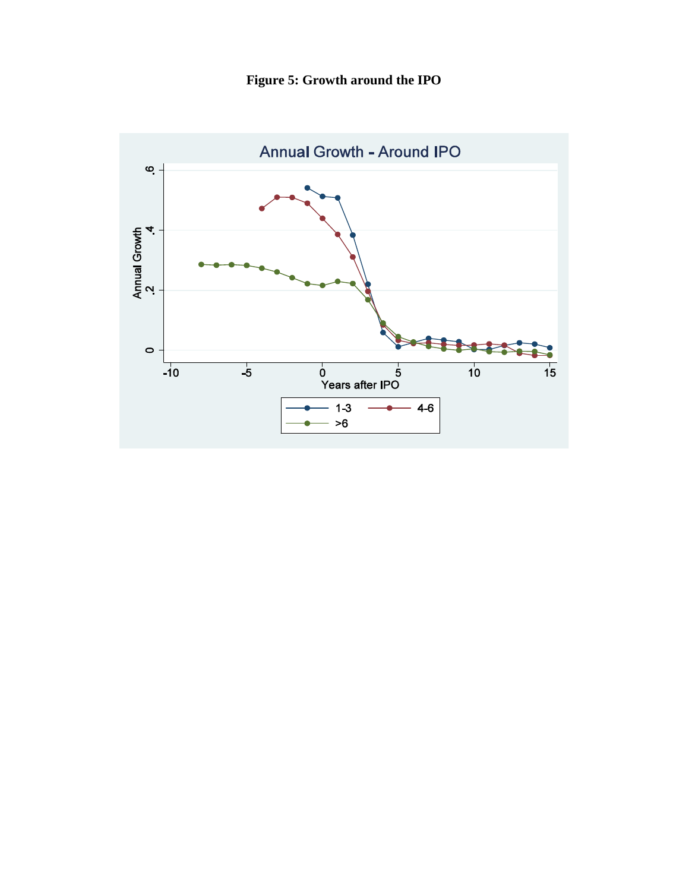**Figure 5: Growth around the IPO**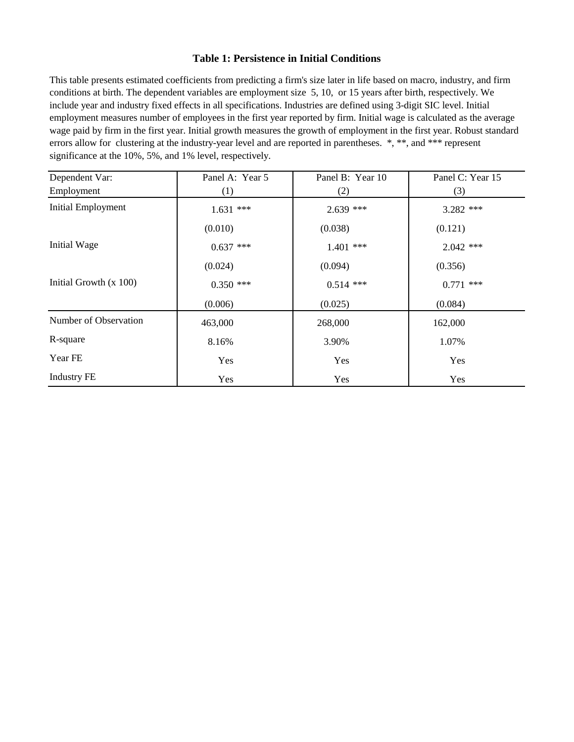**Table 1: Persistence in Initial Conditions**

This table presents estimated coefficients from predicting a firm's size later in life based on macro, industry, and firm conditions at birth. The dependent variables are employment size 5, 10, or 15 years after birth, respectively. We include year and industry fixed effects in all specifications. Industries are defined using 3-digit SIC level. Initial employment measures number of employees in the first year reported by firm. Initial wage is calculated as the average wage paid by firm in the first year. Initial growth measures the growth of employment in the first year. Robust standard errors allow for clustering at the industry-year level and are reported in parentheses. *, **, and *** represent significance at the 10%, 5%, and 1% level, respectively.

| Dependent Var: Employment | Panel A: Year 5 (1) | Panel B: Year 10 (2) | Panel C: Year 15 (3) |
|---|---|---|---|
| Initial Employment | 1.631 *** | 2.639 *** | 3.282 *** |
| | (0.010) | (0.038) | (0.121) |
| Initial Wage | 0.637 *** | 1.401 *** | 2.042 *** |
| | (0.024) | (0.094) | (0.356) |
| Initial Growth (x 100) | 0.350 *** | 0.514 *** | 0.771 *** |
| | (0.006) | (0.025) | (0.084) |
| Number of Observation | 463,000 | 268,000 | 162,000 |
| R-square | 8.16% | 3.90% | 1.07% |
| Year FE | Yes | Yes | Yes |
| Industry FE | Yes | Yes | Yes |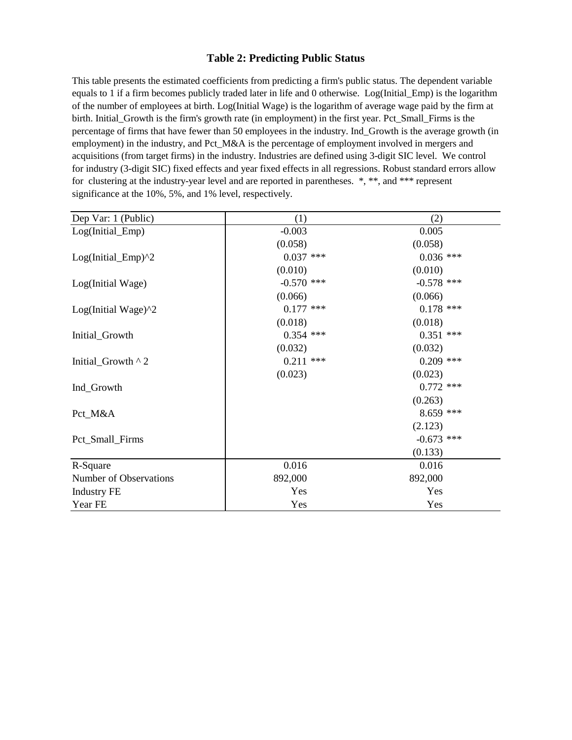**Table 2: Predicting Public Status**

This table presents the estimated coefficients from predicting a firm's public status. The dependent variable equals to 1 if a firm becomes publicly traded later in life and 0 otherwise. Log(Initial_Emp) is the logarithm of the number of employees at birth. Log(Initial Wage) is the logarithm of average wage paid by the firm at birth. Initial_Growth is the firm's growth rate (in employment) in the first year. Pct_Small_Firms is the percentage of firms that have fewer than 50 employees in the industry. Ind_Growth is the average growth (in employment) in the industry, and Pct_M&A is the percentage of employment involved in mergers and acquisitions (from target firms) in the industry. Industries are defined using 3-digit SIC level. We control for industry (3-digit SIC) fixed effects and year fixed effects in all regressions. Robust standard errors allow for clustering at the industry-year level and are reported in parentheses. *, **, and *** represent significance at the 10%, 5%, and 1% level, respectively.

| Dep Var: 1 (Public) | (1) | (2) |
|---|---|---|
| Log(Initial_Emp) | -0.003 | 0.005 |
| | (0.058) | (0.058) |
| Log(Initial_Emp)^2 | 0.037 *** | 0.036 *** |
| | (0.010) | (0.010) |
| Log(Initial Wage) | -0.570 *** | -0.578 *** |
| | (0.066) | (0.066) |
| Log(Initial Wage)^2 | 0.177 *** | 0.178 *** |
| | (0.018) | (0.018) |
| Initial_Growth | 0.354 *** | 0.351 *** |
| | (0.032) | (0.032) |
| Initial_Growth ^ 2 | 0.211 *** | 0.209 *** |
| | (0.023) | (0.023) |
| Ind_Growth | | 0.772 *** |
| | | (0.263) |
| Pct_M&A | | 8.659 *** |
| | | (2.123) |
| Pct_Small_Firms | | -0.673 *** |
| | | (0.133) |
| R-Square | 0.016 | 0.016 |
| Number of Observations | 892,000 | 892,000 |
| Industry FE | Yes | Yes |
| Year FE | Yes | Yes |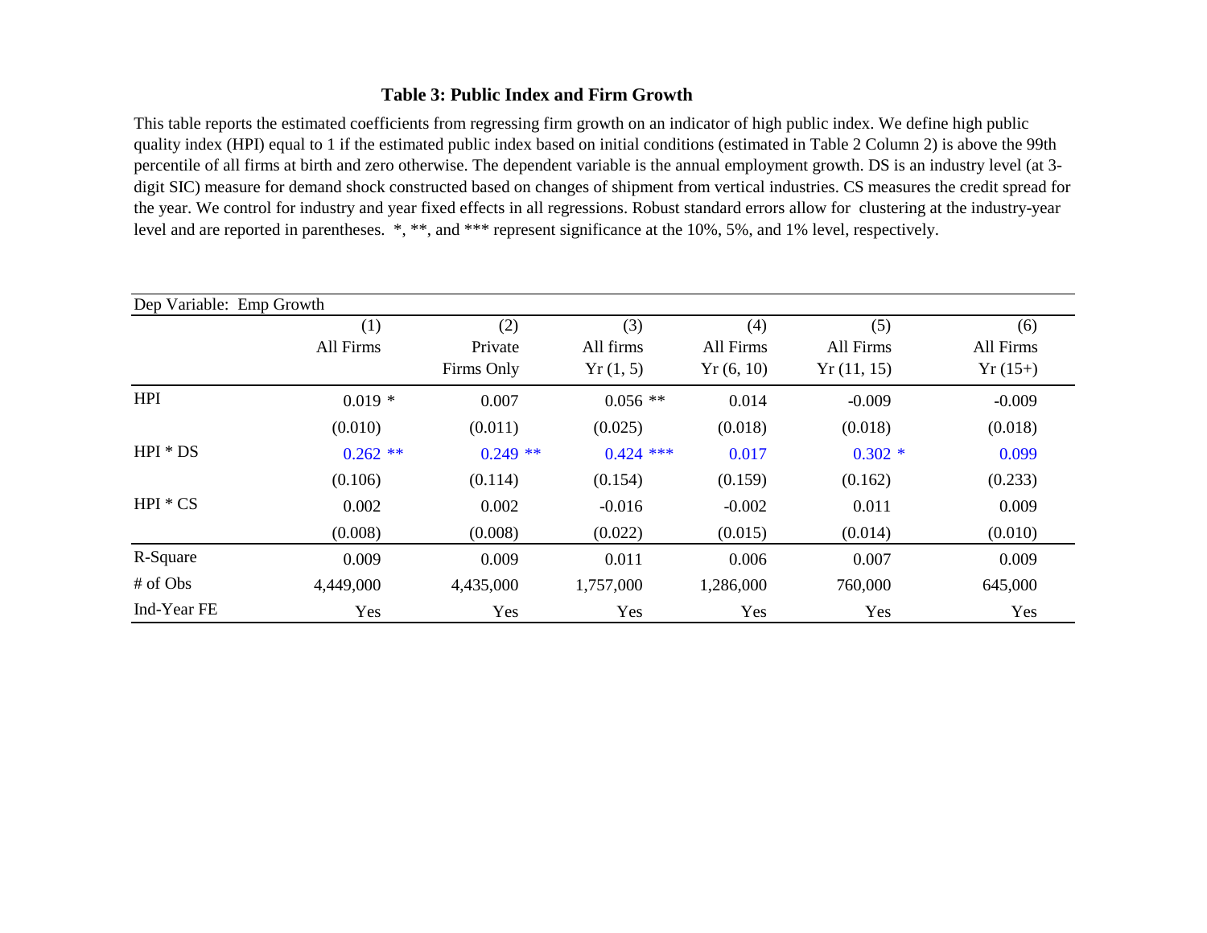### Table 3: Public Index and Firm Growth

This table reports the estimated coefficients from regressing firm growth on an indicator of high public index. We define high public quality index (HPI) equal to 1 if the estimated public index based on initial conditions (estimated in Table 2 Column 2) is above the 99th percentile of all firms at birth and zero otherwise. The dependent variable is the annual employment growth. DS is an industry level (at 3-digit SIC) measure for demand shock constructed based on changes of shipment from vertical industries. CS measures the credit spread for the year. We control for industry and year fixed effects in all regressions. Robust standard errors allow for clustering at the industry-year level and are reported in parentheses. *, **, and *** represent significance at the 10%, 5%, and 1% level, respectively.

| Dep Variable: Emp Growth | (1) | (2) | (3) | (4) | (5) | (6) |
|---|---|---|---|---|---|---|
| | All Firms | Private Firms Only | All firms Yr (1, 5) | All Firms Yr (6, 10) | All Firms Yr (11, 15) | All Firms Yr (15+) |
| HPI | 0.019 * | 0.007 | 0.056 ** | 0.014 | -0.009 | -0.009 |
| | (0.010) | (0.011) | (0.025) | (0.018) | (0.018) | (0.018) |
| HPI * DS | 0.262 ** | 0.249 ** | 0.424 *** | 0.017 | 0.302 * | 0.099 |
| | (0.106) | (0.114) | (0.154) | (0.159) | (0.162) | (0.233) |
| HPI * CS | 0.002 | 0.002 | -0.016 | -0.002 | 0.011 | 0.009 |
| | (0.008) | (0.008) | (0.022) | (0.015) | (0.014) | (0.010) |
| R-Square | 0.009 | 0.009 | 0.011 | 0.006 | 0.007 | 0.009 |
| # of Obs | 4,449,000 | 4,435,000 | 1,757,000 | 1,286,000 | 760,000 | 645,000 |
| Ind-Year FE | Yes | Yes | Yes | Yes | Yes | Yes |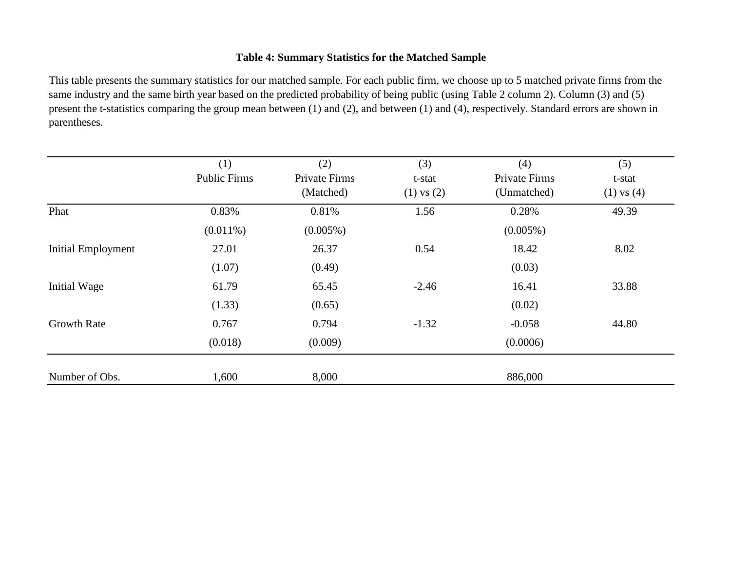**Table 4: Summary Statistics for the Matched Sample**

This table presents the summary statistics for our matched sample. For each public firm, we choose up to 5 matched private firms from the same industry and the same birth year based on the predicted probability of being public (using Table 2 column 2). Column (3) and (5) present the t-statistics comparing the group mean between (1) and (2), and between (1) and (4), respectively. Standard errors are shown in parentheses.

| | (1) Public Firms | (2) Private Firms (Matched) | (3) t-stat (1) vs (2) | (4) Private Firms (Unmatched) | (5) t-stat (1) vs (4) |
|---|---|---|---|---|---|
| Phat | 0.83% | 0.81% | 1.56 | 0.28% | 49.39 |
| | (0.011%) | (0.005%) | | (0.005%) | |
| Initial Employment | 27.01 | 26.37 | 0.54 | 18.42 | 8.02 |
| | (1.07) | (0.49) | | (0.03) | |
| Initial Wage | 61.79 | 65.45 | -2.46 | 16.41 | 33.88 |
| | (1.33) | (0.65) | | (0.02) | |
| Growth Rate | 0.767 | 0.794 | -1.32 | -0.058 | 44.80 |
| | (0.018) | (0.009) | | (0.0006) | |
| Number of Obs. | 1,600 | 8,000 | | 886,000 | |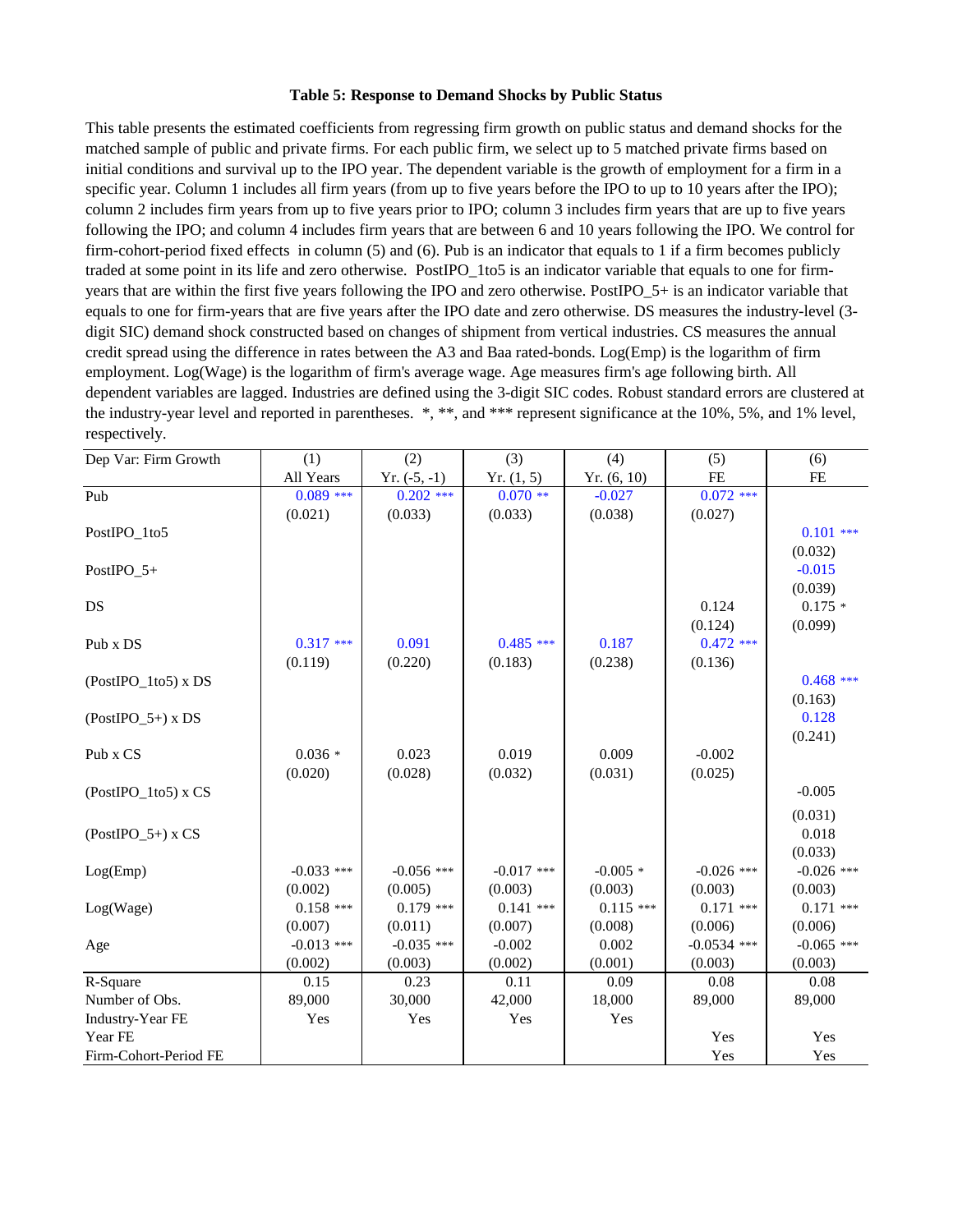### Table 5: Response to Demand Shocks by Public Status

This table presents the estimated coefficients from regressing firm growth on public status and demand shocks for the matched sample of public and private firms. For each public firm, we select up to 5 matched private firms based on initial conditions and survival up to the IPO year. The dependent variable is the growth of employment for a firm in a specific year. Column 1 includes all firm years (from up to five years before the IPO to up to 10 years after the IPO); column 2 includes firm years from up to five years prior to IPO; column 3 includes firm years that are up to five years following the IPO; and column 4 includes firm years that are between 6 and 10 years following the IPO. We control for firm-cohort-period fixed effects in column (5) and (6). Pub is an indicator that equals to 1 if a firm becomes publicly traded at some point in its life and zero otherwise. PostIPO_1to5 is an indicator variable that equals to one for firm-years that are within the first five years following the IPO and zero otherwise. PostIPO_5+ is an indicator variable that equals to one for firm-years that are five years after the IPO date and zero otherwise. DS measures the industry-level (3-digit SIC) demand shock constructed based on changes of shipment from vertical industries. CS measures the annual credit spread using the difference in rates between the A3 and Baa rated-bonds. Log(Emp) is the logarithm of firm employment. Log(Wage) is the logarithm of firm's average wage. Age measures firm's age following birth. All dependent variables are lagged. Industries are defined using the 3-digit SIC codes. Robust standard errors are clustered at the industry-year level and reported in parentheses. *, **, and *** represent significance at the 10%, 5%, and 1% level, respectively.

| Dep Var: Firm Growth | (1) All Years | (2) Yr. (-5, -1) | (3) Yr. (1, 5) | (4) Yr. (6, 10) | (5) FE | (6) FE |
|---|---|---|---|---|---|---|
| Pub | 0.089 *** | 0.202 *** | 0.070 ** | -0.027 | 0.072 *** | |
| | (0.021) | (0.033) | (0.033) | (0.038) | (0.027) | |
| PostIPO_1to5 | | | | | | 0.101 *** |
| | | | | | | (0.032) |
| PostIPO_5+ | | | | | | -0.015 |
| | | | | | | (0.039) |
| DS | | | | | 0.124 | 0.175 * |
| | | | | | (0.124) | (0.099) |
| Pub x DS | 0.317 *** | 0.091 | 0.485 *** | 0.187 | 0.472 *** | |
| | (0.119) | (0.220) | (0.183) | (0.238) | (0.136) | |
| (PostIPO_1to5) x DS | | | | | | 0.468 *** |
| | | | | | | (0.163) |
| (PostIPO_5+) x DS | | | | | | 0.128 |
| | | | | | | (0.241) |
| Pub x CS | 0.036 * | 0.023 | 0.019 | 0.009 | -0.002 | |
| | (0.020) | (0.028) | (0.032) | (0.031) | (0.025) | |
| (PostIPO_1to5) x CS | | | | | | -0.005 |
| | | | | | | (0.031) |
| (PostIPO_5+) x CS | | | | | | 0.018 |
| | | | | | | (0.033) |
| Log(Emp) | -0.033 *** | -0.056 *** | -0.017 *** | -0.005 * | -0.026 *** | -0.026 *** |
| | (0.002) | (0.005) | (0.003) | (0.003) | (0.003) | (0.003) |
| Log(Wage) | 0.158 *** | 0.179 *** | 0.141 *** | 0.115 *** | 0.171 *** | 0.171 *** |
| | (0.007) | (0.011) | (0.007) | (0.008) | (0.006) | (0.006) |
| Age | -0.013 *** | -0.035 *** | -0.002 | 0.002 | -0.0534 *** | -0.065 *** |
| | (0.002) | (0.003) | (0.002) | (0.001) | (0.003) | (0.003) |
| R-Square | 0.15 | 0.23 | 0.11 | 0.09 | 0.08 | 0.08 |
| Number of Obs. | 89,000 | 30,000 | 42,000 | 18,000 | 89,000 | 89,000 |
| Industry-Year FE | Yes | Yes | Yes | Yes | | |
| Year FE | | | | | Yes | Yes |
| Firm-Cohort-Period FE | | | | | Yes | Yes |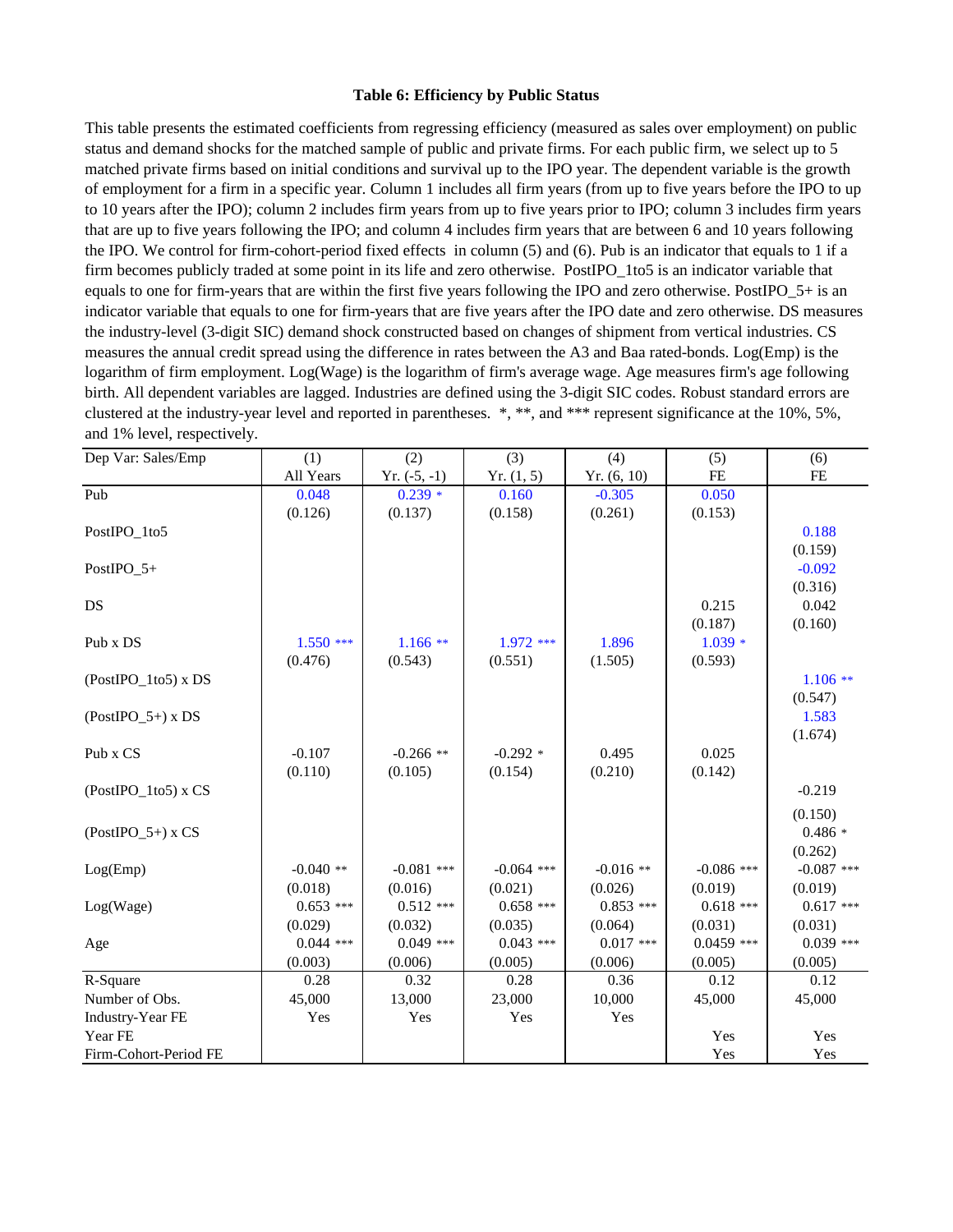**Table 6: Efficiency by Public Status**

This table presents the estimated coefficients from regressing efficiency (measured as sales over employment) on public status and demand shocks for the matched sample of public and private firms. For each public firm, we select up to 5 matched private firms based on initial conditions and survival up to the IPO year. The dependent variable is the growth of employment for a firm in a specific year. Column 1 includes all firm years (from up to five years before the IPO to up to 10 years after the IPO); column 2 includes firm years from up to five years prior to IPO; column 3 includes firm years that are up to five years following the IPO; and column 4 includes firm years that are between 6 and 10 years following the IPO. We control for firm-cohort-period fixed effects in column (5) and (6). Pub is an indicator that equals to 1 if a firm becomes publicly traded at some point in its life and zero otherwise. PostIPO_1to5 is an indicator variable that equals to one for firm-years that are within the first five years following the IPO and zero otherwise. PostIPO_5+ is an indicator variable that equals to one for firm-years that are five years after the IPO date and zero otherwise. DS measures the industry-level (3-digit SIC) demand shock constructed based on changes of shipment from vertical industries. CS measures the annual credit spread using the difference in rates between the A3 and Baa rated-bonds. Log(Emp) is the logarithm of firm employment. Log(Wage) is the logarithm of firm's average wage. Age measures firm's age following birth. All dependent variables are lagged. Industries are defined using the 3-digit SIC codes. Robust standard errors are clustered at the industry-year level and reported in parentheses. *, **, and *** represent significance at the 10%, 5%, and 1% level, respectively.

| Dep Var: Sales/Emp | (1) All Years | (2) Yr. (-5, -1) | (3) Yr. (1, 5) | (4) Yr. (6, 10) | (5) FE | (6) FE |
|---|---|---|---|---|---|---|
| Pub | 0.048 | 0.239 * | 0.160 | -0.305 | 0.050 | |
| | (0.126) | (0.137) | (0.158) | (0.261) | (0.153) | |
| PostIPO_1to5 | | | | | | 0.188 |
| | | | | | | (0.159) |
| PostIPO_5+ | | | | | | -0.092 |
| | | | | | | (0.316) |
| DS | | | | | 0.215 | 0.042 |
| | | | | | (0.187) | (0.160) |
| Pub x DS | 1.550 *** | 1.166 ** | 1.972 *** | 1.896 | 1.039 * | |
| | (0.476) | (0.543) | (0.551) | (1.505) | (0.593) | |
| (PostIPO_1to5) x DS | | | | | | 1.106 ** |
| | | | | | | (0.547) |
| (PostIPO_5+) x DS | | | | | | 1.583 |
| | | | | | | (1.674) |
| Pub x CS | -0.107 | -0.266 ** | -0.292 * | 0.495 | 0.025 | |
| | (0.110) | (0.105) | (0.154) | (0.210) | (0.142) | |
| (PostIPO_1to5) x CS | | | | | | -0.219 |
| | | | | | | (0.150) |
| (PostIPO_5+) x CS | | | | | | 0.486 * |
| | | | | | | (0.262) |
| Log(Emp) | -0.040 ** | -0.081 *** | -0.064 *** | -0.016 ** | -0.086 *** | -0.087 *** |
| | (0.018) | (0.016) | (0.021) | (0.026) | (0.019) | (0.019) |
| Log(Wage) | 0.653 *** | 0.512 *** | 0.658 *** | 0.853 *** | 0.618 *** | 0.617 *** |
| | (0.029) | (0.032) | (0.035) | (0.064) | (0.031) | (0.031) |
| Age | 0.044 *** | 0.049 *** | 0.043 *** | 0.017 *** | 0.0459 *** | 0.039 *** |
| | (0.003) | (0.006) | (0.005) | (0.006) | (0.005) | (0.005) |
| R-Square | 0.28 | 0.32 | 0.28 | 0.36 | 0.12 | 0.12 |
| Number of Obs. | 45,000 | 13,000 | 23,000 | 10,000 | 45,000 | 45,000 |
| Industry-Year FE | Yes | Yes | Yes | Yes | | |
| Year FE | | | | | Yes | Yes |
| Firm-Cohort-Period FE | | | | | Yes | Yes |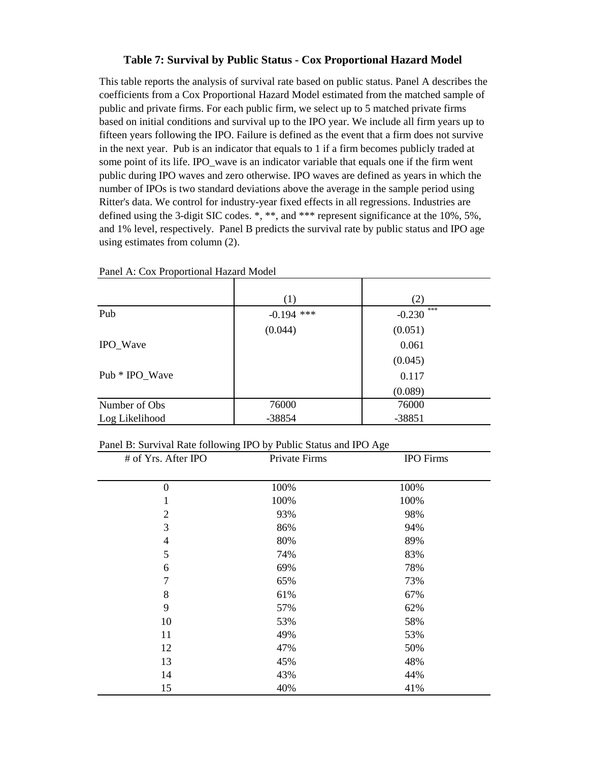### Table 7: Survival by Public Status - Cox Proportional Hazard Model

This table reports the analysis of survival rate based on public status. Panel A describes the coefficients from a Cox Proportional Hazard Model estimated from the matched sample of public and private firms. For each public firm, we select up to 5 matched private firms based on initial conditions and survival up to the IPO year. We include all firm years up to fifteen years following the IPO. Failure is defined as the event that a firm does not survive in the next year. Pub is an indicator that equals to 1 if a firm becomes publicly traded at some point of its life. IPO_wave is an indicator variable that equals one if the firm went public during IPO waves and zero otherwise. IPO waves are defined as years in which the number of IPOs is two standard deviations above the average in the sample period using Ritter's data. We control for industry-year fixed effects in all regressions. Industries are defined using the 3-digit SIC codes. *, **, and *** represent significance at the 10%, 5%, and 1% level, respectively. Panel B predicts the survival rate by public status and IPO age using estimates from column (2).

Panel A: Cox Proportional Hazard Model

| | (1) | (2) |
|---|---|---|
| Pub | -0.194 *** | -0.230 *** |
| | (0.044) | (0.051) |
| IPO_Wave | | 0.061 |
| | | (0.045) |
| Pub * IPO_Wave | | 0.117 |
| | | (0.089) |
| Number of Obs | 76000 | 76000 |
| Log Likelihood | -38854 | -38851 |

Panel B: Survival Rate following IPO by Public Status and IPO Age

| # of Yrs. After IPO | Private Firms | IPO Firms |
|---|---|---|
| 0 | 100% | 100% |
| 1 | 100% | 100% |
| 2 | 93% | 98% |
| 3 | 86% | 94% |
| 4 | 80% | 89% |
| 5 | 74% | 83% |
| 6 | 69% | 78% |
| 7 | 65% | 73% |
| 8 | 61% | 67% |
| 9 | 57% | 62% |
| 10 | 53% | 58% |
| 11 | 49% | 53% |
| 12 | 47% | 50% |
| 13 | 45% | 48% |
| 14 | 43% | 44% |
| 15 | 40% | 41% |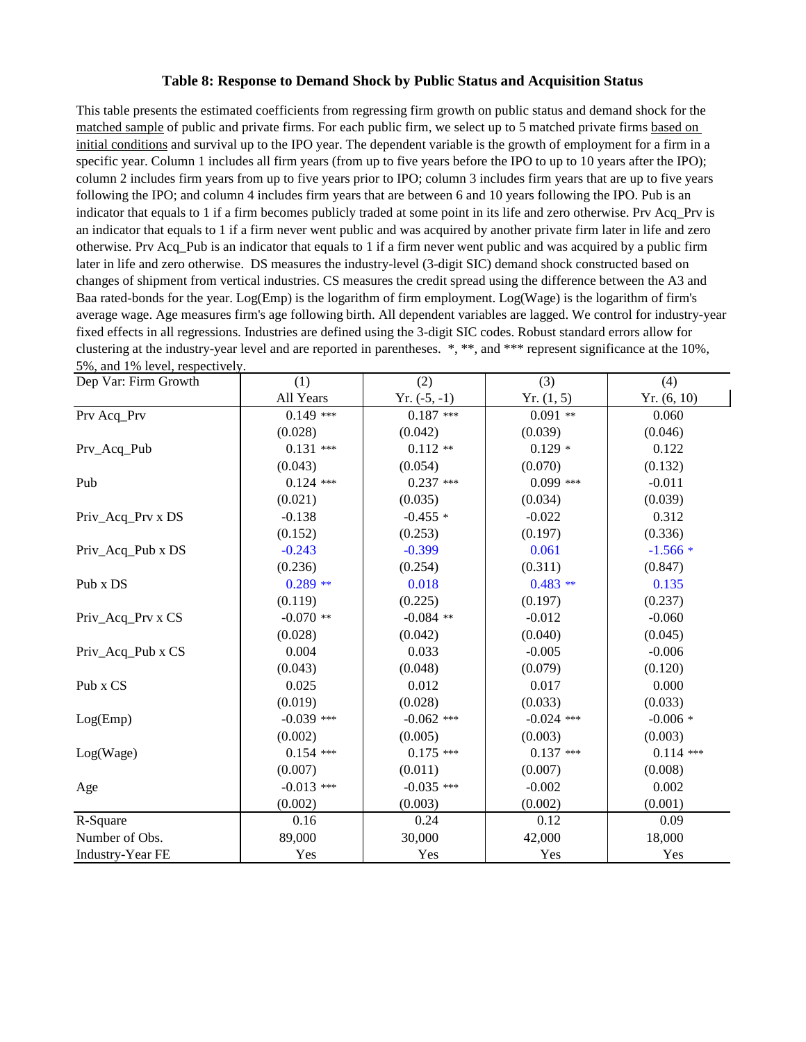### Table 8: Response to Demand Shock by Public Status and Acquisition Status

This table presents the estimated coefficients from regressing firm growth on public status and demand shock for the matched sample of public and private firms. For each public firm, we select up to 5 matched private firms based on initial conditions and survival up to the IPO year. The dependent variable is the growth of employment for a firm in a specific year. Column 1 includes all firm years (from up to five years before the IPO to up to 10 years after the IPO); column 2 includes firm years from up to five years prior to IPO; column 3 includes firm years that are up to five years following the IPO; and column 4 includes firm years that are between 6 and 10 years following the IPO. Pub is an indicator that equals to 1 if a firm becomes publicly traded at some point in its life and zero otherwise. Prv Acq_Prv is an indicator that equals to 1 if a firm never went public and was acquired by another private firm later in life and zero otherwise. Prv Acq_Pub is an indicator that equals to 1 if a firm never went public and was acquired by a public firm later in life and zero otherwise. DS measures the industry-level (3-digit SIC) demand shock constructed based on changes of shipment from vertical industries. CS measures the credit spread using the difference between the A3 and Baa rated-bonds for the year. Log(Emp) is the logarithm of firm employment. Log(Wage) is the logarithm of firm's average wage. Age measures firm's age following birth. All dependent variables are lagged. We control for industry-year fixed effects in all regressions. Industries are defined using the 3-digit SIC codes. Robust standard errors allow for clustering at the industry-year level and are reported in parentheses. *, **, and *** represent significance at the 10%, 5%, and 1% level, respectively.

| Dep Var: Firm Growth | (1) | (2) | (3) | (4) |
|---|---|---|---|---|
| | All Years | Yr. (-5, -1) | Yr. (1, 5) | Yr. (6, 10) |
| Prv Acq_Prv | 0.149 *** | 0.187 *** | 0.091 ** | 0.060 |
| | (0.028) | (0.042) | (0.039) | (0.046) |
| Prv_Acq_Pub | 0.131 *** | 0.112 ** | 0.129 * | 0.122 |
| | (0.043) | (0.054) | (0.070) | (0.132) |
| Pub | 0.124 *** | 0.237 *** | 0.099 *** | -0.011 |
| | (0.021) | (0.035) | (0.034) | (0.039) |
| Priv_Acq_Prv x DS | -0.138 | -0.455 * | -0.022 | 0.312 |
| | (0.152) | (0.253) | (0.197) | (0.336) |
| Priv_Acq_Pub x DS | -0.243 | -0.399 | 0.061 | -1.566 * |
| | (0.236) | (0.254) | (0.311) | (0.847) |
| Pub x DS | 0.289 ** | 0.018 | 0.483 ** | 0.135 |
| | (0.119) | (0.225) | (0.197) | (0.237) |
| Priv_Acq_Prv x CS | -0.070 ** | -0.084 ** | -0.012 | -0.060 |
| | (0.028) | (0.042) | (0.040) | (0.045) |
| Priv_Acq_Pub x CS | 0.004 | 0.033 | -0.005 | -0.006 |
| | (0.043) | (0.048) | (0.079) | (0.120) |
| Pub x CS | 0.025 | 0.012 | 0.017 | 0.000 |
| | (0.019) | (0.028) | (0.033) | (0.033) |
| Log(Emp) | -0.039 *** | -0.062 *** | -0.024 *** | -0.006 * |
| | (0.002) | (0.005) | (0.003) | (0.003) |
| Log(Wage) | 0.154 *** | 0.175 *** | 0.137 *** | 0.114 *** |
| | (0.007) | (0.011) | (0.007) | (0.008) |
| Age | -0.013 *** | -0.035 *** | -0.002 | 0.002 |
| | (0.002) | (0.003) | (0.002) | (0.001) |
| R-Square | 0.16 | 0.24 | 0.12 | 0.09 |
| Number of Obs. | 89,000 | 30,000 | 42,000 | 18,000 |
| Industry-Year FE | Yes | Yes | Yes | Yes |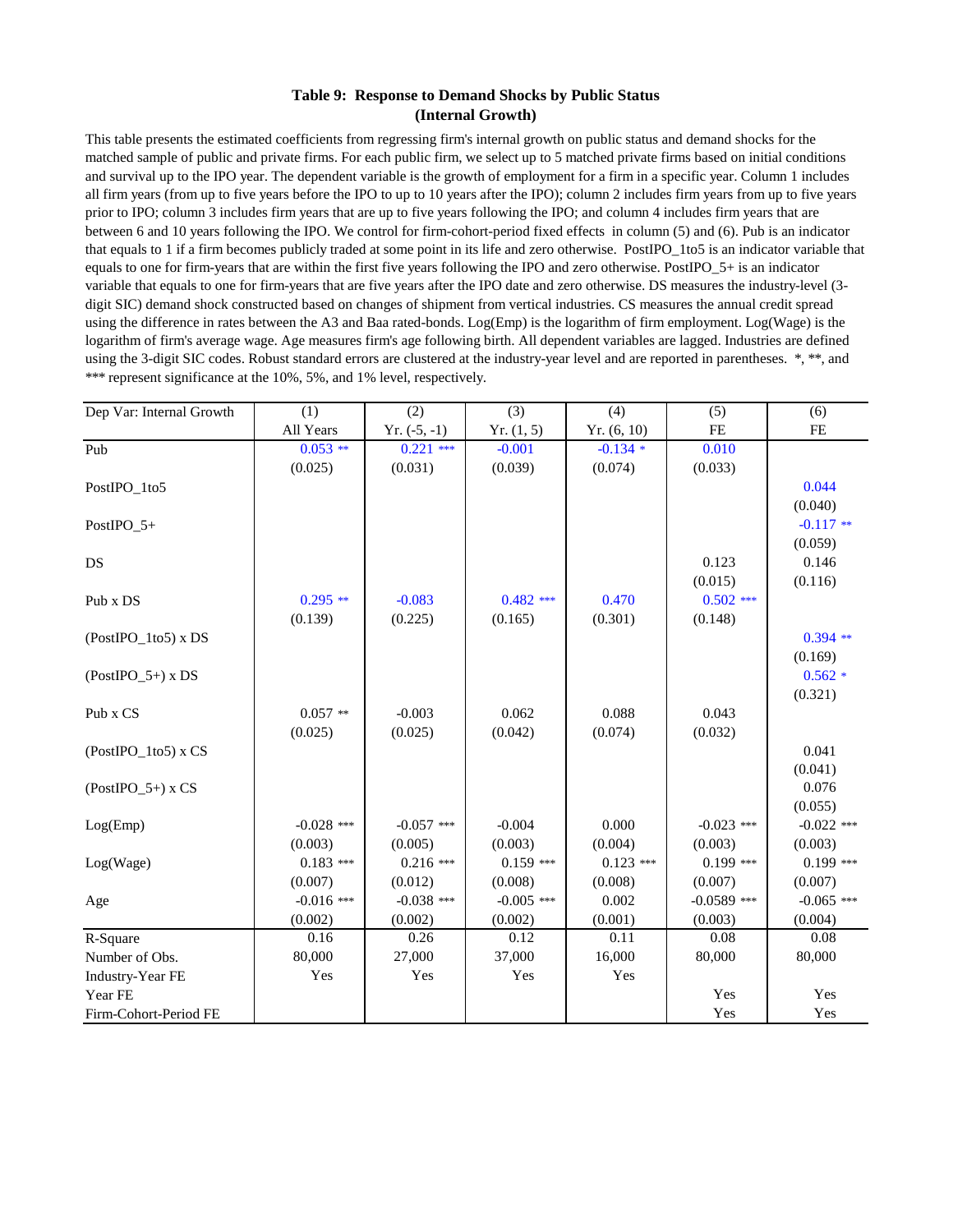**Table 9: Response to Demand Shocks by Public Status**
**(Internal Growth)**

This table presents the estimated coefficients from regressing firm's internal growth on public status and demand shocks for the matched sample of public and private firms. For each public firm, we select up to 5 matched private firms based on initial conditions and survival up to the IPO year. The dependent variable is the growth of employment for a firm in a specific year. Column 1 includes all firm years (from up to five years before the IPO to up to 10 years after the IPO); column 2 includes firm years from up to five years prior to IPO; column 3 includes firm years that are up to five years following the IPO; and column 4 includes firm years that are between 6 and 10 years following the IPO. We control for firm-cohort-period fixed effects in column (5) and (6). Pub is an indicator that equals to 1 if a firm becomes publicly traded at some point in its life and zero otherwise. PostIPO_1to5 is an indicator variable that equals to one for firm-years that are within the first five years following the IPO and zero otherwise. PostIPO_5+ is an indicator variable that equals to one for firm-years that are five years after the IPO date and zero otherwise. DS measures the industry-level (3-digit SIC) demand shock constructed based on changes of shipment from vertical industries. CS measures the annual credit spread using the difference in rates between the A3 and Baa rated-bonds. Log(Emp) is the logarithm of firm employment. Log(Wage) is the logarithm of firm's average wage. Age measures firm's age following birth. All dependent variables are lagged. Industries are defined using the 3-digit SIC codes. Robust standard errors are clustered at the industry-year level and are reported in parentheses. *, **, and *** represent significance at the 10%, 5%, and 1% level, respectively.

| Dep Var: Internal Growth | (1) | (2) | (3) | (4) | (5) | (6) |
|---|---|---|---|---|---|---|
| | All Years | Yr. (-5, -1) | Yr. (1, 5) | Yr. (6, 10) | FE | FE |
| Pub | 0.053 ** | 0.221 *** | -0.001 | -0.134 * | 0.010 | |
| | (0.025) | (0.031) | (0.039) | (0.074) | (0.033) | |
| PostIPO_1to5 | | | | | | 0.044 |
| | | | | | | (0.040) |
| PostIPO_5+ | | | | | | -0.117 ** |
| | | | | | | (0.059) |
| DS | | | | | 0.123 | 0.146 |
| | | | | | (0.015) | (0.116) |
| Pub x DS | 0.295 ** | -0.083 | 0.482 *** | 0.470 | 0.502 *** | |
| | (0.139) | (0.225) | (0.165) | (0.301) | (0.148) | |
| (PostIPO_1to5) x DS | | | | | | 0.394 ** |
| | | | | | | (0.169) |
| (PostIPO_5+) x DS | | | | | | 0.562 * |
| | | | | | | (0.321) |
| Pub x CS | 0.057 ** | -0.003 | 0.062 | 0.088 | 0.043 | |
| | (0.025) | (0.025) | (0.042) | (0.074) | (0.032) | |
| (PostIPO_1to5) x CS | | | | | | 0.041 |
| | | | | | | (0.041) |
| (PostIPO_5+) x CS | | | | | | 0.076 |
| | | | | | | (0.055) |
| Log(Emp) | -0.028 *** | -0.057 *** | -0.004 | 0.000 | -0.023 *** | -0.022 *** |
| | (0.003) | (0.005) | (0.003) | (0.004) | (0.003) | (0.003) |
| Log(Wage) | 0.183 *** | 0.216 *** | 0.159 *** | 0.123 *** | 0.199 *** | 0.199 *** |
| | (0.007) | (0.012) | (0.008) | (0.008) | (0.007) | (0.007) |
| Age | -0.016 *** | -0.038 *** | -0.005 *** | 0.002 | -0.0589 *** | -0.065 *** |
| | (0.002) | (0.002) | (0.002) | (0.001) | (0.003) | (0.004) |
| R-Square | 0.16 | 0.26 | 0.12 | 0.11 | 0.08 | 0.08 |
| Number of Obs. | 80,000 | 27,000 | 37,000 | 16,000 | 80,000 | 80,000 |
| Industry-Year FE | Yes | Yes | Yes | Yes | | |
| Year FE | | | | | Yes | Yes |
| Firm-Cohort-Period FE | | | | | Yes | Yes |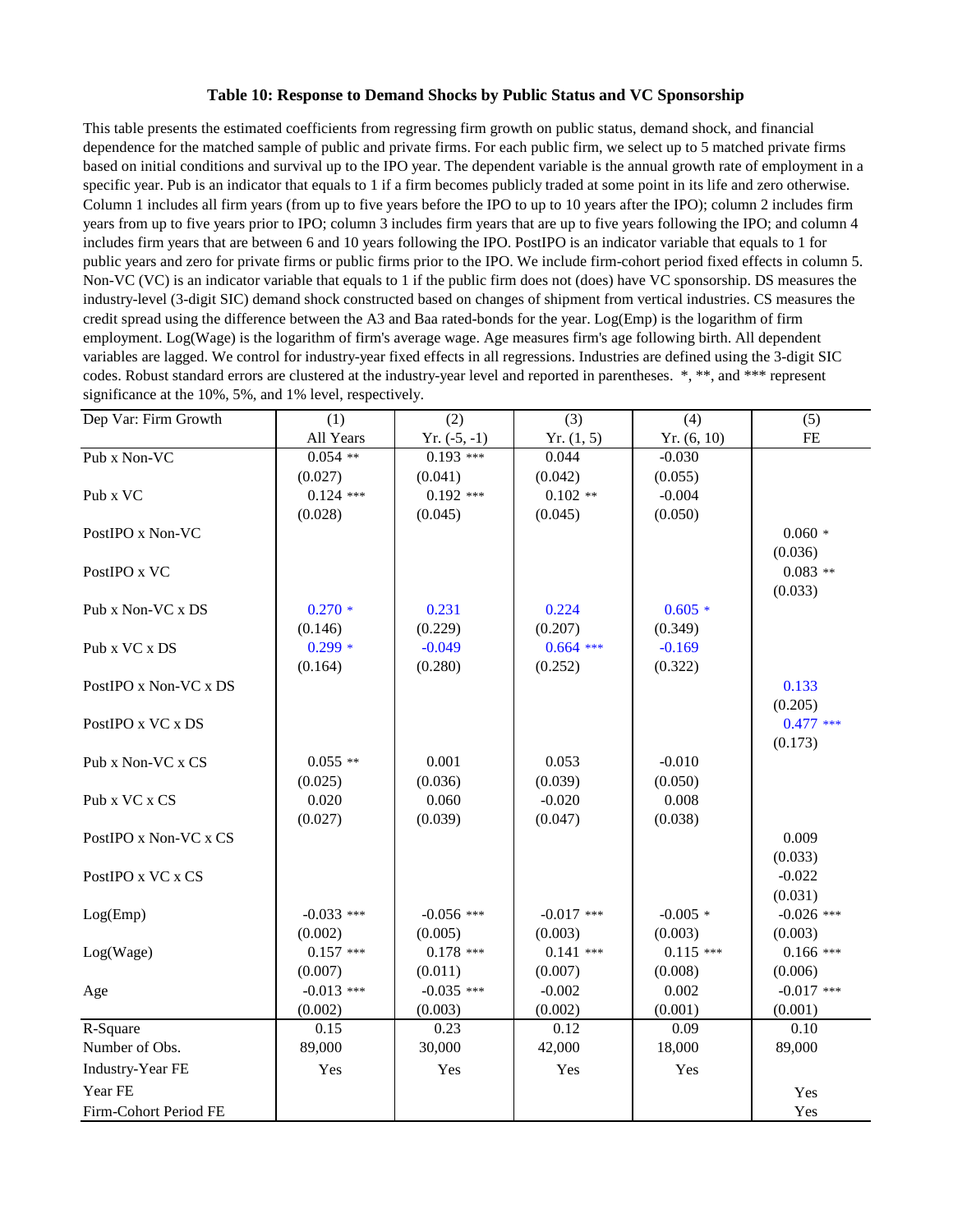### Table 10: Response to Demand Shocks by Public Status and VC Sponsorship

This table presents the estimated coefficients from regressing firm growth on public status, demand shock, and financial dependence for the matched sample of public and private firms. For each public firm, we select up to 5 matched private firms based on initial conditions and survival up to the IPO year. The dependent variable is the annual growth rate of employment in a specific year. Pub is an indicator that equals to 1 if a firm becomes publicly traded at some point in its life and zero otherwise. Column 1 includes all firm years (from up to five years before the IPO to up to 10 years after the IPO); column 2 includes firm years from up to five years prior to IPO; column 3 includes firm years that are up to five years following the IPO; and column 4 includes firm years that are between 6 and 10 years following the IPO. PostIPO is an indicator variable that equals to 1 for public years and zero for private firms or public firms prior to the IPO. We include firm-cohort period fixed effects in column 5. Non-VC (VC) is an indicator variable that equals to 1 if the public firm does not (does) have VC sponsorship. DS measures the industry-level (3-digit SIC) demand shock constructed based on changes of shipment from vertical industries. CS measures the credit spread using the difference between the A3 and Baa rated-bonds for the year. Log(Emp) is the logarithm of firm employment. Log(Wage) is the logarithm of firm's average wage. Age measures firm's age following birth. All dependent variables are lagged. We control for industry-year fixed effects in all regressions. Industries are defined using the 3-digit SIC codes. Robust standard errors are clustered at the industry-year level and reported in parentheses. *, **, and *** represent significance at the 10%, 5%, and 1% level, respectively.

| Dep Var: Firm Growth | (1) | (2) | (3) | (4) | (5) |
|---|---|---|---|---|---|
| | All Years | Yr. (-5, -1) | Yr. (1, 5) | Yr. (6, 10) | FE |
| Pub x Non-VC | 0.054 ** | 0.193 *** | 0.044 | -0.030 | |
| | (0.027) | (0.041) | (0.042) | (0.055) | |
| Pub x VC | 0.124 *** | 0.192 *** | 0.102 ** | -0.004 | |
| | (0.028) | (0.045) | (0.045) | (0.050) | |
| PostIPO x Non-VC | | | | | 0.060 * |
| | | | | | (0.036) |
| PostIPO x VC | | | | | 0.083 ** |
| | | | | | (0.033) |
| Pub x Non-VC x DS | 0.270 * | 0.231 | 0.224 | 0.605 * | |
| | (0.146) | (0.229) | (0.207) | (0.349) | |
| Pub x VC x DS | 0.299 * | -0.049 | 0.664 *** | -0.169 | |
| | (0.164) | (0.280) | (0.252) | (0.322) | |
| PostIPO x Non-VC x DS | | | | | 0.133 |
| | | | | | (0.205) |
| PostIPO x VC x DS | | | | | 0.477 *** |
| | | | | | (0.173) |
| Pub x Non-VC x CS | 0.055 ** | 0.001 | 0.053 | -0.010 | |
| | (0.025) | (0.036) | (0.039) | (0.050) | |
| Pub x VC x CS | 0.020 | 0.060 | -0.020 | 0.008 | |
| | (0.027) | (0.039) | (0.047) | (0.038) | |
| PostIPO x Non-VC x CS | | | | | 0.009 |
| | | | | | (0.033) |
| PostIPO x VC x CS | | | | | -0.022 |
| | | | | | (0.031) |
| Log(Emp) | -0.033 *** | -0.056 *** | -0.017 *** | -0.005 * | -0.026 *** |
| | (0.002) | (0.005) | (0.003) | (0.003) | (0.003) |
| Log(Wage) | 0.157 *** | 0.178 *** | 0.141 *** | 0.115 *** | 0.166 *** |
| | (0.007) | (0.011) | (0.007) | (0.008) | (0.006) |
| Age | -0.013 *** | -0.035 *** | -0.002 | 0.002 | -0.017 *** |
| | (0.002) | (0.003) | (0.002) | (0.001) | (0.001) |
| R-Square | 0.15 | 0.23 | 0.12 | 0.09 | 0.10 |
| Number of Obs. | 89,000 | 30,000 | 42,000 | 18,000 | 89,000 |
| Industry-Year FE | Yes | Yes | Yes | Yes | |
| Year FE | | | | | Yes |
| Firm-Cohort Period FE | | | | | Yes |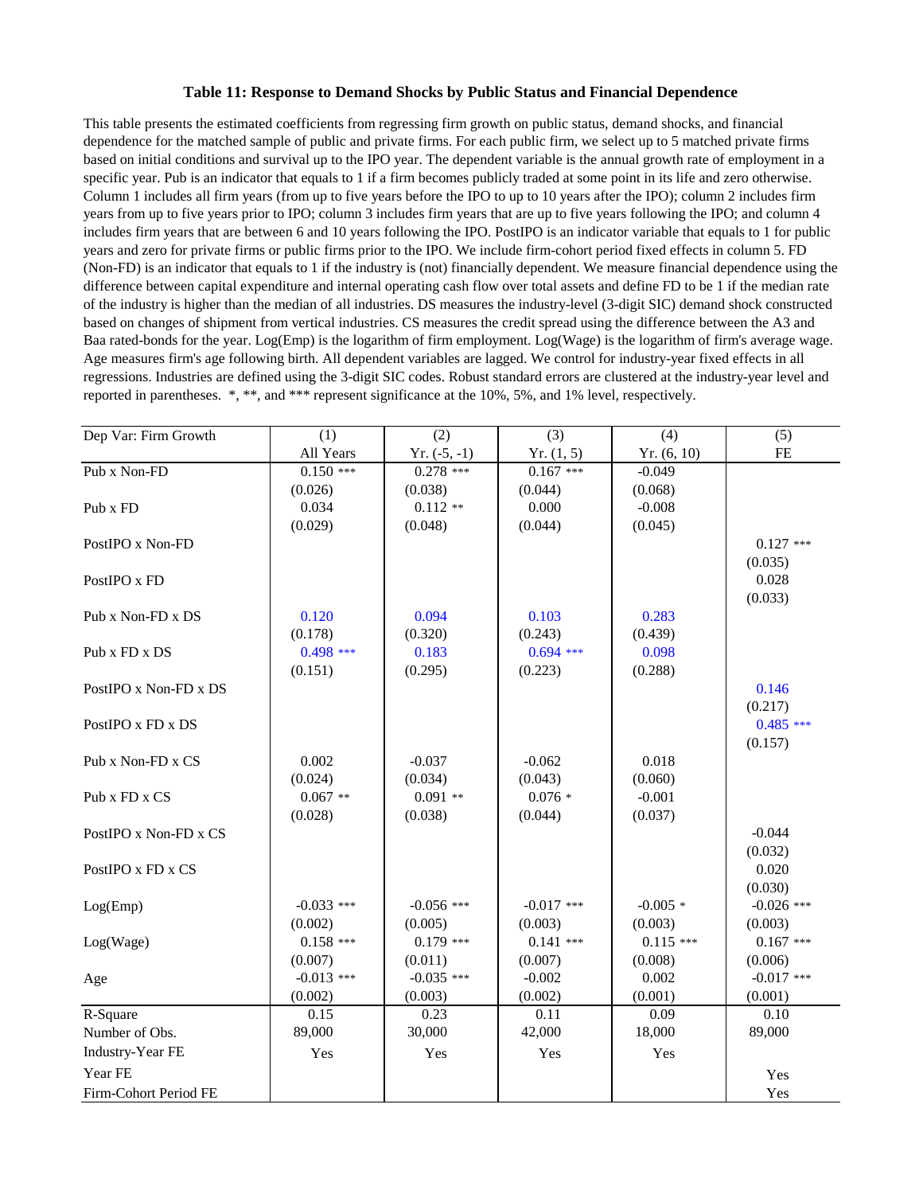**Table 11: Response to Demand Shocks by Public Status and Financial Dependence**

This table presents the estimated coefficients from regressing firm growth on public status, demand shocks, and financial dependence for the matched sample of public and private firms. For each public firm, we select up to 5 matched private firms based on initial conditions and survival up to the IPO year. The dependent variable is the annual growth rate of employment in a specific year. Pub is an indicator that equals to 1 if a firm becomes publicly traded at some point in its life and zero otherwise. Column 1 includes all firm years (from up to five years before the IPO to up to 10 years after the IPO); column 2 includes firm years from up to five years prior to IPO; column 3 includes firm years that are up to five years following the IPO; and column 4 includes firm years that are between 6 and 10 years following the IPO. PostIPO is an indicator variable that equals to 1 for public years and zero for private firms or public firms prior to the IPO. We include firm-cohort period fixed effects in column 5. FD (Non-FD) is an indicator that equals to 1 if the industry is (not) financially dependent. We measure financial dependence using the difference between capital expenditure and internal operating cash flow over total assets and define FD to be 1 if the median rate of the industry is higher than the median of all industries. DS measures the industry-level (3-digit SIC) demand shock constructed based on changes of shipment from vertical industries. CS measures the credit spread using the difference between the A3 and Baa rated-bonds for the year. Log(Emp) is the logarithm of firm employment. Log(Wage) is the logarithm of firm's average wage. Age measures firm's age following birth. All dependent variables are lagged. We control for industry-year fixed effects in all regressions. Industries are defined using the 3-digit SIC codes. Robust standard errors are clustered at the industry-year level and reported in parentheses. *, **, and *** represent significance at the 10%, 5%, and 1% level, respectively.

| Dep Var: Firm Growth | (1) | (2) | (3) | (4) | (5) |
|---|---|---|---|---|---|
| | All Years | Yr. (-5, -1) | Yr. (1, 5) | Yr. (6, 10) | FE |
| Pub x Non-FD | 0.150 *** | 0.278 *** | 0.167 *** | -0.049 | |
| | (0.026) | (0.038) | (0.044) | (0.068) | |
| Pub x FD | 0.034 | 0.112 ** | 0.000 | -0.008 | |
| | (0.029) | (0.048) | (0.044) | (0.045) | |
| PostIPO x Non-FD | | | | | 0.127 *** |
| | | | | | (0.035) |
| PostIPO x FD | | | | | 0.028 |
| | | | | | (0.033) |
| Pub x Non-FD x DS | 0.120 | 0.094 | 0.103 | 0.283 | |
| | (0.178) | (0.320) | (0.243) | (0.439) | |
| Pub x FD x DS | 0.498 *** | 0.183 | 0.694 *** | 0.098 | |
| | (0.151) | (0.295) | (0.223) | (0.288) | |
| PostIPO x Non-FD x DS | | | | | 0.146 |
| | | | | | (0.217) |
| PostIPO x FD x DS | | | | | 0.485 *** |
| | | | | | (0.157) |
| Pub x Non-FD x CS | 0.002 | -0.037 | -0.062 | 0.018 | |
| | (0.024) | (0.034) | (0.043) | (0.060) | |
| Pub x FD x CS | 0.067 ** | 0.091 ** | 0.076 * | -0.001 | |
| | (0.028) | (0.038) | (0.044) | (0.037) | |
| PostIPO x Non-FD x CS | | | | | -0.044 |
| | | | | | (0.032) |
| PostIPO x FD x CS | | | | | 0.020 |
| | | | | | (0.030) |
| Log(Emp) | -0.033 *** | -0.056 *** | -0.017 *** | -0.005 * | -0.026 *** |
| | (0.002) | (0.005) | (0.003) | (0.003) | (0.003) |
| Log(Wage) | 0.158 *** | 0.179 *** | 0.141 *** | 0.115 *** | 0.167 *** |
| | (0.007) | (0.011) | (0.007) | (0.008) | (0.006) |
| Age | -0.013 *** | -0.035 *** | -0.002 | 0.002 | -0.017 *** |
| | (0.002) | (0.003) | (0.002) | (0.001) | (0.001) |
| R-Square | 0.15 | 0.23 | 0.11 | 0.09 | 0.10 |
| Number of Obs. | 89,000 | 30,000 | 42,000 | 18,000 | 89,000 |
| Industry-Year FE | Yes | Yes | Yes | Yes | |
| Year FE | | | | | Yes |
| Firm-Cohort Period FE | | | | | Yes |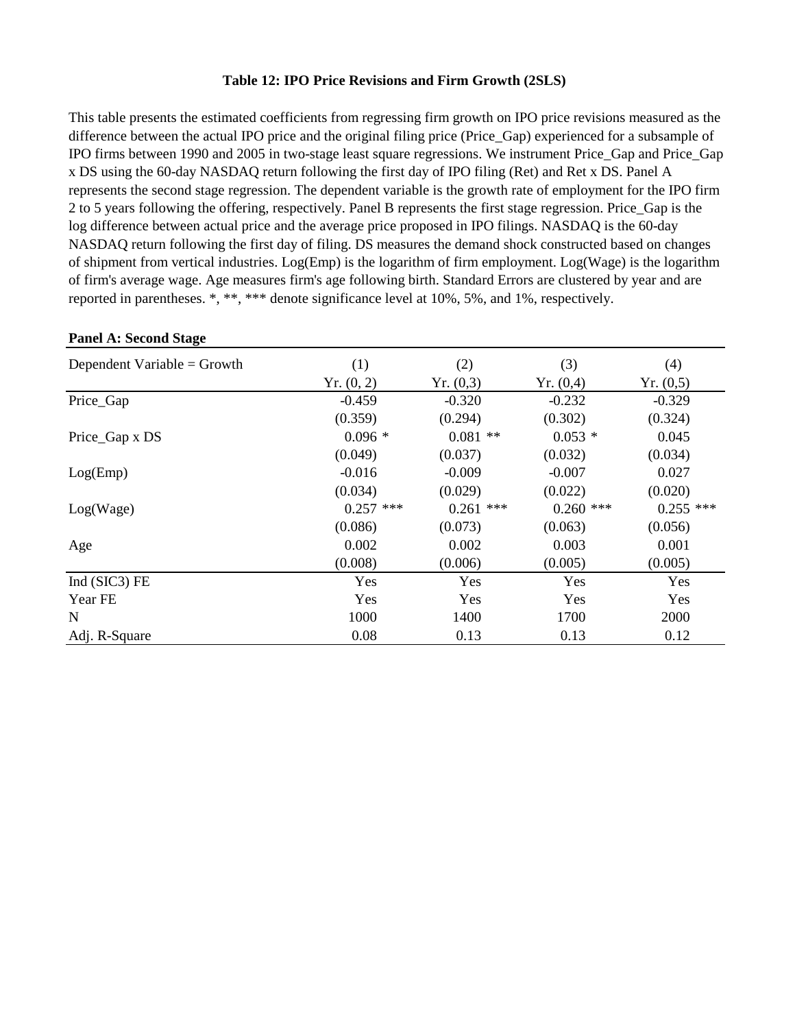**Table 12: IPO Price Revisions and Firm Growth (2SLS)**

This table presents the estimated coefficients from regressing firm growth on IPO price revisions measured as the difference between the actual IPO price and the original filing price (Price_Gap) experienced for a subsample of IPO firms between 1990 and 2005 in two-stage least square regressions. We instrument Price_Gap and Price_Gap x DS using the 60-day NASDAQ return following the first day of IPO filing (Ret) and Ret x DS. Panel A represents the second stage regression. The dependent variable is the growth rate of employment for the IPO firm 2 to 5 years following the offering, respectively. Panel B represents the first stage regression. Price_Gap is the log difference between actual price and the average price proposed in IPO filings. NASDAQ is the 60-day NASDAQ return following the first day of filing. DS measures the demand shock constructed based on changes of shipment from vertical industries. Log(Emp) is the logarithm of firm employment. Log(Wage) is the logarithm of firm's average wage. Age measures firm's age following birth. Standard Errors are clustered by year and are reported in parentheses. *, **, *** denote significance level at 10%, 5%, and 1%, respectively.

**Panel A: Second Stage**

| Dependent Variable = Growth | (1) | (2) | (3) | (4) |
|---|---|---|---|---|
| | Yr. (0, 2) | Yr. (0,3) | Yr. (0,4) | Yr. (0,5) |
| Price_Gap | -0.459 | -0.320 | -0.232 | -0.329 |
| | (0.359) | (0.294) | (0.302) | (0.324) |
| Price_Gap x DS | 0.096 * | 0.081 ** | 0.053 * | 0.045 |
| | (0.049) | (0.037) | (0.032) | (0.034) |
| Log(Emp) | -0.016 | -0.009 | -0.007 | 0.027 |
| | (0.034) | (0.029) | (0.022) | (0.020) |
| Log(Wage) | 0.257 *** | 0.261 *** | 0.260 *** | 0.255 *** |
| | (0.086) | (0.073) | (0.063) | (0.056) |
| Age | 0.002 | 0.002 | 0.003 | 0.001 |
| | (0.008) | (0.006) | (0.005) | (0.005) |
| Ind (SIC3) FE | Yes | Yes | Yes | Yes |
| Year FE | Yes | Yes | Yes | Yes |
| N | 1000 | 1400 | 1700 | 2000 |
| Adj. R-Square | 0.08 | 0.13 | 0.13 | 0.12 |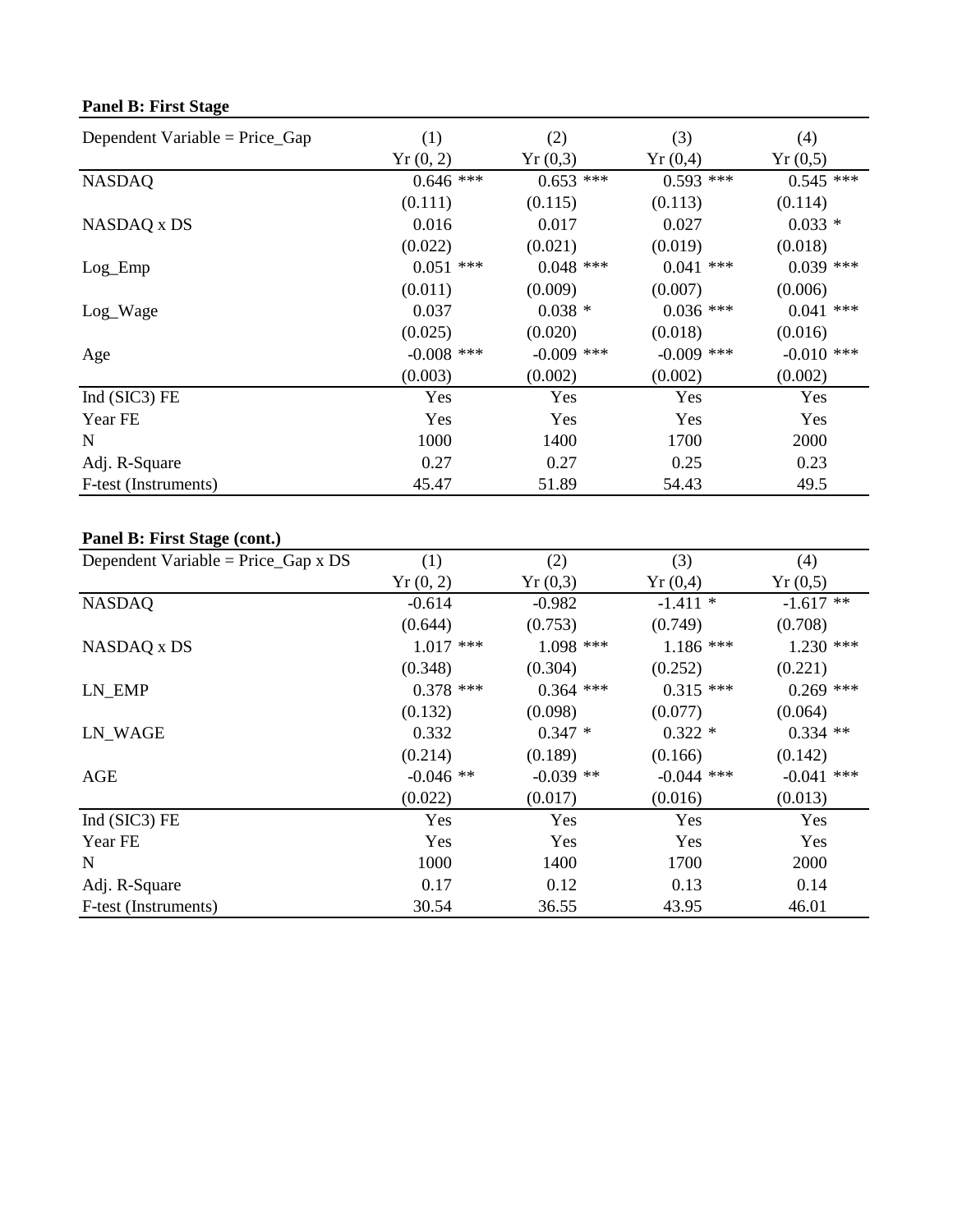**Panel B: First Stage**

| Dependent Variable = Price_Gap | (1) | (2) | (3) | (4) |
|---|---|---|---|---|
| | Yr (0, 2) | Yr (0,3) | Yr (0,4) | Yr (0,5) |
| NASDAQ | 0.646 *** | 0.653 *** | 0.593 *** | 0.545 *** |
| | (0.111) | (0.115) | (0.113) | (0.114) |
| NASDAQ x DS | 0.016 | 0.017 | 0.027 | 0.033 * |
| | (0.022) | (0.021) | (0.019) | (0.018) |
| Log_Emp | 0.051 *** | 0.048 *** | 0.041 *** | 0.039 *** |
| | (0.011) | (0.009) | (0.007) | (0.006) |
| Log_Wage | 0.037 | 0.038 * | 0.036 *** | 0.041 *** |
| | (0.025) | (0.020) | (0.018) | (0.016) |
| Age | -0.008 *** | -0.009 *** | -0.009 *** | -0.010 *** |
| | (0.003) | (0.002) | (0.002) | (0.002) |
| Ind (SIC3) FE | Yes | Yes | Yes | Yes |
| Year FE | Yes | Yes | Yes | Yes |
| N | 1000 | 1400 | 1700 | 2000 |
| Adj. R-Square | 0.27 | 0.27 | 0.25 | 0.23 |
| F-test (Instruments) | 45.47 | 51.89 | 54.43 | 49.5 |

**Panel B: First Stage (cont.)**

| Dependent Variable = Price_Gap x DS | (1) | (2) | (3) | (4) |
|---|---|---|---|---|
| | Yr (0, 2) | Yr (0,3) | Yr (0,4) | Yr (0,5) |
| NASDAQ | -0.614 | -0.982 | -1.411 * | -1.617 ** |
| | (0.644) | (0.753) | (0.749) | (0.708) |
| NASDAQ x DS | 1.017 *** | 1.098 *** | 1.186 *** | 1.230 *** |
| | (0.348) | (0.304) | (0.252) | (0.221) |
| LN_EMP | 0.378 *** | 0.364 *** | 0.315 *** | 0.269 *** |
| | (0.132) | (0.098) | (0.077) | (0.064) |
| LN_WAGE | 0.332 | 0.347 * | 0.322 * | 0.334 ** |
| | (0.214) | (0.189) | (0.166) | (0.142) |
| AGE | -0.046 ** | -0.039 ** | -0.044 *** | -0.041 *** |
| | (0.022) | (0.017) | (0.016) | (0.013) |
| Ind (SIC3) FE | Yes | Yes | Yes | Yes |
| Year FE | Yes | Yes | Yes | Yes |
| N | 1000 | 1400 | 1700 | 2000 |
| Adj. R-Square | 0.17 | 0.12 | 0.13 | 0.14 |
| F-test (Instruments) | 30.54 | 36.55 | 43.95 | 46.01 |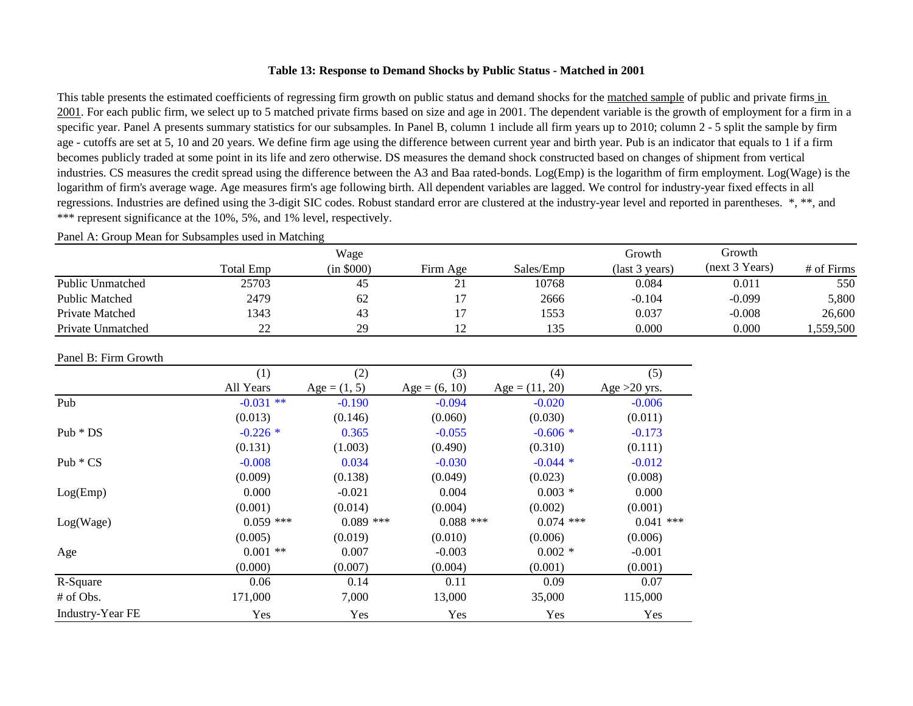**Table 13: Response to Demand Shocks by Public Status - Matched in 2001**

This table presents the estimated coefficients of regressing firm growth on public status and demand shocks for the matched sample of public and private firms in 2001. For each public firm, we select up to 5 matched private firms based on size and age in 2001. The dependent variable is the growth of employment for a firm in a specific year. Panel A presents summary statistics for our subsamples. In Panel B, column 1 include all firm years up to 2010; column 2 - 5 split the sample by firm age - cutoffs are set at 5, 10 and 20 years. We define firm age using the difference between current year and birth year. Pub is an indicator that equals to 1 if a firm becomes publicly traded at some point in its life and zero otherwise. DS measures the demand shock constructed based on changes of shipment from vertical industries. CS measures the credit spread using the difference between the A3 and Baa rated-bonds. Log(Emp) is the logarithm of firm employment. Log(Wage) is the logarithm of firm's average wage. Age measures firm's age following birth. All dependent variables are lagged. We control for industry-year fixed effects in all regressions. Industries are defined using the 3-digit SIC codes. Robust standard error are clustered at the industry-year level and reported in parentheses. *, **, and *** represent significance at the 10%, 5%, and 1% level, respectively.

Panel A: Group Mean for Subsamples used in Matching

| | Total Emp | Wage (in $000) | Firm Age | Sales/Emp | Growth (last 3 years) | Growth (next 3 Years) | # of Firms |
|---|---|---|---|---|---|---|---|
| Public Unmatched | 25703 | 45 | 21 | 10768 | 0.084 | 0.011 | 550 |
| Public Matched | 2479 | 62 | 17 | 2666 | -0.104 | -0.099 | 5,800 |
| Private Matched | 1343 | 43 | 17 | 1553 | 0.037 | -0.008 | 26,600 |
| Private Unmatched | 22 | 29 | 12 | 135 | 0.000 | 0.000 | 1,559,500 |

Panel B: Firm Growth

| | (1) All Years | (2) Age = (1, 5) | (3) Age = (6, 10) | (4) Age = (11, 20) | (5) Age >20 yrs. |
|---|---|---|---|---|---|
| Pub | -0.031 ** | -0.190 | -0.094 | -0.020 | -0.006 |
| | (0.013) | (0.146) | (0.060) | (0.030) | (0.011) |
| Pub * DS | -0.226 * | 0.365 | -0.055 | -0.606 * | -0.173 |
| | (0.131) | (1.003) | (0.490) | (0.310) | (0.111) |
| Pub * CS | -0.008 | 0.034 | -0.030 | -0.044 * | -0.012 |
| | (0.009) | (0.138) | (0.049) | (0.023) | (0.008) |
| Log(Emp) | 0.000 | -0.021 | 0.004 | 0.003 * | 0.000 |
| | (0.001) | (0.014) | (0.004) | (0.002) | (0.001) |
| Log(Wage) | 0.059 *** | 0.089 *** | 0.088 *** | 0.074 *** | 0.041 *** |
| | (0.005) | (0.019) | (0.010) | (0.006) | (0.006) |
| Age | 0.001 ** | 0.007 | -0.003 | 0.002 * | -0.001 |
| | (0.000) | (0.007) | (0.004) | (0.001) | (0.001) |
| R-Square | 0.06 | 0.14 | 0.11 | 0.09 | 0.07 |
| # of Obs. | 171,000 | 7,000 | 13,000 | 35,000 | 115,000 |
| Industry-Year FE | Yes | Yes | Yes | Yes | Yes |